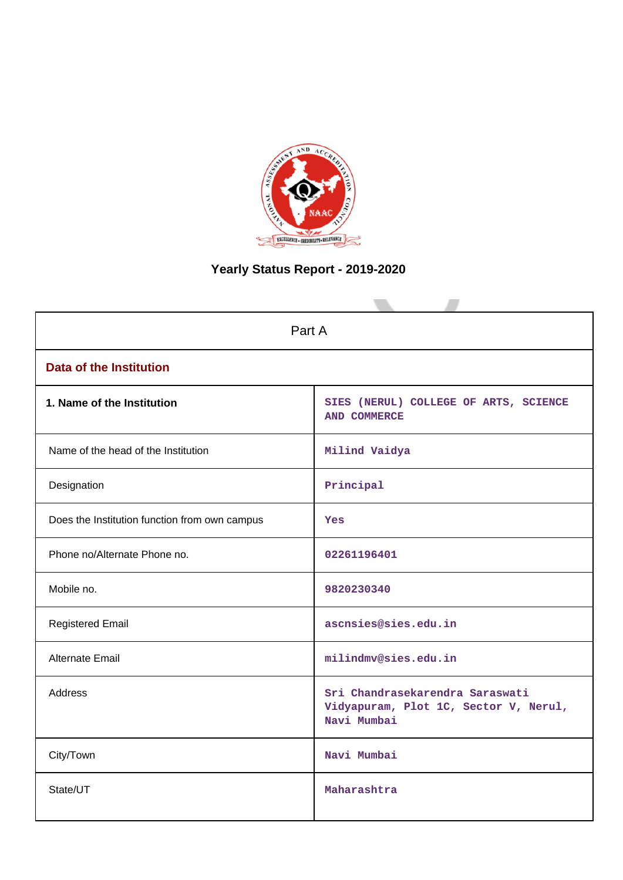# Yearly Status Report - 2019-2020

| Part A | |
|---|---|
| **Data of the Institution** | |
| **1. Name of the Institution** | SIES (NERUL) COLLEGE OF ARTS, SCIENCE AND COMMERCE |
| Name of the head of the Institution | Milind Vaidya |
| Designation | Principal |
| Does the Institution function from own campus | Yes |
| Phone no/Alternate Phone no. | 02261196401 |
| Mobile no. | 9820230340 |
| Registered Email | ascnsies@sies.edu.in |
| Alternate Email | milindmv@sies.edu.in |
| Address | Sri Chandrasekarendra Saraswati Vidyapuram, Plot 1C, Sector V, Nerul, Navi Mumbai |
| City/Town | Navi Mumbai |
| State/UT | Maharashtra |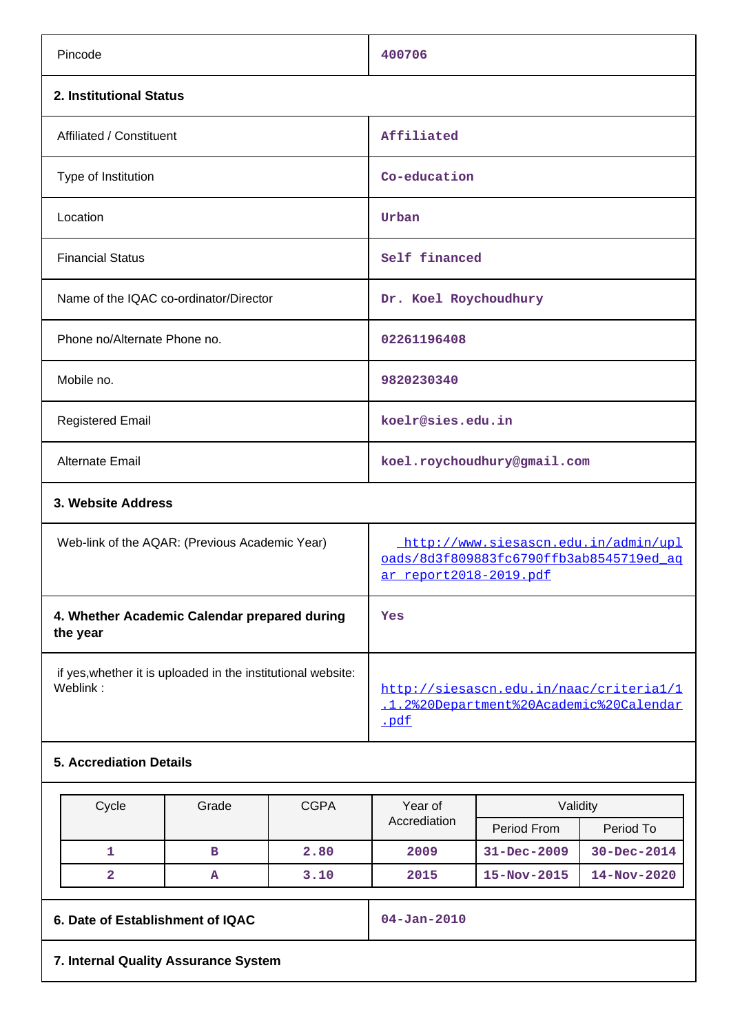| Pincode | 400706 |
|---|---|
| **2. Institutional Status** | |
| Affiliated / Constituent | Affiliated |
| Type of Institution | Co-education |
| Location | Urban |
| Financial Status | Self financed |
| Name of the IQAC co-ordinator/Director | Dr. Koel Roychoudhury |
| Phone no/Alternate Phone no. | 02261196408 |
| Mobile no. | 9820230340 |
| Registered Email | koelr@sies.edu.in |
| Alternate Email | koel.roychoudhury@gmail.com |
| **3. Website Address** | |
| Web-link of the AQAR: (Previous Academic Year) | http://www.siesascn.edu.in/admin/uploads/8d3f809883fc6790ffb3ab8545719ed_aqar_report2018-2019.pdf |
| **4. Whether Academic Calendar prepared during the year** | Yes |
| if yes,whether it is uploaded in the institutional website: Weblink : | http://siesascn.edu.in/naac/criteria1/1.1.2%20Department%20Academic%20Calendar.pdf |

**5. Accrediation Details**

| Cycle | Grade | CGPA | Year of Accrediation | Validity | |
|---|---|---|---|---|---|
| | | | | Period From | Period To |
| 1 | B | 2.80 | 2009 | 31-Dec-2009 | 30-Dec-2014 |
| 2 | A | 3.10 | 2015 | 15-Nov-2015 | 14-Nov-2020 |

| **6. Date of Establishment of IQAC** | 04-Jan-2010 |
|---|---|

**7. Internal Quality Assurance System**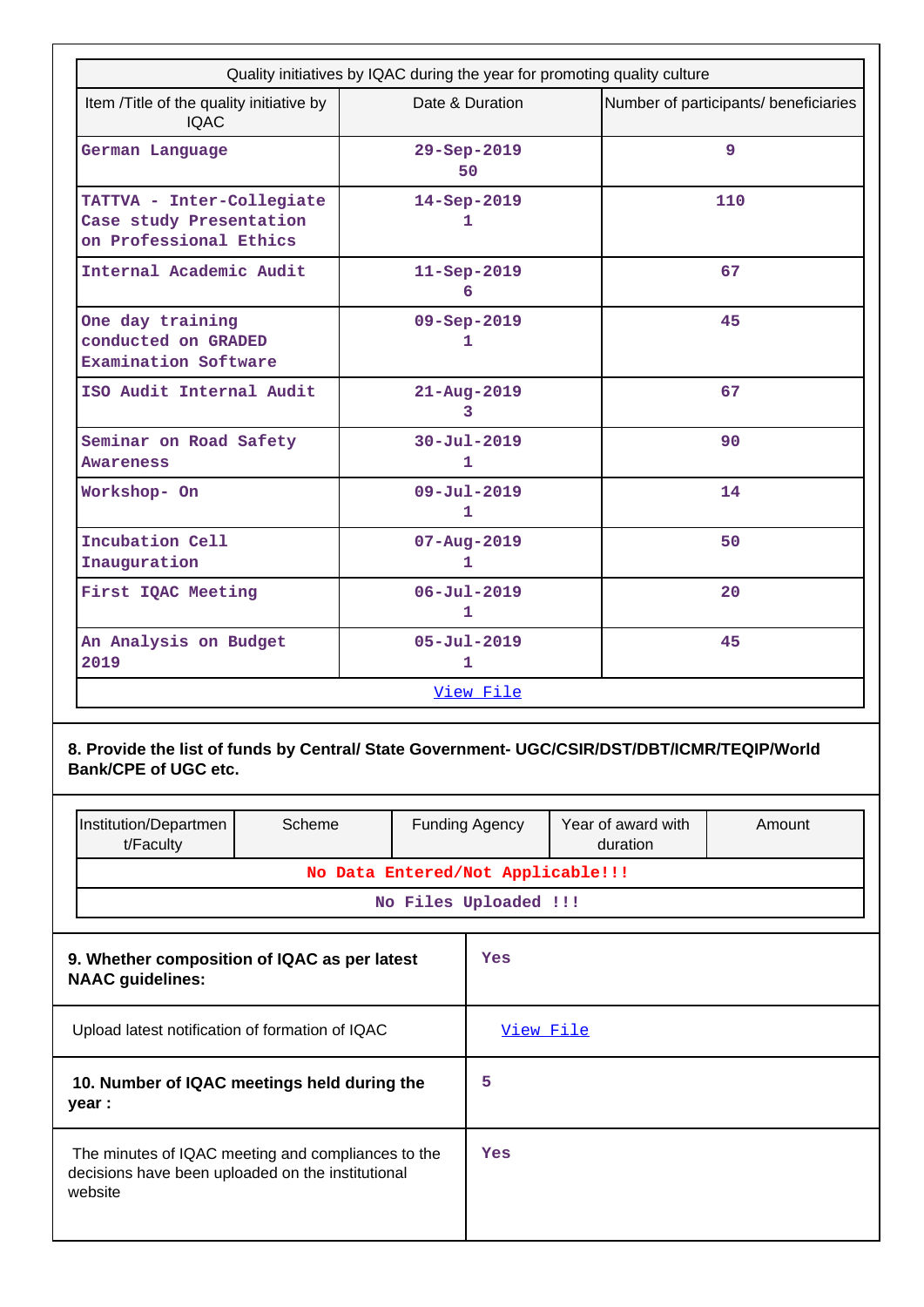| Quality initiatives by IQAC during the year for promoting quality culture | | |
|---|---|---|
| Item /Title of the quality initiative by IQAC | Date & Duration | Number of participants/ beneficiaries |
| German Language | 29-Sep-2019 50 | 9 |
| TATTVA - Inter-Collegiate Case study Presentation on Professional Ethics | 14-Sep-2019 1 | 110 |
| Internal Academic Audit | 11-Sep-2019 6 | 67 |
| One day training conducted on GRADED Examination Software | 09-Sep-2019 1 | 45 |
| ISO Audit Internal Audit | 21-Aug-2019 3 | 67 |
| Seminar on Road Safety Awareness | 30-Jul-2019 1 | 90 |
| Workshop- On | 09-Jul-2019 1 | 14 |
| Incubation Cell Inauguration | 07-Aug-2019 1 | 50 |
| First IQAC Meeting | 06-Jul-2019 1 | 20 |
| An Analysis on Budget 2019 | 05-Jul-2019 1 | 45 |
| View File | | |

**8. Provide the list of funds by Central/ State Government- UGC/CSIR/DST/DBT/ICMR/TEQIP/World Bank/CPE of UGC etc.**

| Institution/Department/Faculty | Scheme | Funding Agency | Year of award with duration | Amount |
|---|---|---|---|---|
| No Data Entered/Not Applicable!!! | | | | |
| No Files Uploaded !!! | | | | |

| | |
|---|---|
| **9. Whether composition of IQAC as per latest NAAC guidelines:** | Yes |
| Upload latest notification of formation of IQAC | View File |
| **10. Number of IQAC meetings held during the year :** | 5 |
| The minutes of IQAC meeting and compliances to the decisions have been uploaded on the institutional website | Yes |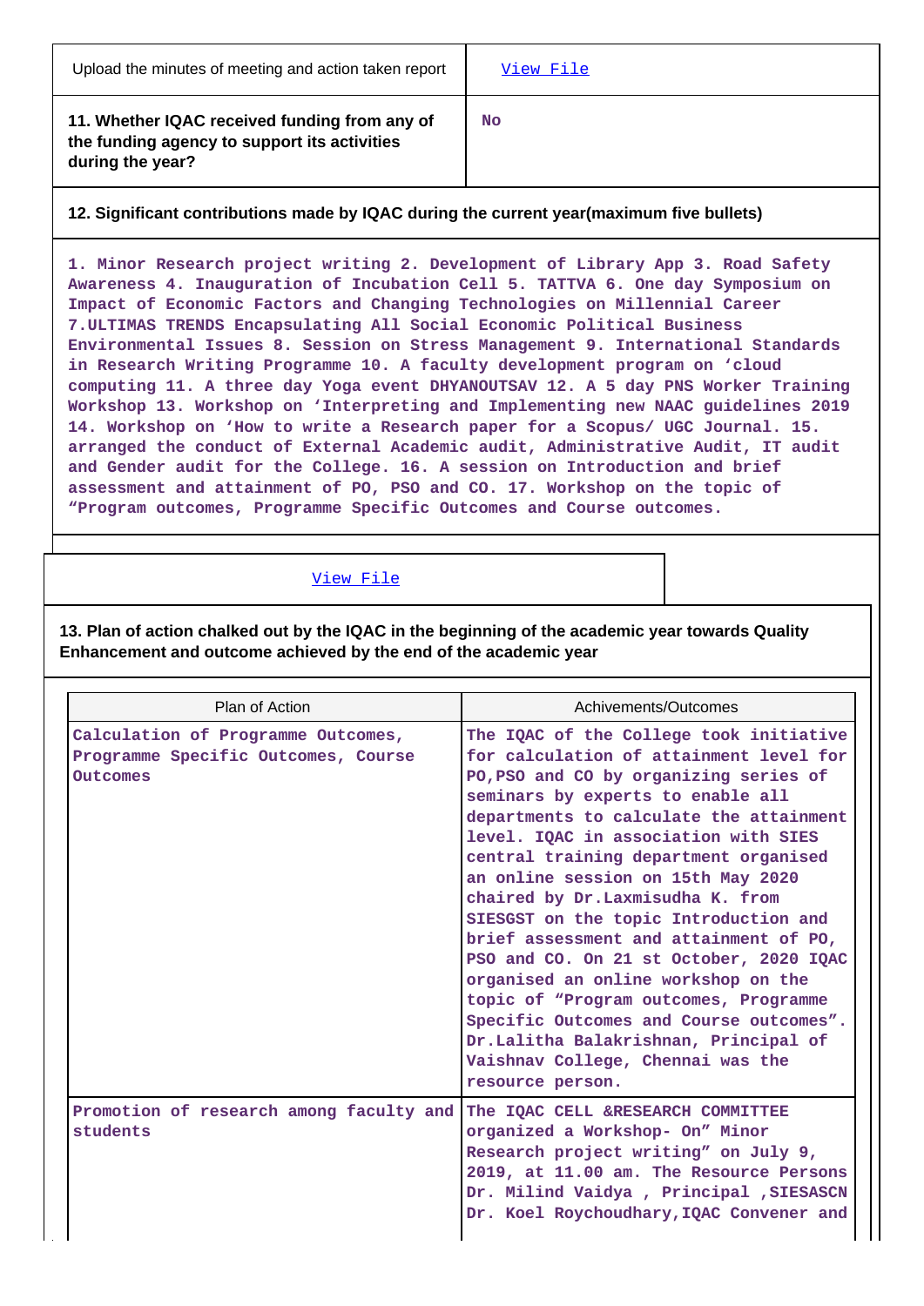| Upload the minutes of meeting and action taken report | View File |
|---|---|
| **11. Whether IQAC received funding from any of the funding agency to support its activities during the year?** | **No** |

**12. Significant contributions made by IQAC during the current year(maximum five bullets)**

1. Minor Research project writing 2. Development of Library App 3. Road Safety Awareness 4. Inauguration of Incubation Cell 5. TATTVA 6. One day Symposium on Impact of Economic Factors and Changing Technologies on Millennial Career 7.ULTIMAS TRENDS Encapsulating All Social Economic Political Business Environmental Issues 8. Session on Stress Management 9. International Standards in Research Writing Programme 10. A faculty development program on 'cloud computing 11. A three day Yoga event DHYANOUTSAV 12. A 5 day PNS Worker Training Workshop 13. Workshop on 'Interpreting and Implementing new NAAC guidelines 2019 14. Workshop on 'How to write a Research paper for a Scopus/ UGC Journal. 15. arranged the conduct of External Academic audit, Administrative Audit, IT audit and Gender audit for the College. 16. A session on Introduction and brief assessment and attainment of PO, PSO and CO. 17. Workshop on the topic of "Program outcomes, Programme Specific Outcomes and Course outcomes.

View File

**13. Plan of action chalked out by the IQAC in the beginning of the academic year towards Quality Enhancement and outcome achieved by the end of the academic year**

| Plan of Action | Achivements/Outcomes |
|---|---|
| Calculation of Programme Outcomes, Programme Specific Outcomes, Course Outcomes | The IQAC of the College took initiative for calculation of attainment level for PO,PSO and CO by organizing series of seminars by experts to enable all departments to calculate the attainment level. IQAC in association with SIES central training department organised an online session on 15th May 2020 chaired by Dr.Laxmisudha K. from SIESGST on the topic Introduction and brief assessment and attainment of PO, PSO and CO. On 21 st October, 2020 IQAC organised an online workshop on the topic of "Program outcomes, Programme Specific Outcomes and Course outcomes". Dr.Lalitha Balakrishnan, Principal of Vaishnav College, Chennai was the resource person. |
| Promotion of research among faculty and students | The IQAC CELL &RESEARCH COMMITTEE organized a Workshop- On" Minor Research project writing" on July 9, 2019, at 11.00 am. The Resource Persons Dr. Milind Vaidya , Principal ,SIESASCN Dr. Koel Roychoudhary,IQAC Convener and |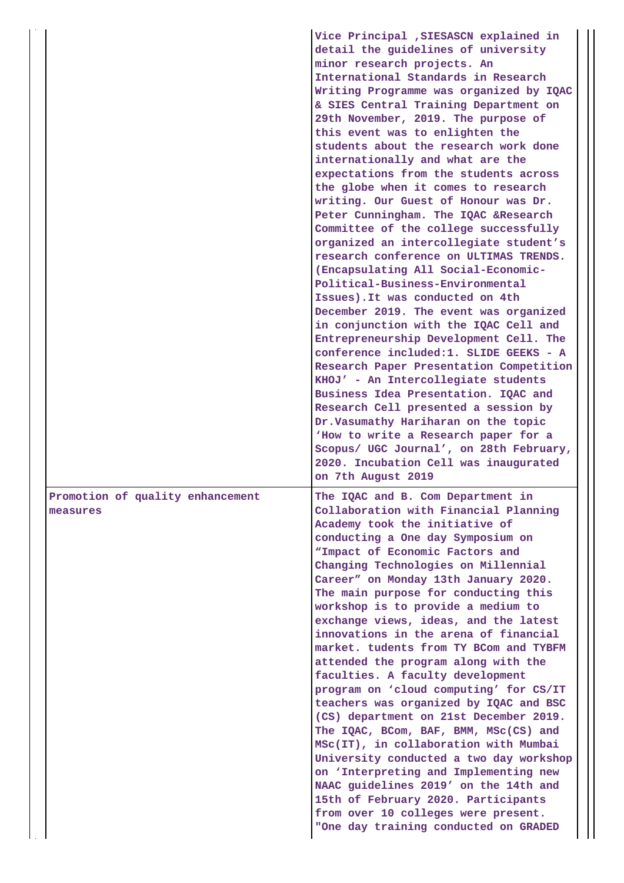| | |
|---|---|
| | Vice Principal ,SIESASCN explained in detail the guidelines of university minor research projects. An International Standards in Research Writing Programme was organized by IQAC & SIES Central Training Department on 29th November, 2019. The purpose of this event was to enlighten the students about the research work done internationally and what are the expectations from the students across the globe when it comes to research writing. Our Guest of Honour was Dr. Peter Cunningham. The IQAC &Research Committee of the college successfully organized an intercollegiate student's research conference on ULTIMAS TRENDS. (Encapsulating All Social-Economic-Political-Business-Environmental Issues).It was conducted on 4th December 2019. The event was organized in conjunction with the IQAC Cell and Entrepreneurship Development Cell. The conference included:1. SLIDE GEEKS - A Research Paper Presentation Competition KHOJ' - An Intercollegiate students Business Idea Presentation. IQAC and Research Cell presented a session by Dr.Vasumathy Hariharan on the topic 'How to write a Research paper for a Scopus/ UGC Journal', on 28th February, 2020. Incubation Cell was inaugurated on 7th August 2019 |
| Promotion of quality enhancement measures | The IQAC and B. Com Department in Collaboration with Financial Planning Academy took the initiative of conducting a One day Symposium on "Impact of Economic Factors and Changing Technologies on Millennial Career" on Monday 13th January 2020. The main purpose for conducting this workshop is to provide a medium to exchange views, ideas, and the latest innovations in the arena of financial market. tudents from TY BCom and TYBFM attended the program along with the faculties. A faculty development program on 'cloud computing' for CS/IT teachers was organized by IQAC and BSC (CS) department on 21st December 2019. The IQAC, BCom, BAF, BMM, MSc(CS) and MSc(IT), in collaboration with Mumbai University conducted a two day workshop on 'Interpreting and Implementing new NAAC guidelines 2019' on the 14th and 15th of February 2020. Participants from over 10 colleges were present. "One day training conducted on GRADED |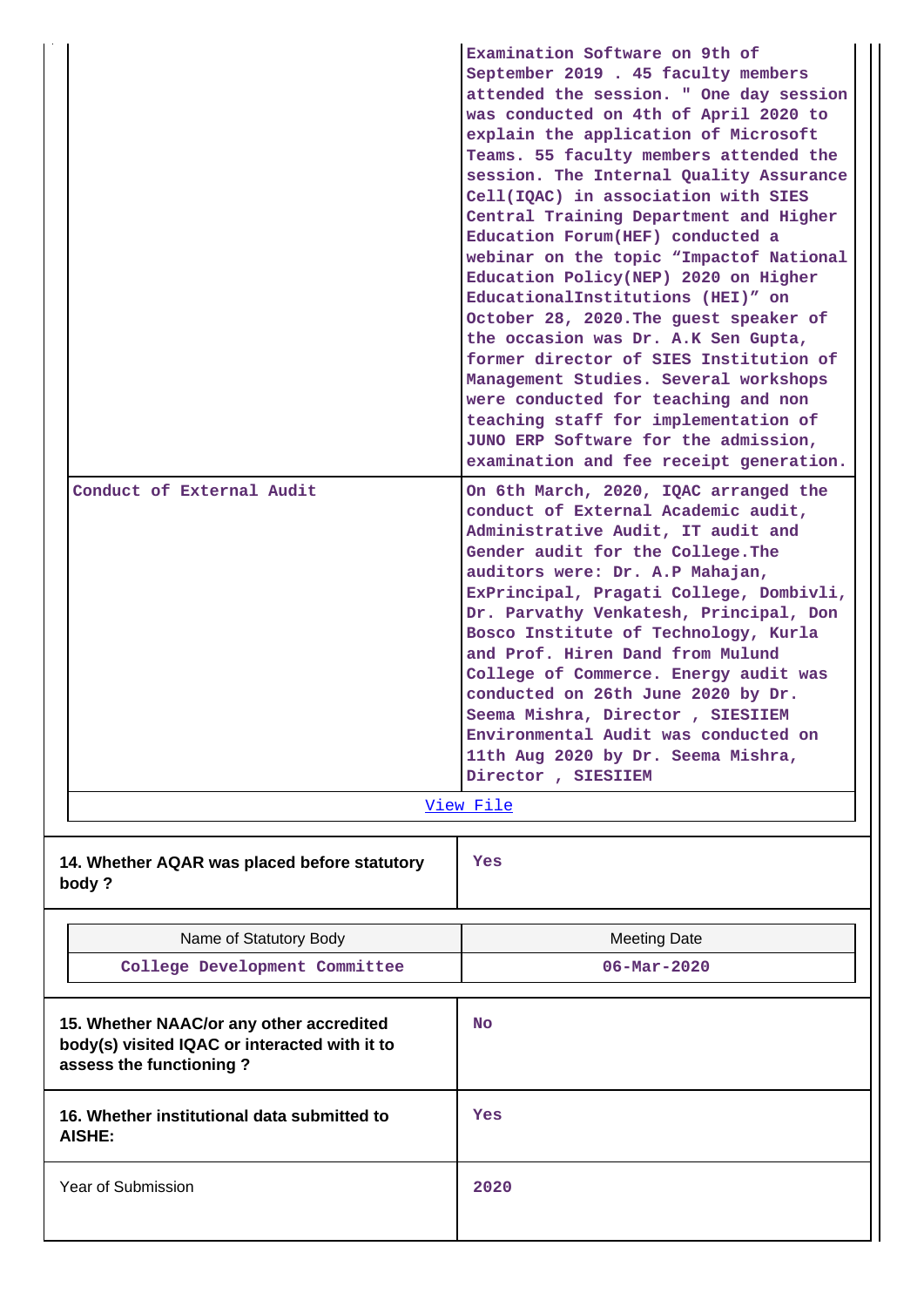| | |
|---|---|
| | Examination Software on 9th of September 2019 . 45 faculty members attended the session. " One day session was conducted on 4th of April 2020 to explain the application of Microsoft Teams. 55 faculty members attended the session. The Internal Quality Assurance Cell(IQAC) in association with SIES Central Training Department and Higher Education Forum(HEF) conducted a webinar on the topic "Impactof National Education Policy(NEP) 2020 on Higher EducationalInstitutions (HEI)" on October 28, 2020.The guest speaker of the occasion was Dr. A.K Sen Gupta, former director of SIES Institution of Management Studies. Several workshops were conducted for teaching and non teaching staff for implementation of JUNO ERP Software for the admission, examination and fee receipt generation. |
| Conduct of External Audit | On 6th March, 2020, IQAC arranged the conduct of External Academic audit, Administrative Audit, IT audit and Gender audit for the College.The auditors were: Dr. A.P Mahajan, ExPrincipal, Pragati College, Dombivli, Dr. Parvathy Venkatesh, Principal, Don Bosco Institute of Technology, Kurla and Prof. Hiren Dand from Mulund College of Commerce. Energy audit was conducted on 26th June 2020 by Dr. Seema Mishra, Director , SIESIIEM Environmental Audit was conducted on 11th Aug 2020 by Dr. Seema Mishra, Director , SIESIIEM |

[View File]

| | |
|---|---|
| **14. Whether AQAR was placed before statutory body ?** | Yes |

| Name of Statutory Body | Meeting Date |
|---|---|
| College Development Committee | 06-Mar-2020 |

| | |
|---|---|
| **15. Whether NAAC/or any other accredited body(s) visited IQAC or interacted with it to assess the functioning ?** | No |
| **16. Whether institutional data submitted to AISHE:** | Yes |
| Year of Submission | 2020 |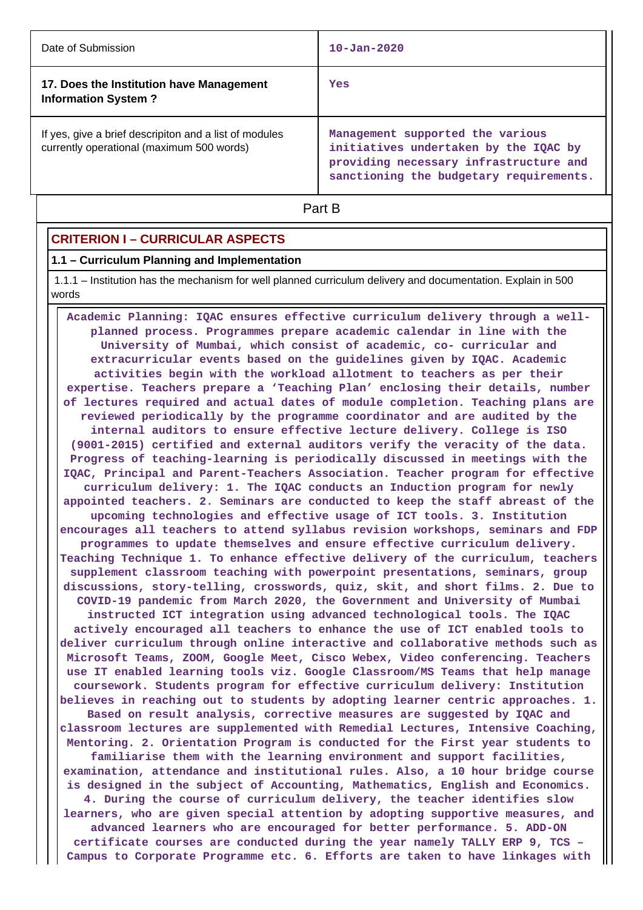| Date of Submission | 10-Jan-2020 |
|---|---|
| **17. Does the Institution have Management Information System ?** | Yes |
| If yes, give a brief descripiton and a list of modules currently operational (maximum 500 words) | Management supported the various initiatives undertaken by the IQAC by providing necessary infrastructure and sanctioning the budgetary requirements. |

## Part B

## CRITERION I – CURRICULAR ASPECTS

### 1.1 – Curriculum Planning and Implementation

1.1.1 – Institution has the mechanism for well planned curriculum delivery and documentation. Explain in 500 words

Academic Planning: IQAC ensures effective curriculum delivery through a well-planned process. Programmes prepare academic calendar in line with the University of Mumbai, which consist of academic, co- curricular and extracurricular events based on the guidelines given by IQAC. Academic activities begin with the workload allotment to teachers as per their expertise. Teachers prepare a 'Teaching Plan' enclosing their details, number of lectures required and actual dates of module completion. Teaching plans are reviewed periodically by the programme coordinator and are audited by the internal auditors to ensure effective lecture delivery. College is ISO (9001-2015) certified and external auditors verify the veracity of the data. Progress of teaching-learning is periodically discussed in meetings with the IQAC, Principal and Parent-Teachers Association. Teacher program for effective curriculum delivery: 1. The IQAC conducts an Induction program for newly appointed teachers. 2. Seminars are conducted to keep the staff abreast of the upcoming technologies and effective usage of ICT tools. 3. Institution encourages all teachers to attend syllabus revision workshops, seminars and FDP programmes to update themselves and ensure effective curriculum delivery. Teaching Technique 1. To enhance effective delivery of the curriculum, teachers supplement classroom teaching with powerpoint presentations, seminars, group discussions, story-telling, crosswords, quiz, skit, and short films. 2. Due to COVID-19 pandemic from March 2020, the Government and University of Mumbai instructed ICT integration using advanced technological tools. The IQAC actively encouraged all teachers to enhance the use of ICT enabled tools to deliver curriculum through online interactive and collaborative methods such as Microsoft Teams, ZOOM, Google Meet, Cisco Webex, Video conferencing. Teachers use IT enabled learning tools viz. Google Classroom/MS Teams that help manage coursework. Students program for effective curriculum delivery: Institution believes in reaching out to students by adopting learner centric approaches. 1. Based on result analysis, corrective measures are suggested by IQAC and classroom lectures are supplemented with Remedial Lectures, Intensive Coaching, Mentoring. 2. Orientation Program is conducted for the First year students to familiarise them with the learning environment and support facilities, examination, attendance and institutional rules. Also, a 10 hour bridge course is designed in the subject of Accounting, Mathematics, English and Economics. 4. During the course of curriculum delivery, the teacher identifies slow learners, who are given special attention by adopting supportive measures, and advanced learners who are encouraged for better performance. 5. ADD-ON certificate courses are conducted during the year namely TALLY ERP 9, TCS – Campus to Corporate Programme etc. 6. Efforts are taken to have linkages with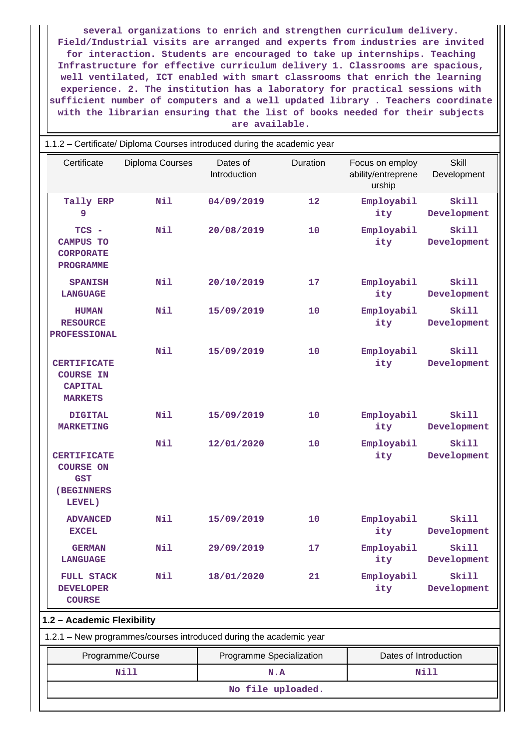several organizations to enrich and strengthen curriculum delivery. Field/Industrial visits are arranged and experts from industries are invited for interaction. Students are encouraged to take up internships. Teaching Infrastructure for effective curriculum delivery 1. Classrooms are spacious, well ventilated, ICT enabled with smart classrooms that enrich the learning experience. 2. The institution has a laboratory for practical sessions with sufficient number of computers and a well updated library . Teachers coordinate with the librarian ensuring that the list of books needed for their subjects are available.

1.1.2 – Certificate/ Diploma Courses introduced during the academic year

| Certificate | Diploma Courses | Dates of Introduction | Duration | Focus on employ ability/entreprene urship | Skill Development |
|---|---|---|---|---|---|
| Tally ERP 9 | Nil | 04/09/2019 | 12 | Employability | Skill Development |
| TCS - CAMPUS TO CORPORATE PROGRAMME | Nil | 20/08/2019 | 10 | Employability | Skill Development |
| SPANISH LANGUAGE | Nil | 20/10/2019 | 17 | Employability | Skill Development |
| HUMAN RESOURCE PROFESSIONAL | Nil | 15/09/2019 | 10 | Employability | Skill Development |
| CERTIFICATE COURSE IN CAPITAL MARKETS | Nil | 15/09/2019 | 10 | Employability | Skill Development |
| DIGITAL MARKETING | Nil | 15/09/2019 | 10 | Employability | Skill Development |
| CERTIFICATE COURSE ON GST (BEGINNERS LEVEL) | Nil | 12/01/2020 | 10 | Employability | Skill Development |
| ADVANCED EXCEL | Nil | 15/09/2019 | 10 | Employability | Skill Development |
| GERMAN LANGUAGE | Nil | 29/09/2019 | 17 | Employability | Skill Development |
| FULL STACK DEVELOPER COURSE | Nil | 18/01/2020 | 21 | Employability | Skill Development |

## 1.2 – Academic Flexibility

1.2.1 – New programmes/courses introduced during the academic year

| Programme/Course | Programme Specialization | Dates of Introduction |
|---|---|---|
| Nill | N.A | Nill |

No file uploaded.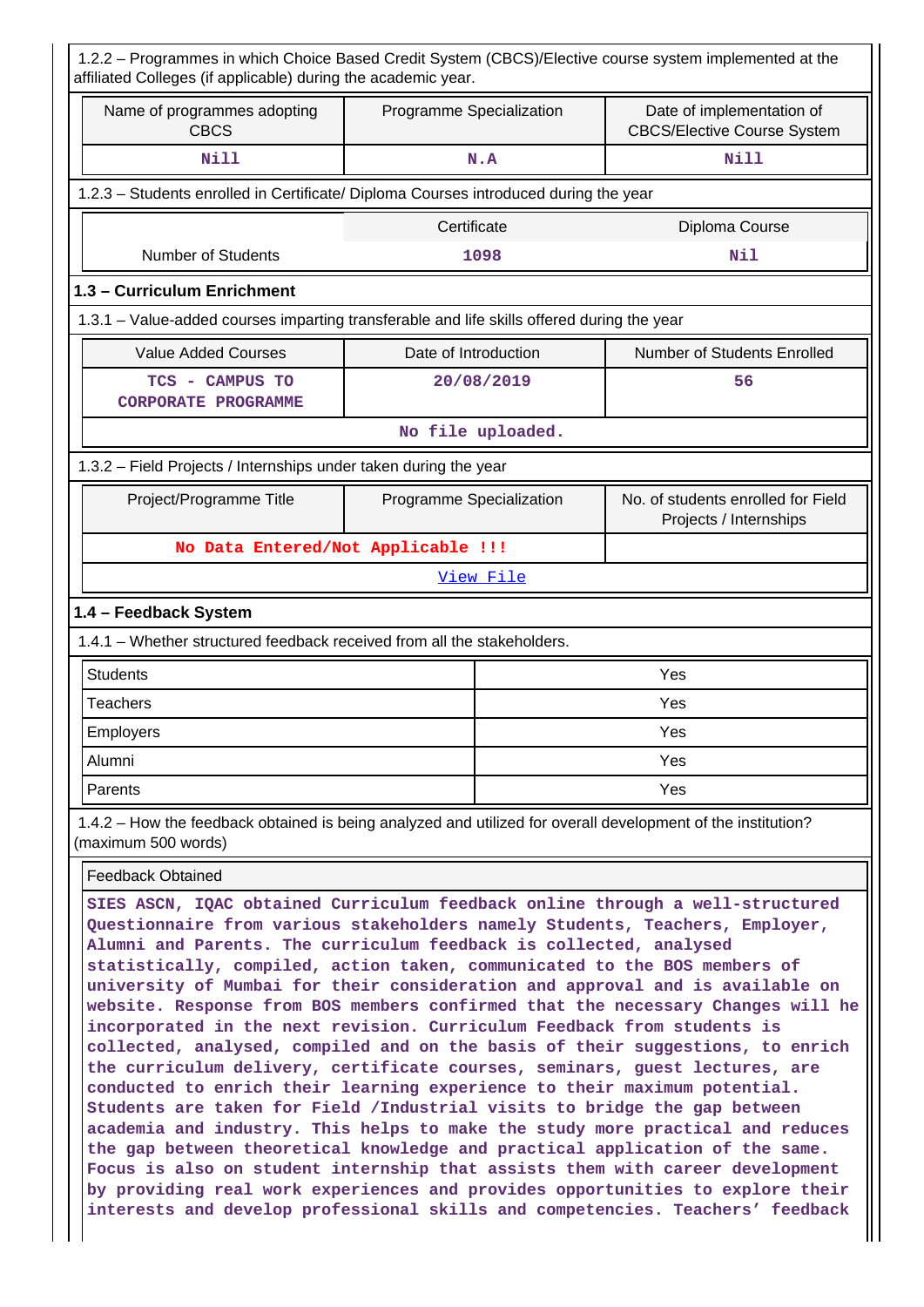1.2.2 – Programmes in which Choice Based Credit System (CBCS)/Elective course system implemented at the affiliated Colleges (if applicable) during the academic year.

| Name of programmes adopting CBCS | Programme Specialization | Date of implementation of CBCS/Elective Course System |
|---|---|---|
| Nill | N.A | Nill |

1.2.3 – Students enrolled in Certificate/ Diploma Courses introduced during the year

| | Certificate | Diploma Course |
|---|---|---|
| Number of Students | 1098 | Nil |

**1.3 – Curriculum Enrichment**

1.3.1 – Value-added courses imparting transferable and life skills offered during the year

| Value Added Courses | Date of Introduction | Number of Students Enrolled |
|---|---|---|
| TCS - CAMPUS TO CORPORATE PROGRAMME | 20/08/2019 | 56 |
| No file uploaded. | | |

1.3.2 – Field Projects / Internships under taken during the year

| Project/Programme Title | Programme Specialization | No. of students enrolled for Field Projects / Internships |
|---|---|---|
| No Data Entered/Not Applicable !!! | | |
| View File | | |

**1.4 – Feedback System**

1.4.1 – Whether structured feedback received from all the stakeholders.

| | |
|---|---|
| Students | Yes |
| Teachers | Yes |
| Employers | Yes |
| Alumni | Yes |
| Parents | Yes |

1.4.2 – How the feedback obtained is being analyzed and utilized for overall development of the institution? (maximum 500 words)

Feedback Obtained

SIES ASCN, IQAC obtained Curriculum feedback online through a well-structured Questionnaire from various stakeholders namely Students, Teachers, Employer, Alumni and Parents. The curriculum feedback is collected, analysed statistically, compiled, action taken, communicated to the BOS members of university of Mumbai for their consideration and approval and is available on website. Response from BOS members confirmed that the necessary Changes will he incorporated in the next revision. Curriculum Feedback from students is collected, analysed, compiled and on the basis of their suggestions, to enrich the curriculum delivery, certificate courses, seminars, guest lectures, are conducted to enrich their learning experience to their maximum potential. Students are taken for Field /Industrial visits to bridge the gap between academia and industry. This helps to make the study more practical and reduces the gap between theoretical knowledge and practical application of the same. Focus is also on student internship that assists them with career development by providing real work experiences and provides opportunities to explore their interests and develop professional skills and competencies. Teachers' feedback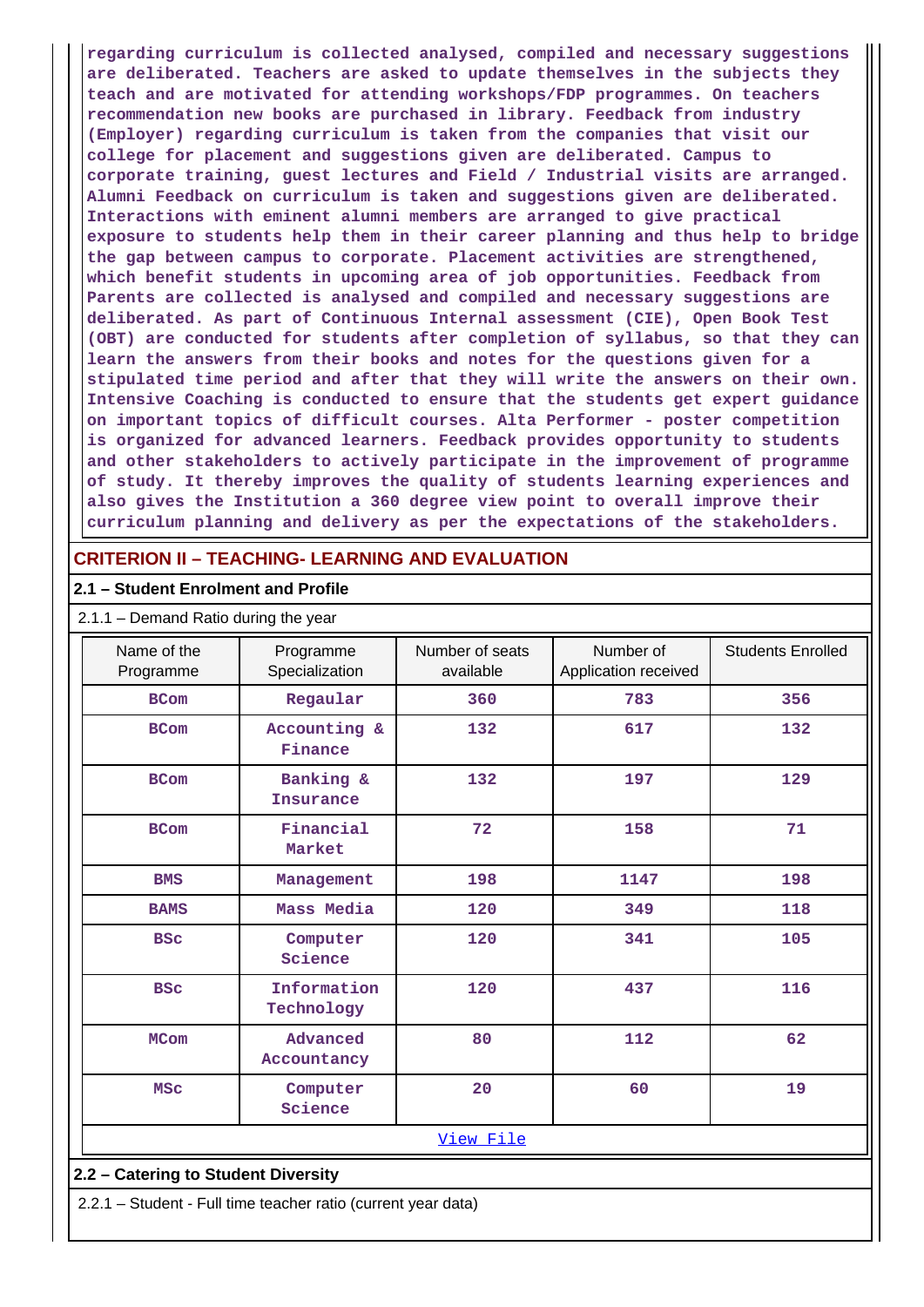**regarding curriculum is collected analysed, compiled and necessary suggestions are deliberated. Teachers are asked to update themselves in the subjects they teach and are motivated for attending workshops/FDP programmes. On teachers recommendation new books are purchased in library. Feedback from industry (Employer) regarding curriculum is taken from the companies that visit our college for placement and suggestions given are deliberated. Campus to corporate training, guest lectures and Field / Industrial visits are arranged. Alumni Feedback on curriculum is taken and suggestions given are deliberated. Interactions with eminent alumni members are arranged to give practical exposure to students help them in their career planning and thus help to bridge the gap between campus to corporate. Placement activities are strengthened, which benefit students in upcoming area of job opportunities. Feedback from Parents are collected is analysed and compiled and necessary suggestions are deliberated. As part of Continuous Internal assessment (CIE), Open Book Test (OBT) are conducted for students after completion of syllabus, so that they can learn the answers from their books and notes for the questions given for a stipulated time period and after that they will write the answers on their own. Intensive Coaching is conducted to ensure that the students get expert guidance on important topics of difficult courses. Alta Performer - poster competition is organized for advanced learners. Feedback provides opportunity to students and other stakeholders to actively participate in the improvement of programme of study. It thereby improves the quality of students learning experiences and also gives the Institution a 360 degree view point to overall improve their curriculum planning and delivery as per the expectations of the stakeholders.**

## CRITERION II – TEACHING- LEARNING AND EVALUATION

### 2.1 – Student Enrolment and Profile

2.1.1 – Demand Ratio during the year

| Name of the Programme | Programme Specialization | Number of seats available | Number of Application received | Students Enrolled |
|---|---|---|---|---|
| BCom | Regaular | 360 | 783 | 356 |
| BCom | Accounting & Finance | 132 | 617 | 132 |
| BCom | Banking & Insurance | 132 | 197 | 129 |
| BCom | Financial Market | 72 | 158 | 71 |
| BMS | Management | 198 | 1147 | 198 |
| BAMS | Mass Media | 120 | 349 | 118 |
| BSc | Computer Science | 120 | 341 | 105 |
| BSc | Information Technology | 120 | 437 | 116 |
| MCom | Advanced Accountancy | 80 | 112 | 62 |
| MSc | Computer Science | 20 | 60 | 19 |

View File

### 2.2 – Catering to Student Diversity

2.2.1 – Student - Full time teacher ratio (current year data)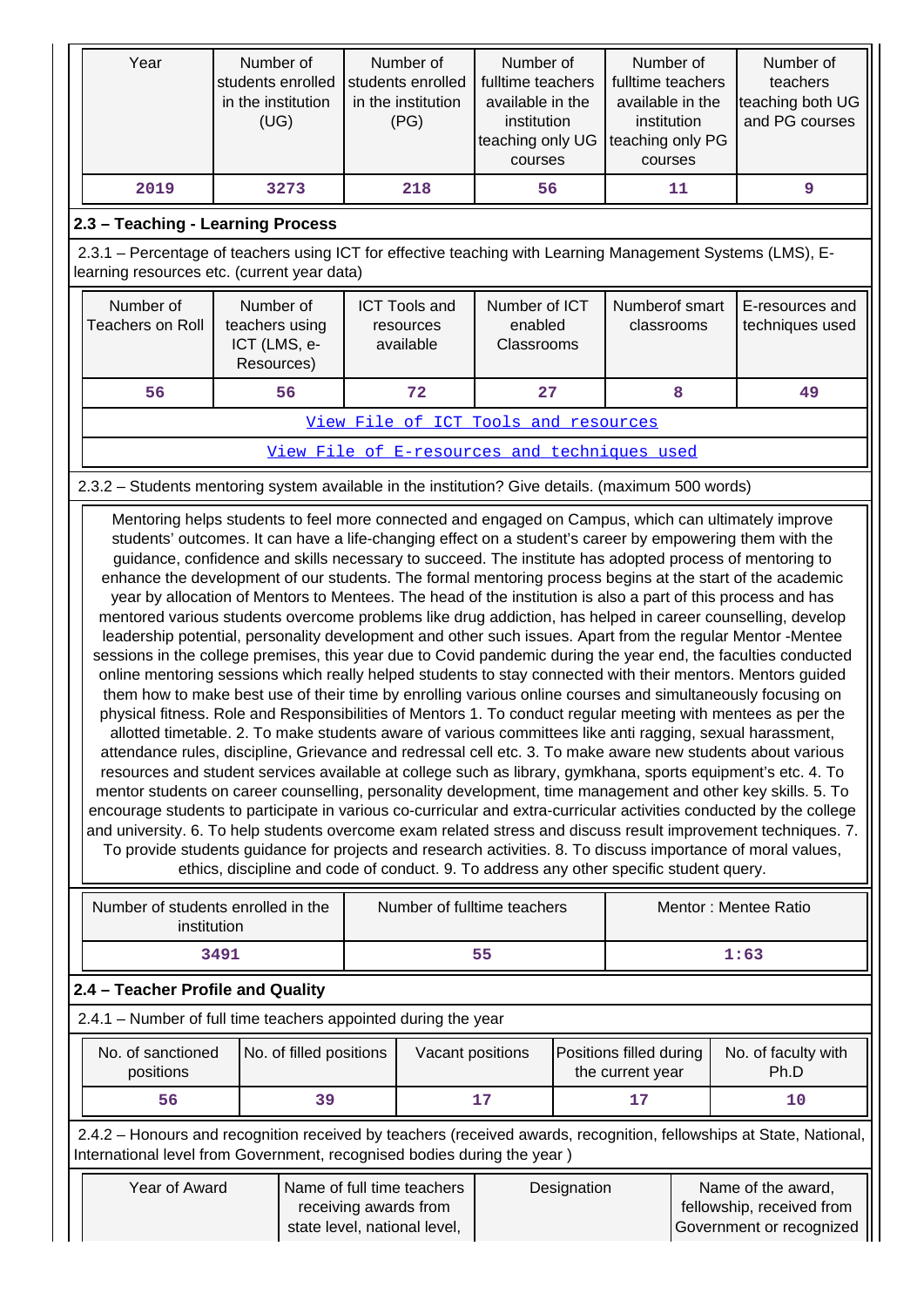| Year | Number of students enrolled in the institution (UG) | Number of students enrolled in the institution (PG) | Number of fulltime teachers available in the institution teaching only UG courses | Number of fulltime teachers available in the institution teaching only PG courses | Number of teachers teaching both UG and PG courses |
|---|---|---|---|---|---|
| 2019 | 3273 | 218 | 56 | 11 | 9 |

## 2.3 – Teaching - Learning Process

2.3.1 – Percentage of teachers using ICT for effective teaching with Learning Management Systems (LMS), E-learning resources etc. (current year data)

| Number of Teachers on Roll | Number of teachers using ICT (LMS, e-Resources) | ICT Tools and resources available | Number of ICT enabled Classrooms | Numberof smart classrooms | E-resources and techniques used |
|---|---|---|---|---|---|
| 56 | 56 | 72 | 27 | 8 | 49 |

[View File of ICT Tools and resources]

[View File of E-resources and techniques used]

2.3.2 – Students mentoring system available in the institution? Give details. (maximum 500 words)

Mentoring helps students to feel more connected and engaged on Campus, which can ultimately improve students' outcomes. It can have a life-changing effect on a student's career by empowering them with the guidance, confidence and skills necessary to succeed. The institute has adopted process of mentoring to enhance the development of our students. The formal mentoring process begins at the start of the academic year by allocation of Mentors to Mentees. The head of the institution is also a part of this process and has mentored various students overcome problems like drug addiction, has helped in career counselling, develop leadership potential, personality development and other such issues. Apart from the regular Mentor -Mentee sessions in the college premises, this year due to Covid pandemic during the year end, the faculties conducted online mentoring sessions which really helped students to stay connected with their mentors. Mentors guided them how to make best use of their time by enrolling various online courses and simultaneously focusing on physical fitness. Role and Responsibilities of Mentors 1. To conduct regular meeting with mentees as per the allotted timetable. 2. To make students aware of various committees like anti ragging, sexual harassment, attendance rules, discipline, Grievance and redressal cell etc. 3. To make aware new students about various resources and student services available at college such as library, gymkhana, sports equipment's etc. 4. To mentor students on career counselling, personality development, time management and other key skills. 5. To encourage students to participate in various co-curricular and extra-curricular activities conducted by the college and university. 6. To help students overcome exam related stress and discuss result improvement techniques. 7. To provide students guidance for projects and research activities. 8. To discuss importance of moral values, ethics, discipline and code of conduct. 9. To address any other specific student query.

| Number of students enrolled in the institution | Number of fulltime teachers | Mentor : Mentee Ratio |
|---|---|---|
| 3491 | 55 | 1:63 |

## 2.4 – Teacher Profile and Quality

2.4.1 – Number of full time teachers appointed during the year

| No. of sanctioned positions | No. of filled positions | Vacant positions | Positions filled during the current year | No. of faculty with Ph.D |
|---|---|---|---|---|
| 56 | 39 | 17 | 17 | 10 |

2.4.2 – Honours and recognition received by teachers (received awards, recognition, fellowships at State, National, International level from Government, recognised bodies during the year )

| Year of Award | Name of full time teachers receiving awards from state level, national level, | Designation | Name of the award, fellowship, received from Government or recognized |
|---|---|---|---|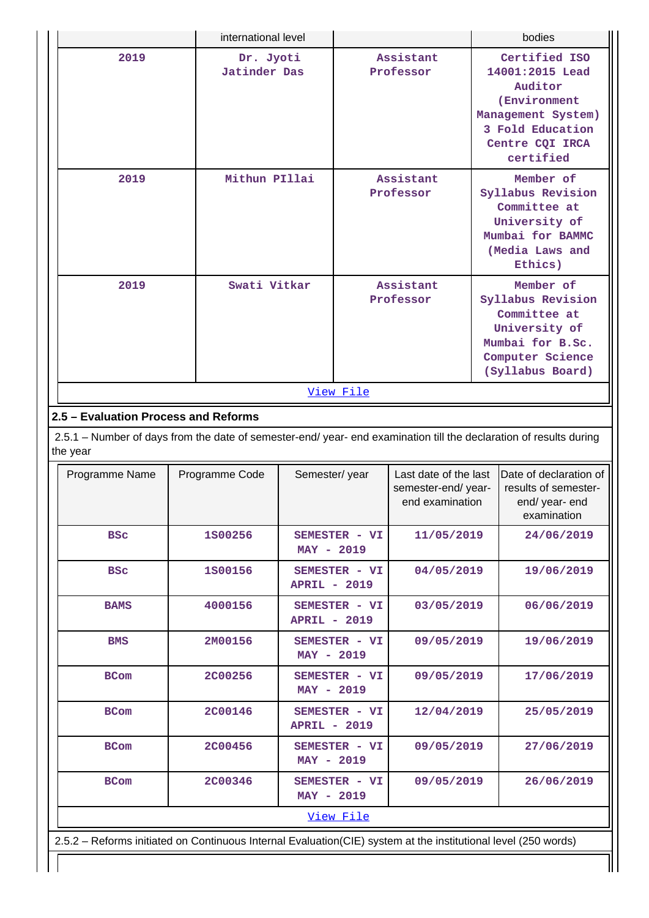| | international level | | bodies |
|---|---|---|---|
| 2019 | Dr. Jyoti Jatinder Das | Assistant Professor | Certified ISO 14001:2015 Lead Auditor (Environment Management System) 3 Fold Education Centre CQI IRCA certified |
| 2019 | Mithun PIllai | Assistant Professor | Member of Syllabus Revision Committee at University of Mumbai for BAMMC (Media Laws and Ethics) |
| 2019 | Swati Vitkar | Assistant Professor | Member of Syllabus Revision Committee at University of Mumbai for B.Sc. Computer Science (Syllabus Board) |

View File

**2.5 – Evaluation Process and Reforms**

2.5.1 – Number of days from the date of semester-end/ year- end examination till the declaration of results during the year

| Programme Name | Programme Code | Semester/ year | Last date of the last semester-end/ year- end examination | Date of declaration of results of semester- end/ year- end examination |
|---|---|---|---|---|
| BSc | 1S00256 | SEMESTER - VI MAY - 2019 | 11/05/2019 | 24/06/2019 |
| BSc | 1S00156 | SEMESTER - VI APRIL - 2019 | 04/05/2019 | 19/06/2019 |
| BAMS | 4000156 | SEMESTER - VI APRIL - 2019 | 03/05/2019 | 06/06/2019 |
| BMS | 2M00156 | SEMESTER - VI MAY - 2019 | 09/05/2019 | 19/06/2019 |
| BCom | 2C00256 | SEMESTER - VI MAY - 2019 | 09/05/2019 | 17/06/2019 |
| BCom | 2C00146 | SEMESTER - VI APRIL - 2019 | 12/04/2019 | 25/05/2019 |
| BCom | 2C00456 | SEMESTER - VI MAY - 2019 | 09/05/2019 | 27/06/2019 |
| BCom | 2C00346 | SEMESTER - VI MAY - 2019 | 09/05/2019 | 26/06/2019 |

View File

2.5.2 – Reforms initiated on Continuous Internal Evaluation(CIE) system at the institutional level (250 words)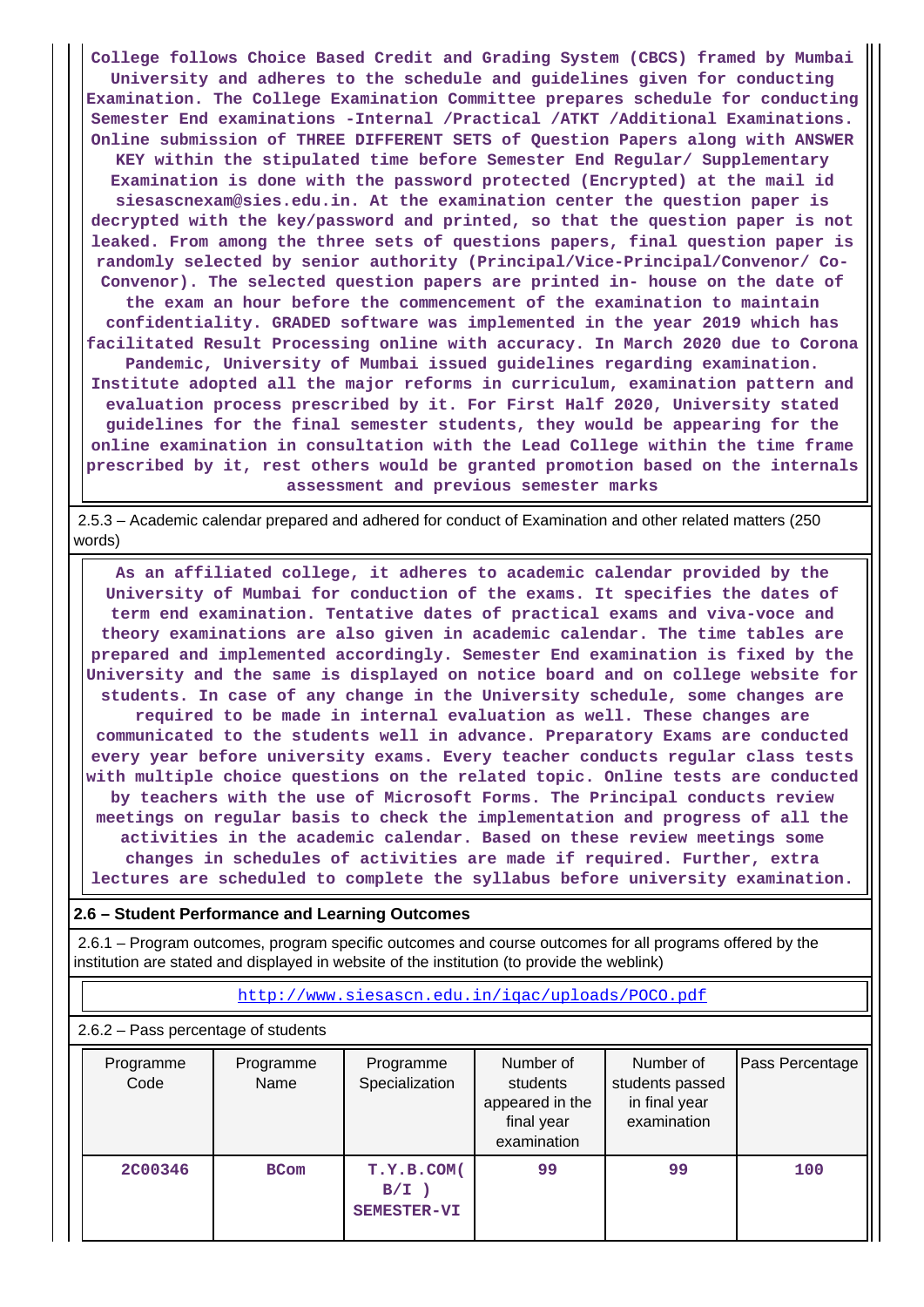College follows Choice Based Credit and Grading System (CBCS) framed by Mumbai University and adheres to the schedule and guidelines given for conducting Examination. The College Examination Committee prepares schedule for conducting Semester End examinations -Internal /Practical /ATKT /Additional Examinations. Online submission of THREE DIFFERENT SETS of Question Papers along with ANSWER KEY within the stipulated time before Semester End Regular/ Supplementary Examination is done with the password protected (Encrypted) at the mail id siesascnexam@sies.edu.in. At the examination center the question paper is decrypted with the key/password and printed, so that the question paper is not leaked. From among the three sets of questions papers, final question paper is randomly selected by senior authority (Principal/Vice-Principal/Convenor/ Co-Convenor). The selected question papers are printed in- house on the date of the exam an hour before the commencement of the examination to maintain confidentiality. GRADED software was implemented in the year 2019 which has facilitated Result Processing online with accuracy. In March 2020 due to Corona Pandemic, University of Mumbai issued guidelines regarding examination. Institute adopted all the major reforms in curriculum, examination pattern and evaluation process prescribed by it. For First Half 2020, University stated guidelines for the final semester students, they would be appearing for the online examination in consultation with the Lead College within the time frame prescribed by it, rest others would be granted promotion based on the internals assessment and previous semester marks

2.5.3 – Academic calendar prepared and adhered for conduct of Examination and other related matters (250 words)

As an affiliated college, it adheres to academic calendar provided by the University of Mumbai for conduction of the exams. It specifies the dates of term end examination. Tentative dates of practical exams and viva-voce and theory examinations are also given in academic calendar. The time tables are prepared and implemented accordingly. Semester End examination is fixed by the University and the same is displayed on notice board and on college website for students. In case of any change in the University schedule, some changes are required to be made in internal evaluation as well. These changes are communicated to the students well in advance. Preparatory Exams are conducted every year before university exams. Every teacher conducts regular class tests with multiple choice questions on the related topic. Online tests are conducted by teachers with the use of Microsoft Forms. The Principal conducts review meetings on regular basis to check the implementation and progress of all the activities in the academic calendar. Based on these review meetings some changes in schedules of activities are made if required. Further, extra lectures are scheduled to complete the syllabus before university examination.

## 2.6 – Student Performance and Learning Outcomes

2.6.1 – Program outcomes, program specific outcomes and course outcomes for all programs offered by the institution are stated and displayed in website of the institution (to provide the weblink)

http://www.siesascn.edu.in/iqac/uploads/POCO.pdf

2.6.2 – Pass percentage of students

| Programme Code | Programme Name | Programme Specialization | Number of students appeared in the final year examination | Number of students passed in final year examination | Pass Percentage |
|---|---|---|---|---|---|
| 2C00346 | BCom | T.Y.B.COM( B/I ) SEMESTER-VI | 99 | 99 | 100 |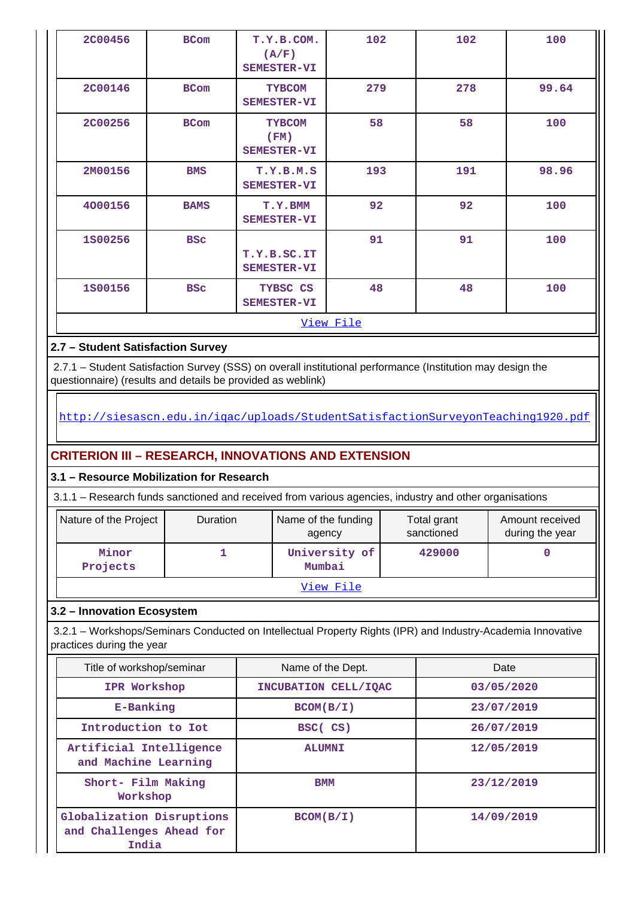| 2C00456 | BCom | T.Y.B.COM. (A/F) SEMESTER-VI | 102 | 102 | 100 |
|---|---|---|---|---|---|
| 2C00146 | BCom | TYBCOM SEMESTER-VI | 279 | 278 | 99.64 |
| 2C00256 | BCom | TYBCOM (FM) SEMESTER-VI | 58 | 58 | 100 |
| 2M00156 | BMS | T.Y.B.M.S SEMESTER-VI | 193 | 191 | 98.96 |
| 4O00156 | BAMS | T.Y.BMM SEMESTER-VI | 92 | 92 | 100 |
| 1S00256 | BSc | T.Y.B.SC.IT SEMESTER-VI | 91 | 91 | 100 |
| 1S00156 | BSc | TYBSC CS SEMESTER-VI | 48 | 48 | 100 |

View File

### 2.7 – Student Satisfaction Survey

2.7.1 – Student Satisfaction Survey (SSS) on overall institutional performance (Institution may design the questionnaire) (results and details be provided as weblink)

http://siesascn.edu.in/iqac/uploads/StudentSatisfactionSurveyonTeaching1920.pdf

## CRITERION III – RESEARCH, INNOVATIONS AND EXTENSION

### 3.1 – Resource Mobilization for Research

3.1.1 – Research funds sanctioned and received from various agencies, industry and other organisations

| Nature of the Project | Duration | Name of the funding agency | Total grant sanctioned | Amount received during the year |
|---|---|---|---|---|
| Minor Projects | 1 | University of Mumbai | 429000 | 0 |

View File

### 3.2 – Innovation Ecosystem

3.2.1 – Workshops/Seminars Conducted on Intellectual Property Rights (IPR) and Industry-Academia Innovative practices during the year

| Title of workshop/seminar | Name of the Dept. | Date |
|---|---|---|
| IPR Workshop | INCUBATION CELL/IQAC | 03/05/2020 |
| E-Banking | BCOM(B/I) | 23/07/2019 |
| Introduction to Iot | BSC( CS) | 26/07/2019 |
| Artificial Intelligence and Machine Learning | ALUMNI | 12/05/2019 |
| Short- Film Making Workshop | BMM | 23/12/2019 |
| Globalization Disruptions and Challenges Ahead for India | BCOM(B/I) | 14/09/2019 |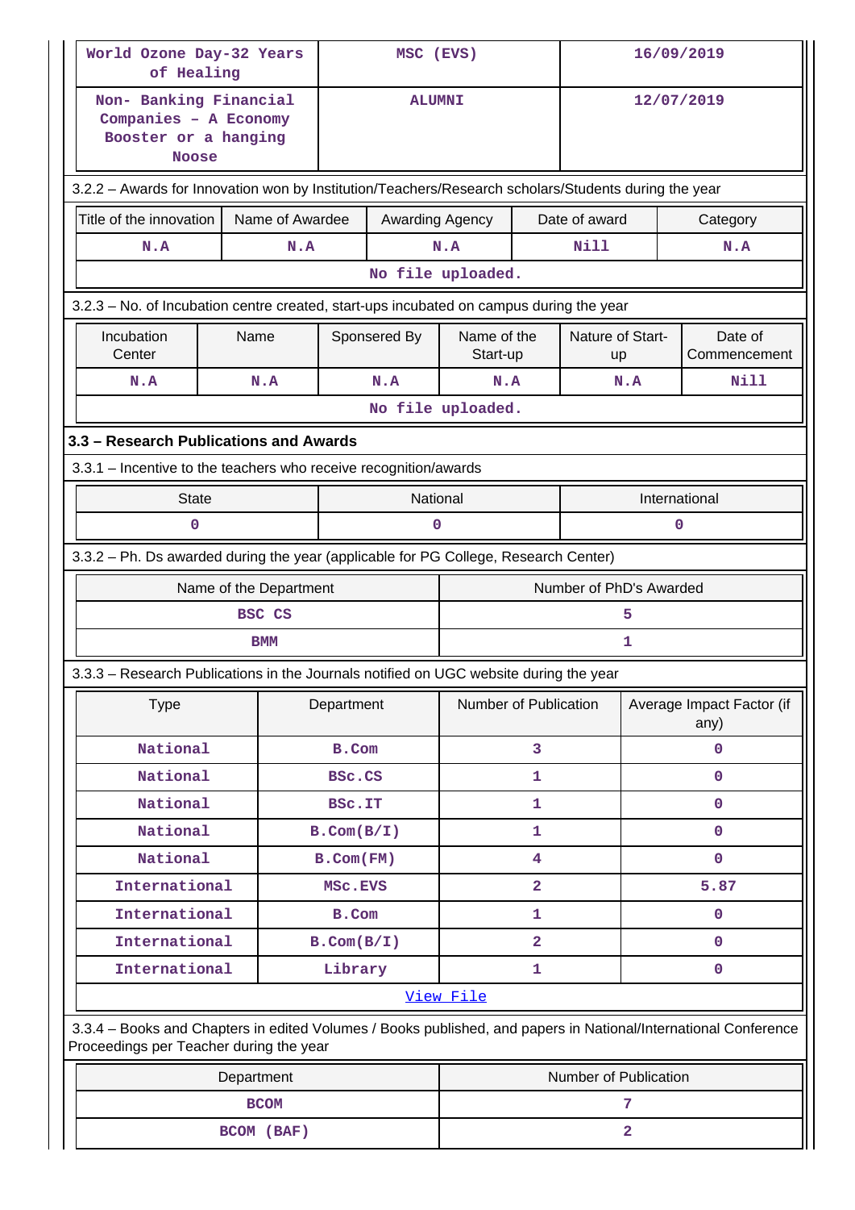| | | |
|---|---|---|
| World Ozone Day-32 Years of Healing | MSC (EVS) | 16/09/2019 |
| Non- Banking Financial Companies – A Economy Booster or a hanging Noose | ALUMNI | 12/07/2019 |

3.2.2 – Awards for Innovation won by Institution/Teachers/Research scholars/Students during the year

| Title of the innovation | Name of Awardee | Awarding Agency | Date of award | Category |
|---|---|---|---|---|
| N.A | N.A | N.A | Nill | N.A |
| No file uploaded. | | | | |

3.2.3 – No. of Incubation centre created, start-ups incubated on campus during the year

| Incubation Center | Name | Sponsered By | Name of the Start-up | Nature of Start-up | Date of Commencement |
|---|---|---|---|---|---|
| N.A | N.A | N.A | N.A | N.A | Nill |
| No file uploaded. | | | | | |

### 3.3 – Research Publications and Awards

3.3.1 – Incentive to the teachers who receive recognition/awards

| State | National | International |
|---|---|---|
| 0 | 0 | 0 |

3.3.2 – Ph. Ds awarded during the year (applicable for PG College, Research Center)

| Name of the Department | Number of PhD's Awarded |
|---|---|
| BSC CS | 5 |
| BMM | 1 |

3.3.3 – Research Publications in the Journals notified on UGC website during the year

| Type | Department | Number of Publication | Average Impact Factor (if any) |
|---|---|---|---|
| National | B.Com | 3 | 0 |
| National | BSc.CS | 1 | 0 |
| National | BSc.IT | 1 | 0 |
| National | B.Com(B/I) | 1 | 0 |
| National | B.Com(FM) | 4 | 0 |
| International | MSc.EVS | 2 | 5.87 |
| International | B.Com | 1 | 0 |
| International | B.Com(B/I) | 2 | 0 |
| International | Library | 1 | 0 |
| View File | | | |

3.3.4 – Books and Chapters in edited Volumes / Books published, and papers in National/International Conference Proceedings per Teacher during the year

| Department | Number of Publication |
|---|---|
| BCOM | 7 |
| BCOM (BAF) | 2 |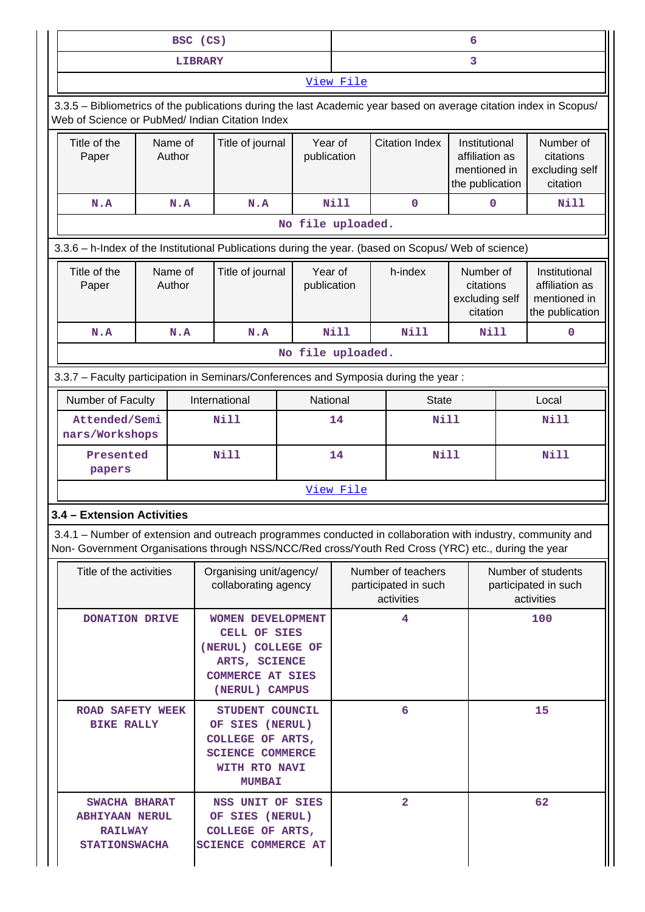| BSC (CS) | 6 |
|---|---|
| LIBRARY | 3 |
| View File | |

3.3.5 – Bibliometrics of the publications during the last Academic year based on average citation index in Scopus/ Web of Science or PubMed/ Indian Citation Index

| Title of the Paper | Name of Author | Title of journal | Year of publication | Citation Index | Institutional affiliation as mentioned in the publication | Number of citations excluding self citation |
|---|---|---|---|---|---|---|
| N.A | N.A | N.A | Nill | 0 | 0 | Nill |
| No file uploaded. | | | | | | |

3.3.6 – h-Index of the Institutional Publications during the year. (based on Scopus/ Web of science)

| Title of the Paper | Name of Author | Title of journal | Year of publication | h-index | Number of citations excluding self citation | Institutional affiliation as mentioned in the publication |
|---|---|---|---|---|---|---|
| N.A | N.A | N.A | Nill | Nill | Nill | 0 |
| No file uploaded. | | | | | | |

3.3.7 – Faculty participation in Seminars/Conferences and Symposia during the year :

| Number of Faculty | International | National | State | Local |
|---|---|---|---|---|
| Attended/Seminars/Workshops | Nill | 14 | Nill | Nill |
| Presented papers | Nill | 14 | Nill | Nill |
| View File | | | | |

### 3.4 – Extension Activities

3.4.1 – Number of extension and outreach programmes conducted in collaboration with industry, community and Non- Government Organisations through NSS/NCC/Red cross/Youth Red Cross (YRC) etc., during the year

| Title of the activities | Organising unit/agency/ collaborating agency | Number of teachers participated in such activities | Number of students participated in such activities |
|---|---|---|---|
| DONATION DRIVE | WOMEN DEVELOPMENT CELL OF SIES (NERUL) COLLEGE OF ARTS, SCIENCE COMMERCE AT SIES (NERUL) CAMPUS | 4 | 100 |
| ROAD SAFETY WEEK BIKE RALLY | STUDENT COUNCIL OF SIES (NERUL) COLLEGE OF ARTS, SCIENCE COMMERCE WITH RTO NAVI MUMBAI | 6 | 15 |
| SWACHA BHARAT ABHIYAAN NERUL RAILWAY STATIONSWACHA | NSS UNIT OF SIES OF SIES (NERUL) COLLEGE OF ARTS, SCIENCE COMMERCE AT | 2 | 62 |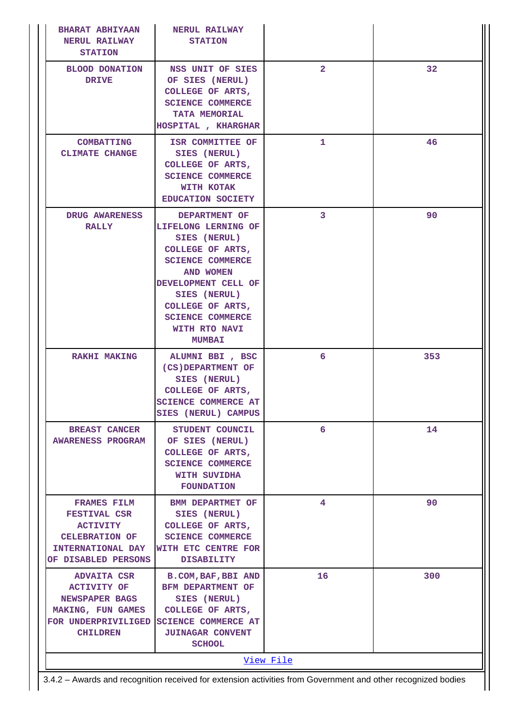| | | | |
|---|---|---|---|
| BHARAT ABHIYAAN NERUL RAILWAY STATION | NERUL RAILWAY STATION | | |
| BLOOD DONATION DRIVE | NSS UNIT OF SIES OF SIES (NERUL) COLLEGE OF ARTS, SCIENCE COMMERCE TATA MEMORIAL HOSPITAL , KHARGHAR | 2 | 32 |
| COMBATTING CLIMATE CHANGE | ISR COMMITTEE OF SIES (NERUL) COLLEGE OF ARTS, SCIENCE COMMERCE WITH KOTAK EDUCATION SOCIETY | 1 | 46 |
| DRUG AWARENESS RALLY | DEPARTMENT OF LIFELONG LERNING OF SIES (NERUL) COLLEGE OF ARTS, SCIENCE COMMERCE AND WOMEN DEVELOPMENT CELL OF SIES (NERUL) COLLEGE OF ARTS, SCIENCE COMMERCE WITH RTO NAVI MUMBAI | 3 | 90 |
| RAKHI MAKING | ALUMNI BBI , BSC (CS)DEPARTMENT OF SIES (NERUL) COLLEGE OF ARTS, SCIENCE COMMERCE AT SIES (NERUL) CAMPUS | 6 | 353 |
| BREAST CANCER AWARENESS PROGRAM | STUDENT COUNCIL OF SIES (NERUL) COLLEGE OF ARTS, SCIENCE COMMERCE WITH SUVIDHA FOUNDATION | 6 | 14 |
| FRAMES FILM FESTIVAL CSR ACTIVITY CELEBRATION OF INTERNATIONAL DAY OF DISABLED PERSONS | BMM DEPARTMET OF SIES (NERUL) COLLEGE OF ARTS, SCIENCE COMMERCE WITH ETC CENTRE FOR DISABILITY | 4 | 90 |
| ADVAITA CSR ACTIVITY OF NEWSPAPER BAGS MAKING, FUN GAMES FOR UNDERPRIVILIGED CHILDREN | B.COM,BAF,BBI AND BFM DEPARTMENT OF SIES (NERUL) COLLEGE OF ARTS, SCIENCE COMMERCE AT JUINAGAR CONVENT SCHOOL | 16 | 300 |

View File

3.4.2 – Awards and recognition received for extension activities from Government and other recognized bodies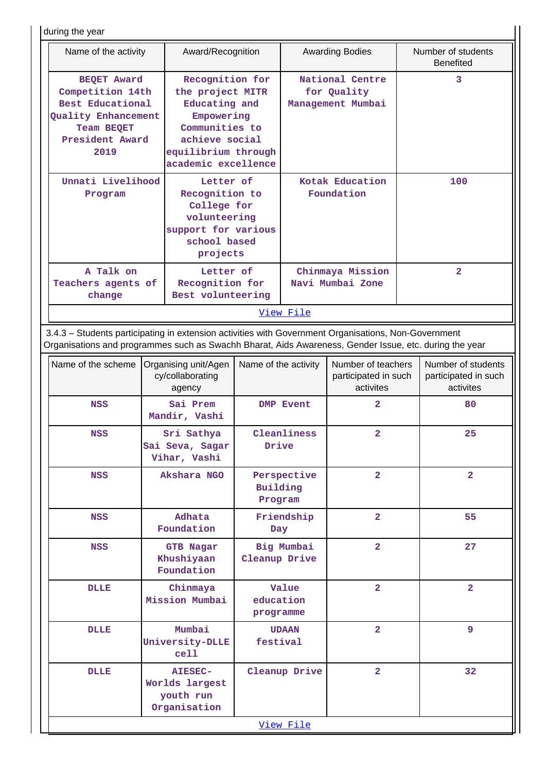during the year

| Name of the activity | Award/Recognition | Awarding Bodies | Number of students Benefited |
|---|---|---|---|
| BEQET Award Competition 14th Best Educational Quality Enhancement Team BEQET President Award 2019 | Recognition for the project MITR Educating and Empowering Communities to achieve social equilibrium through academic excellence | National Centre for Quality Management Mumbai | 3 |
| Unnati Livelihood Program | Letter of Recognition to College for volunteering support for various school based projects | Kotak Education Foundation | 100 |
| A Talk on Teachers agents of change | Letter of Recognition for Best volunteering | Chinmaya Mission Navi Mumbai Zone | 2 |

View File

3.4.3 – Students participating in extension activities with Government Organisations, Non-Government Organisations and programmes such as Swachh Bharat, Aids Awareness, Gender Issue, etc. during the year

| Name of the scheme | Organising unit/Agency/collaborating agency | Name of the activity | Number of teachers participated in such activites | Number of students participated in such activites |
|---|---|---|---|---|
| NSS | Sai Prem Mandir, Vashi | DMP Event | 2 | 80 |
| NSS | Sri Sathya Sai Seva, Sagar Vihar, Vashi | Cleanliness Drive | 2 | 25 |
| NSS | Akshara NGO | Perspective Building Program | 2 | 2 |
| NSS | Adhata Foundation | Friendship Day | 2 | 55 |
| NSS | GTB Nagar Khushiyaan Foundation | Big Mumbai Cleanup Drive | 2 | 27 |
| DLLE | Chinmaya Mission Mumbai | Value education programme | 2 | 2 |
| DLLE | Mumbai University-DLLE cell | UDAAN festival | 2 | 9 |
| DLLE | AIESEC-Worlds largest youth run Organisation | Cleanup Drive | 2 | 32 |

View File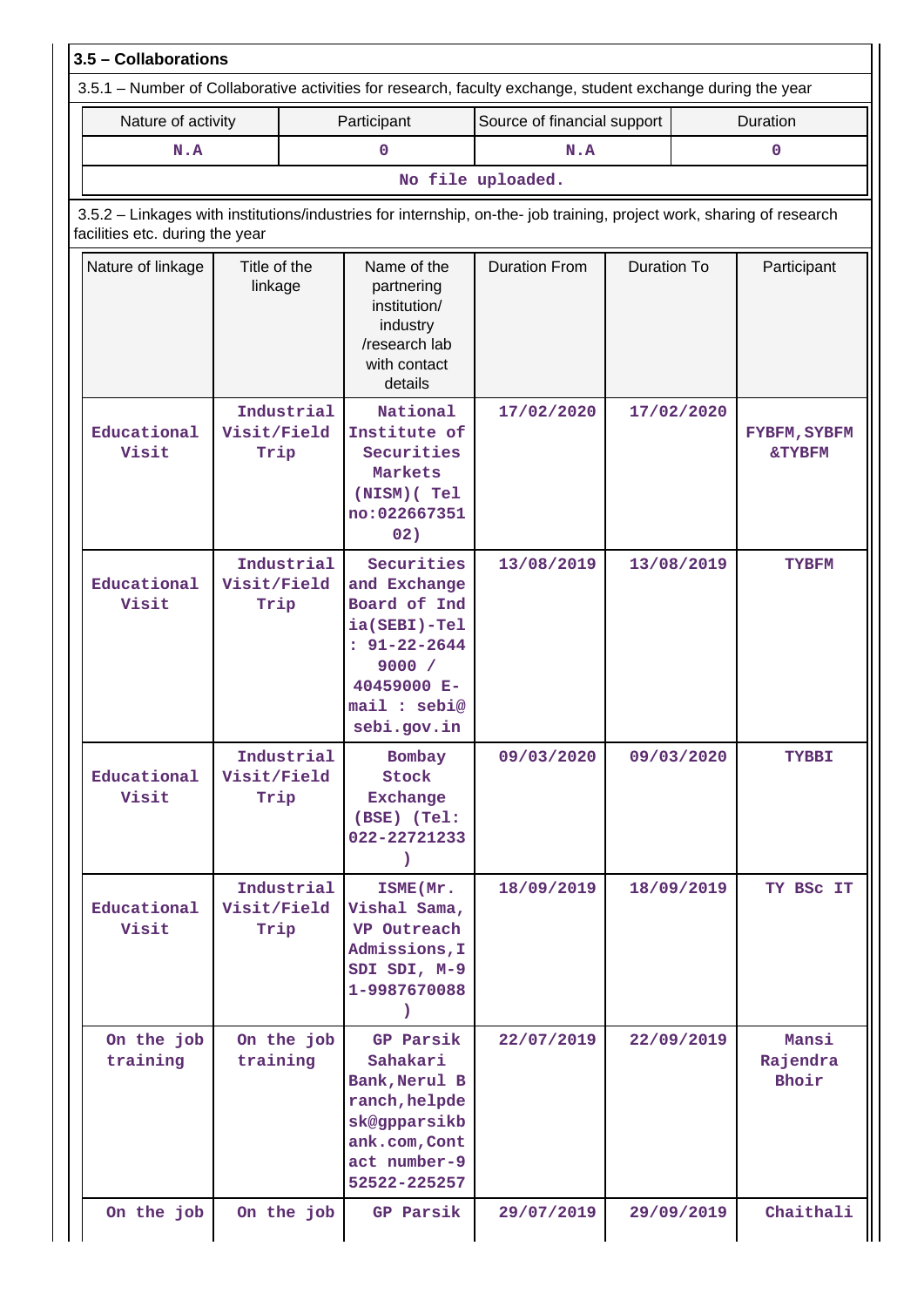### 3.5 – Collaborations

3.5.1 – Number of Collaborative activities for research, faculty exchange, student exchange during the year

| Nature of activity | Participant | Source of financial support | Duration |
|---|---|---|---|
| N.A | 0 | N.A | 0 |
| No file uploaded. | | | |

3.5.2 – Linkages with institutions/industries for internship, on-the- job training, project work, sharing of research facilities etc. during the year

| Nature of linkage | Title of the linkage | Name of the partnering institution/ industry /research lab with contact details | Duration From | Duration To | Participant |
|---|---|---|---|---|---|
| Educational Visit | Industrial Visit/Field Trip | National Institute of Securities Markets (NISM)( Tel no:022667351 02) | 17/02/2020 | 17/02/2020 | FYBFM,SYBFM &TYBFM |
| Educational Visit | Industrial Visit/Field Trip | Securities and Exchange Board of India(SEBI)-Tel : 91-22-2644 9000 / 40459000 E-mail : sebi@sebi.gov.in | 13/08/2019 | 13/08/2019 | TYBFM |
| Educational Visit | Industrial Visit/Field Trip | Bombay Stock Exchange (BSE) (Tel: 022-22721233 ) | 09/03/2020 | 09/03/2020 | TYBBI |
| Educational Visit | Industrial Visit/Field Trip | ISME(Mr. Vishal Sama, VP Outreach Admissions,ISDI SDI, M-91-9987670088 ) | 18/09/2019 | 18/09/2019 | TY BSc IT |
| On the job training | On the job training | GP Parsik Sahakari Bank,Nerul Branch,helpdesk@gpparsikbank.com,Contact number-952522-225257 | 22/07/2019 | 22/09/2019 | Mansi Rajendra Bhoir |
| On the job | On the job | GP Parsik | 29/07/2019 | 29/09/2019 | Chaithali |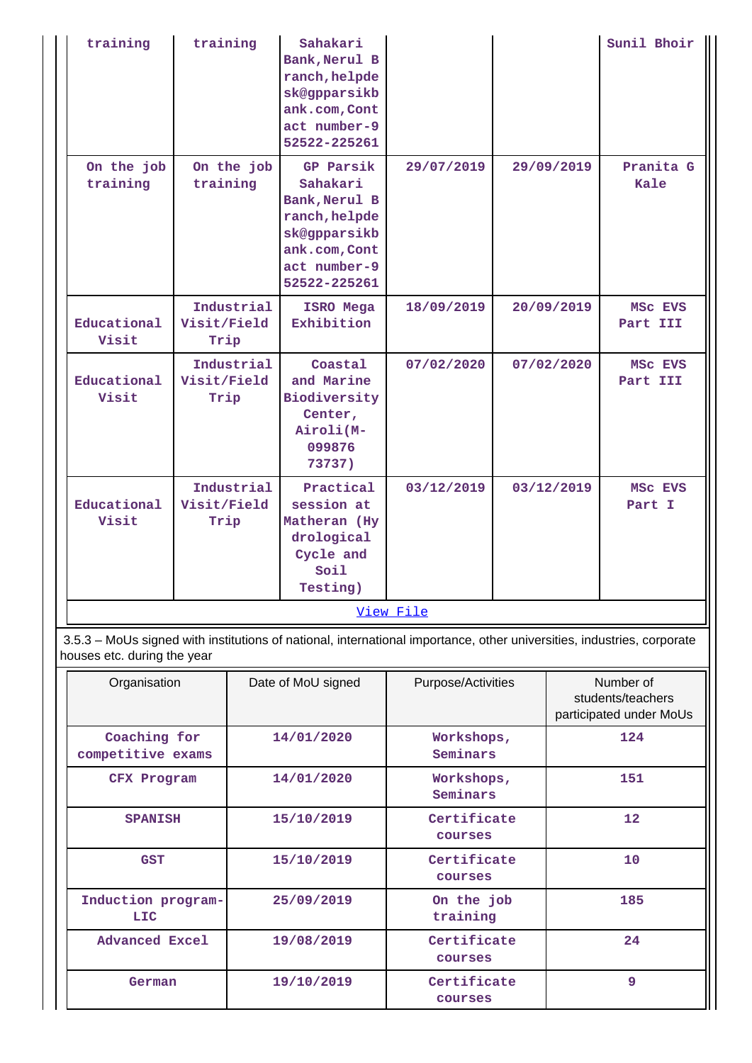| | | | | | |
|---|---|---|---|---|---|
| training | training | Sahakari Bank,Nerul Branch,helpdesk@gpparsikbank.com,Contact number-952522-225261 | | | Sunil Bhoir |
| On the job training | On the job training | GP Parsik Sahakari Bank,Nerul Branch,helpdesk@gpparsikbank.com,Contact number-952522-225261 | 29/07/2019 | 29/09/2019 | Pranita G Kale |
| Educational Visit | Industrial Visit/Field Trip | ISRO Mega Exhibition | 18/09/2019 | 20/09/2019 | MSc EVS Part III |
| Educational Visit | Industrial Visit/Field Trip | Coastal and Marine Biodiversity Center, Airoli(M-099876 73737) | 07/02/2020 | 07/02/2020 | MSc EVS Part III |
| Educational Visit | Industrial Visit/Field Trip | Practical session at Matheran (Hydrological Cycle and Soil Testing) | 03/12/2019 | 03/12/2019 | MSc EVS Part I |

[View File]

3.5.3 – MoUs signed with institutions of national, international importance, other universities, industries, corporate houses etc. during the year

| Organisation | Date of MoU signed | Purpose/Activities | Number of students/teachers participated under MoUs |
|---|---|---|---|
| Coaching for competitive exams | 14/01/2020 | Workshops, Seminars | 124 |
| CFX Program | 14/01/2020 | Workshops, Seminars | 151 |
| SPANISH | 15/10/2019 | Certificate courses | 12 |
| GST | 15/10/2019 | Certificate courses | 10 |
| Induction program-LIC | 25/09/2019 | On the job training | 185 |
| Advanced Excel | 19/08/2019 | Certificate courses | 24 |
| German | 19/10/2019 | Certificate courses | 9 |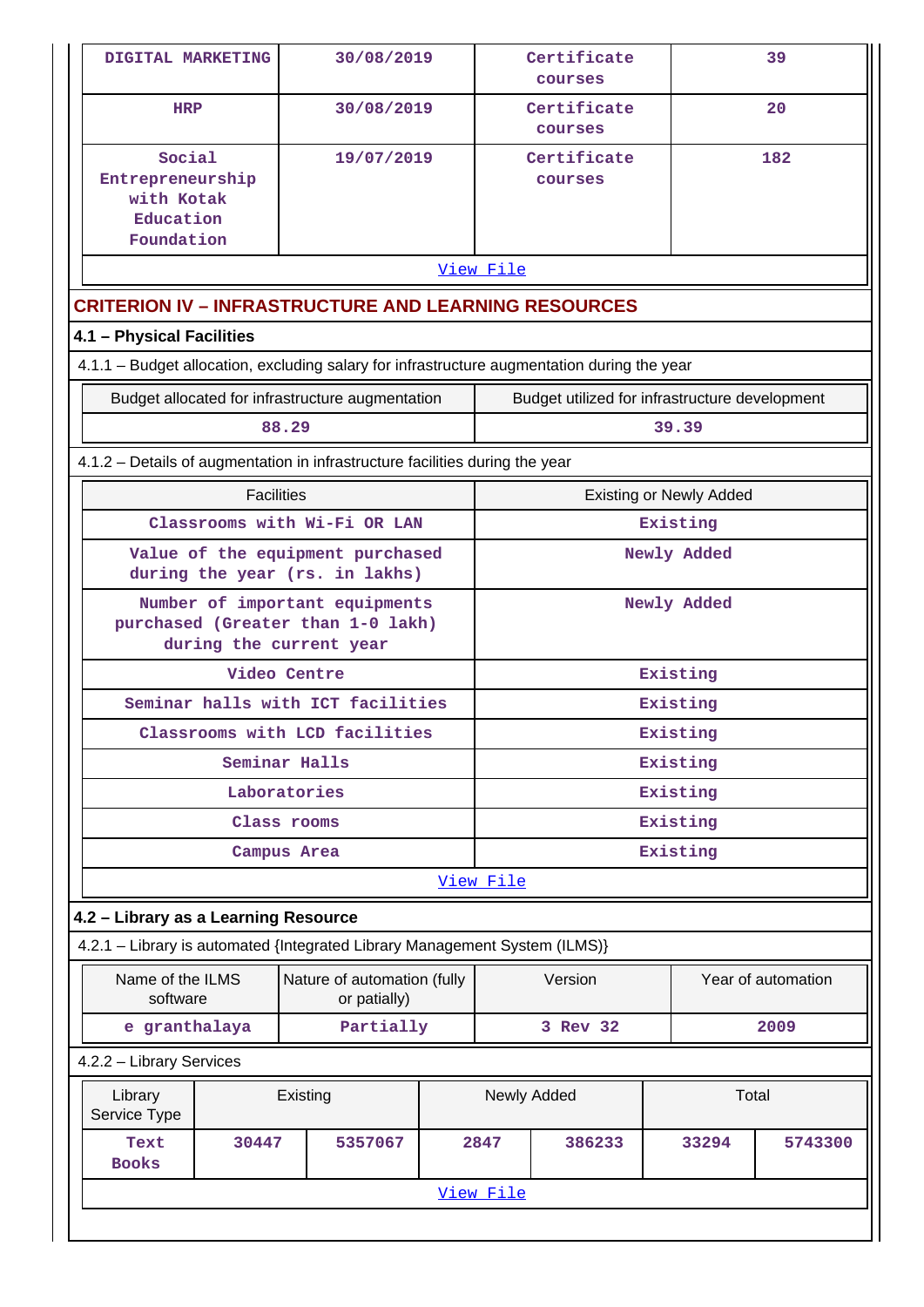| DIGITAL MARKETING | 30/08/2019 | Certificate courses | 39 |
|---|---|---|---|
| HRP | 30/08/2019 | Certificate courses | 20 |
| Social Entrepreneurship with Kotak Education Foundation | 19/07/2019 | Certificate courses | 182 |
| View File | | | |

## CRITERION IV – INFRASTRUCTURE AND LEARNING RESOURCES

### 4.1 – Physical Facilities

4.1.1 – Budget allocation, excluding salary for infrastructure augmentation during the year

| Budget allocated for infrastructure augmentation | Budget utilized for infrastructure development |
|---|---|
| 88.29 | 39.39 |

4.1.2 – Details of augmentation in infrastructure facilities during the year

| Facilities | Existing or Newly Added |
|---|---|
| Classrooms with Wi-Fi OR LAN | Existing |
| Value of the equipment purchased during the year (rs. in lakhs) | Newly Added |
| Number of important equipments purchased (Greater than 1-0 lakh) during the current year | Newly Added |
| Video Centre | Existing |
| Seminar halls with ICT facilities | Existing |
| Classrooms with LCD facilities | Existing |
| Seminar Halls | Existing |
| Laboratories | Existing |
| Class rooms | Existing |
| Campus Area | Existing |
| View File | |

### 4.2 – Library as a Learning Resource

4.2.1 – Library is automated {Integrated Library Management System (ILMS)}

| Name of the ILMS software | Nature of automation (fully or patially) | Version | Year of automation |
|---|---|---|---|
| e granthalaya | Partially | 3 Rev 32 | 2009 |

4.2.2 – Library Services

| Library Service Type | Existing | | Newly Added | | Total | |
|---|---|---|---|---|---|---|
| Text Books | 30447 | 5357067 | 2847 | 386233 | 33294 | 5743300 |
| View File | | | | | | |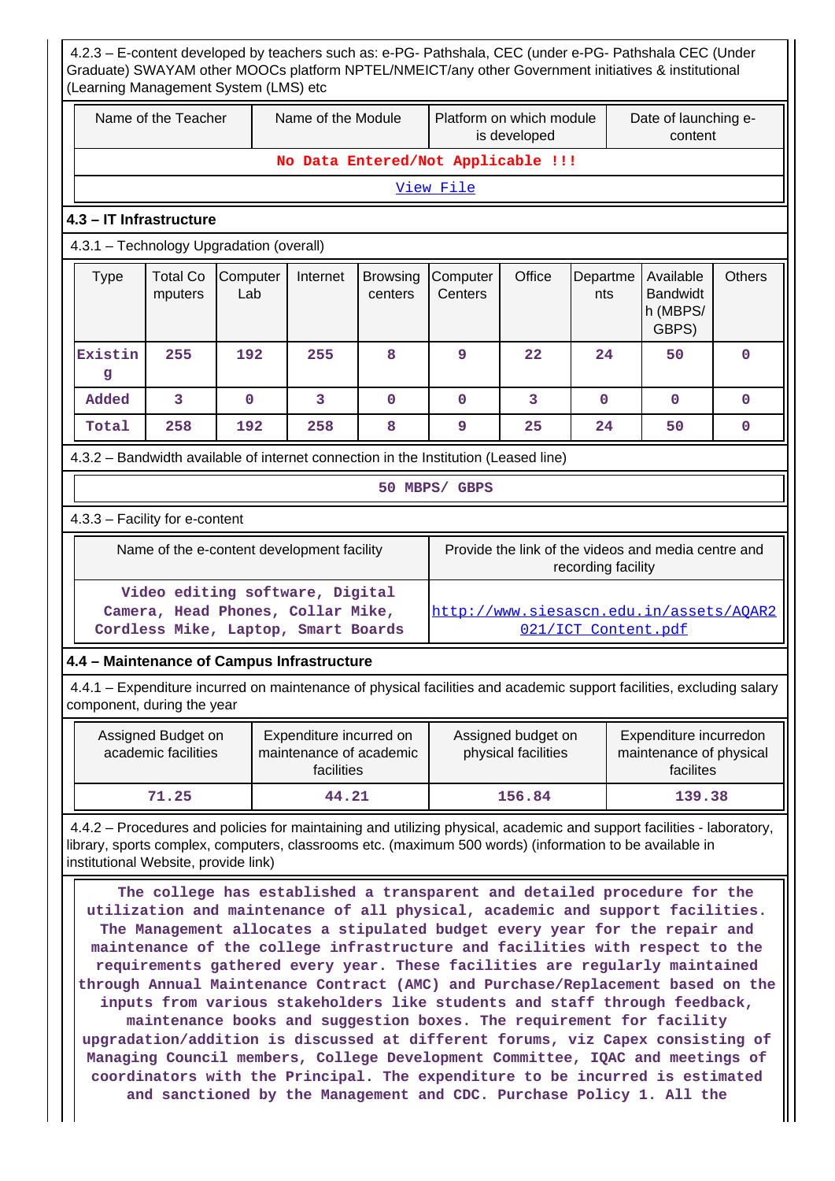4.2.3 – E-content developed by teachers such as: e-PG- Pathshala, CEC (under e-PG- Pathshala CEC (Under Graduate) SWAYAM other MOOCs platform NPTEL/NMEICT/any other Government initiatives & institutional (Learning Management System (LMS) etc

| Name of the Teacher | Name of the Module | Platform on which module is developed | Date of launching e-content |
|---|---|---|---|
| No Data Entered/Not Applicable !!! | | | |
| View File | | | |

### 4.3 – IT Infrastructure

4.3.1 – Technology Upgradation (overall)

| Type | Total Computers | Computer Lab | Internet | Browsing centers | Computer Centers | Office | Departments | Available Bandwidth (MBPS/ GBPS) | Others |
|---|---|---|---|---|---|---|---|---|---|
| Existing | 255 | 192 | 255 | 8 | 9 | 22 | 24 | 50 | 0 |
| Added | 3 | 0 | 3 | 0 | 0 | 3 | 0 | 0 | 0 |
| Total | 258 | 192 | 258 | 8 | 9 | 25 | 24 | 50 | 0 |

4.3.2 – Bandwidth available of internet connection in the Institution (Leased line)

50 MBPS/ GBPS

4.3.3 – Facility for e-content

| Name of the e-content development facility | Provide the link of the videos and media centre and recording facility |
|---|---|
| Video editing software, Digital Camera, Head Phones, Collar Mike, Cordless Mike, Laptop, Smart Boards | http://www.siesascn.edu.in/assets/AQAR2021/ICT_Content.pdf |

### 4.4 – Maintenance of Campus Infrastructure

4.4.1 – Expenditure incurred on maintenance of physical facilities and academic support facilities, excluding salary component, during the year

| Assigned Budget on academic facilities | Expenditure incurred on maintenance of academic facilities | Assigned budget on physical facilities | Expenditure incurredon maintenance of physical facilites |
|---|---|---|---|
| 71.25 | 44.21 | 156.84 | 139.38 |

4.4.2 – Procedures and policies for maintaining and utilizing physical, academic and support facilities - laboratory, library, sports complex, computers, classrooms etc. (maximum 500 words) (information to be available in institutional Website, provide link)

The college has established a transparent and detailed procedure for the utilization and maintenance of all physical, academic and support facilities. The Management allocates a stipulated budget every year for the repair and maintenance of the college infrastructure and facilities with respect to the requirements gathered every year. These facilities are regularly maintained through Annual Maintenance Contract (AMC) and Purchase/Replacement based on the inputs from various stakeholders like students and staff through feedback, maintenance books and suggestion boxes. The requirement for facility upgradation/addition is discussed at different forums, viz Capex consisting of Managing Council members, College Development Committee, IQAC and meetings of coordinators with the Principal. The expenditure to be incurred is estimated and sanctioned by the Management and CDC. Purchase Policy 1. All the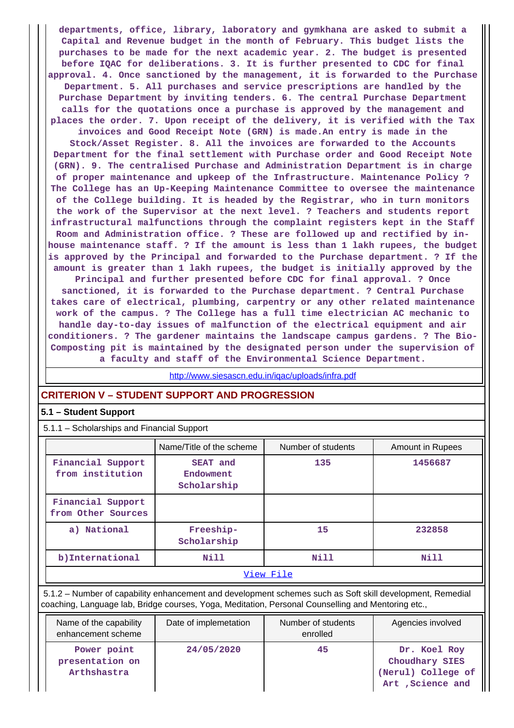departments, office, library, laboratory and gymkhana are asked to submit a Capital and Revenue budget in the month of February. This budget lists the purchases to be made for the next academic year. 2. The budget is presented before IQAC for deliberations. 3. It is further presented to CDC for final approval. 4. Once sanctioned by the management, it is forwarded to the Purchase Department. 5. All purchases and service prescriptions are handled by the Purchase Department by inviting tenders. 6. The central Purchase Department calls for the quotations once a purchase is approved by the management and places the order. 7. Upon receipt of the delivery, it is verified with the Tax invoices and Good Receipt Note (GRN) is made.An entry is made in the Stock/Asset Register. 8. All the invoices are forwarded to the Accounts Department for the final settlement with Purchase order and Good Receipt Note (GRN). 9. The centralised Purchase and Administration Department is in charge of proper maintenance and upkeep of the Infrastructure. Maintenance Policy ? The College has an Up-Keeping Maintenance Committee to oversee the maintenance of the College building. It is headed by the Registrar, who in turn monitors the work of the Supervisor at the next level. ? Teachers and students report infrastructural malfunctions through the complaint registers kept in the Staff Room and Administration office. ? These are followed up and rectified by in-house maintenance staff. ? If the amount is less than 1 lakh rupees, the budget is approved by the Principal and forwarded to the Purchase department. ? If the amount is greater than 1 lakh rupees, the budget is initially approved by the Principal and further presented before CDC for final approval. ? Once sanctioned, it is forwarded to the Purchase department. ? Central Purchase takes care of electrical, plumbing, carpentry or any other related maintenance work of the campus. ? The College has a full time electrician AC mechanic to handle day-to-day issues of malfunction of the electrical equipment and air conditioners. ? The gardener maintains the landscape campus gardens. ? The Bio-Composting pit is maintained by the designated person under the supervision of a faculty and staff of the Environmental Science Department.

http://www.siesascn.edu.in/iqac/uploads/infra.pdf

## CRITERION V – STUDENT SUPPORT AND PROGRESSION

### 5.1 – Student Support

5.1.1 – Scholarships and Financial Support

| | Name/Title of the scheme | Number of students | Amount in Rupees |
|---|---|---|---|
| Financial Support from institution | SEAT and Endowment Scholarship | 135 | 1456687 |
| Financial Support from Other Sources | | | |
| a) National | Freeship-Scholarship | 15 | 232858 |
| b)International | Nill | Nill | Nill |

View File

5.1.2 – Number of capability enhancement and development schemes such as Soft skill development, Remedial coaching, Language lab, Bridge courses, Yoga, Meditation, Personal Counselling and Mentoring etc.,

| Name of the capability enhancement scheme | Date of implemetation | Number of students enrolled | Agencies involved |
|---|---|---|---|
| Power point presentation on Arthshastra | 24/05/2020 | 45 | Dr. Koel Roy Choudhary SIES (Nerul) College of Art ,Science and |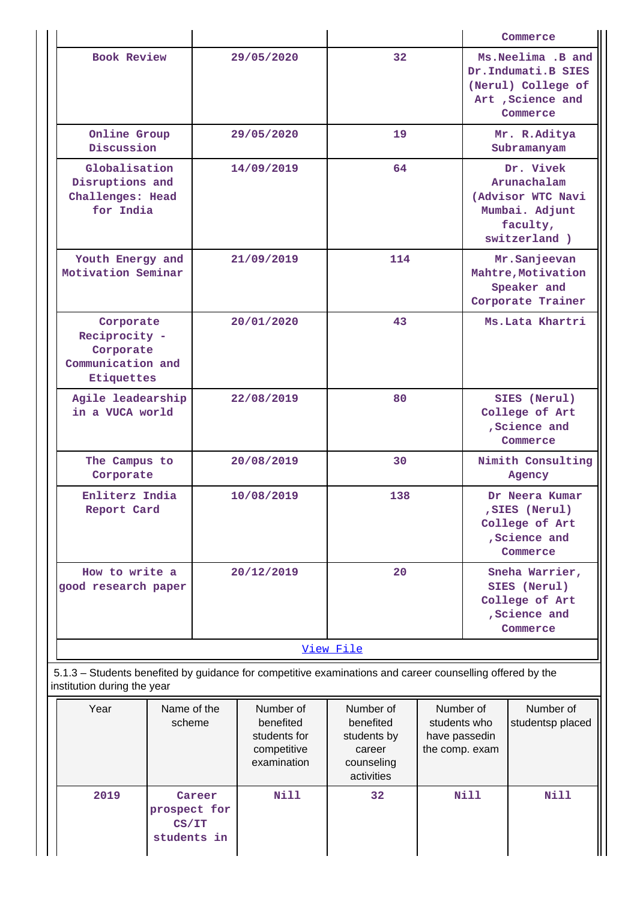| | | | Commerce |
|---|---|---|---|
| Book Review | 29/05/2020 | 32 | Ms.Neelima .B and Dr.Indumati.B SIES (Nerul) College of Art ,Science and Commerce |
| Online Group Discussion | 29/05/2020 | 19 | Mr. R.Aditya Subramanyam |
| Globalisation Disruptions and Challenges: Head for India | 14/09/2019 | 64 | Dr. Vivek Arunachalam (Advisor WTC Navi Mumbai. Adjunt faculty, switzerland ) |
| Youth Energy and Motivation Seminar | 21/09/2019 | 114 | Mr.Sanjeevan Mahtre,Motivation Speaker and Corporate Trainer |
| Corporate Reciprocity - Corporate Communication and Etiquettes | 20/01/2020 | 43 | Ms.Lata Khartri |
| Agile leadearship in a VUCA world | 22/08/2019 | 80 | SIES (Nerul) College of Art ,Science and Commerce |
| The Campus to Corporate | 20/08/2019 | 30 | Nimith Consulting Agency |
| Enliterz India Report Card | 10/08/2019 | 138 | Dr Neera Kumar ,SIES (Nerul) College of Art ,Science and Commerce |
| How to write a good research paper | 20/12/2019 | 20 | Sneha Warrier, SIES (Nerul) College of Art ,Science and Commerce |

View File

5.1.3 – Students benefited by guidance for competitive examinations and career counselling offered by the institution during the year

| Year | Name of the scheme | Number of benefited students for competitive examination | Number of benefited students by career counseling activities | Number of students who have passedin the comp. exam | Number of studentsp placed |
|---|---|---|---|---|---|
| 2019 | Career prospect for CS/IT students in | Nill | 32 | Nill | Nill |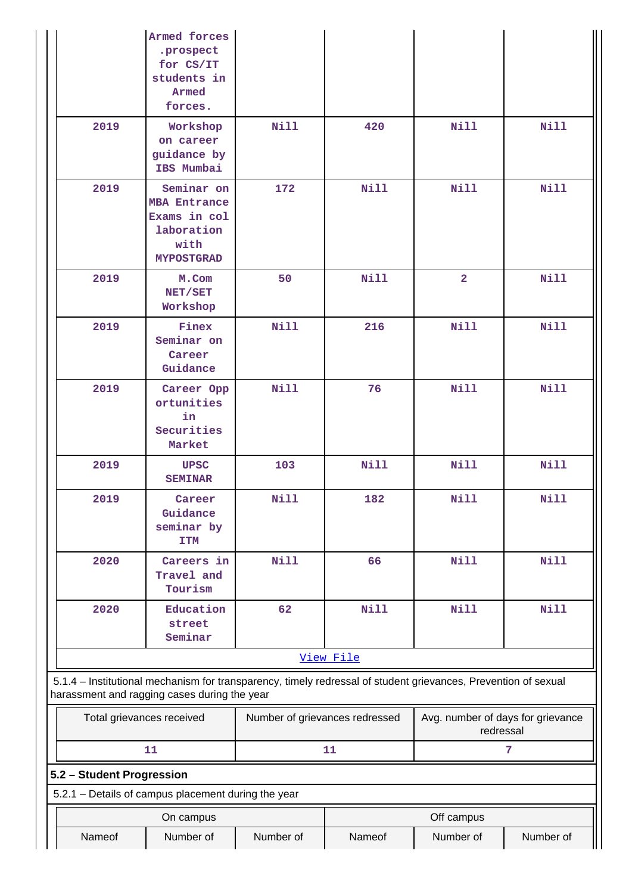| | | | | | |
|---|---|---|---|---|---|
| | Armed forces .prospect for CS/IT students in Armed forces. | | | | |
| 2019 | Workshop on career guidance by IBS Mumbai | Nill | 420 | Nill | Nill |
| 2019 | Seminar on MBA Entrance Exams in collaboration with MYPOSTGRAD | 172 | Nill | Nill | Nill |
| 2019 | M.Com NET/SET Workshop | 50 | Nill | 2 | Nill |
| 2019 | Finex Seminar on Career Guidance | Nill | 216 | Nill | Nill |
| 2019 | Career Opportunities in Securities Market | Nill | 76 | Nill | Nill |
| 2019 | UPSC SEMINAR | 103 | Nill | Nill | Nill |
| 2019 | Career Guidance seminar by ITM | Nill | 182 | Nill | Nill |
| 2020 | Careers in Travel and Tourism | Nill | 66 | Nill | Nill |
| 2020 | Education street Seminar | 62 | Nill | Nill | Nill |

View File

5.1.4 – Institutional mechanism for transparency, timely redressal of student grievances, Prevention of sexual harassment and ragging cases during the year

| Total grievances received | Number of grievances redressed | Avg. number of days for grievance redressal |
|---|---|---|
| 11 | 11 | 7 |

## 5.2 – Student Progression

5.2.1 – Details of campus placement during the year

| On campus | | | Off campus | | |
|---|---|---|---|---|---|
| Nameof | Number of | Number of | Nameof | Number of | Number of |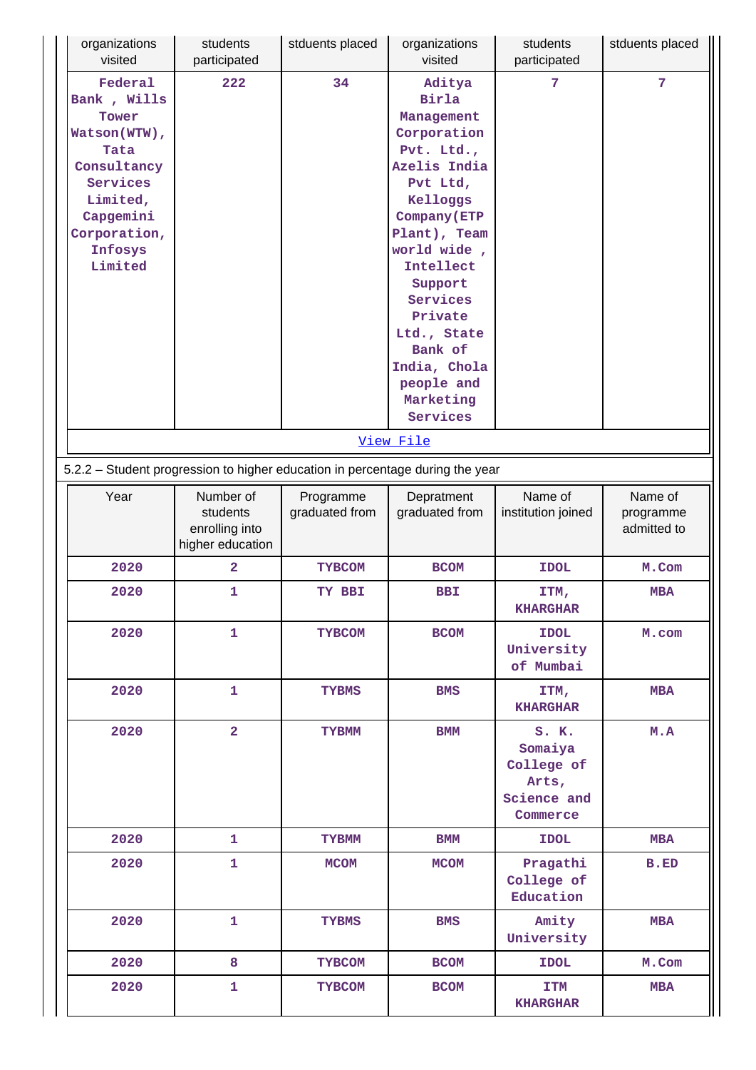| organizations visited | students participated | stduents placed | organizations visited | students participated | stduents placed |
|---|---|---|---|---|---|
| Federal Bank , Wills Tower Watson(WTW), Tata Consultancy Services Limited, Capgemini Corporation, Infosys Limited | 222 | 34 | Aditya Birla Management Corporation Pvt. Ltd., Azelis India Pvt Ltd, Kelloggs Company(ETP Plant), Team world wide , Intellect Support Services Private Ltd., State Bank of India, Chola people and Marketing Services | 7 | 7 |

View File

5.2.2 – Student progression to higher education in percentage during the year

| Year | Number of students enrolling into higher education | Programme graduated from | Depratment graduated from | Name of institution joined | Name of programme admitted to |
|---|---|---|---|---|---|
| 2020 | 2 | TYBCOM | BCOM | IDOL | M.Com |
| 2020 | 1 | TY BBI | BBI | ITM, KHARGHAR | MBA |
| 2020 | 1 | TYBCOM | BCOM | IDOL University of Mumbai | M.com |
| 2020 | 1 | TYBMS | BMS | ITM, KHARGHAR | MBA |
| 2020 | 2 | TYBMM | BMM | S. K. Somaiya College of Arts, Science and Commerce | M.A |
| 2020 | 1 | TYBMM | BMM | IDOL | MBA |
| 2020 | 1 | MCOM | MCOM | Pragathi College of Education | B.ED |
| 2020 | 1 | TYBMS | BMS | Amity University | MBA |
| 2020 | 8 | TYBCOM | BCOM | IDOL | M.Com |
| 2020 | 1 | TYBCOM | BCOM | ITM KHARGHAR | MBA |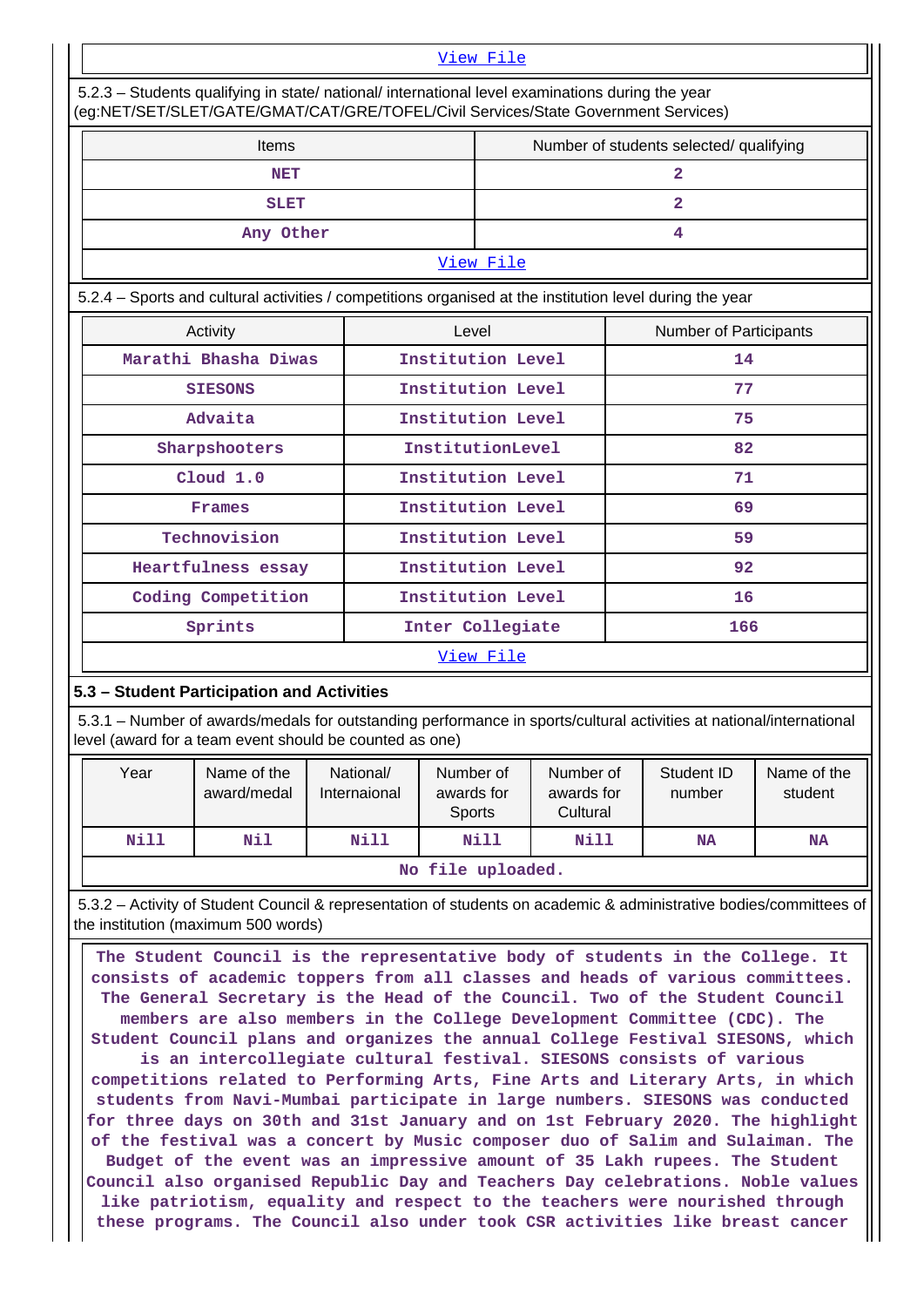View File

5.2.3 – Students qualifying in state/ national/ international level examinations during the year (eg:NET/SET/SLET/GATE/GMAT/CAT/GRE/TOFEL/Civil Services/State Government Services)

| Items | Number of students selected/ qualifying |
|---|---|
| NET | 2 |
| SLET | 2 |
| Any Other | 4 |
| View File | |

5.2.4 – Sports and cultural activities / competitions organised at the institution level during the year

| Activity | Level | Number of Participants |
|---|---|---|
| Marathi Bhasha Diwas | Institution Level | 14 |
| SIESONS | Institution Level | 77 |
| Advaita | Institution Level | 75 |
| Sharpshooters | InstitutionLevel | 82 |
| Cloud 1.0 | Institution Level | 71 |
| Frames | Institution Level | 69 |
| Technovision | Institution Level | 59 |
| Heartfulness essay | Institution Level | 92 |
| Coding Competition | Institution Level | 16 |
| Sprints | Inter Collegiate | 166 |
| View File | | |

### 5.3 – Student Participation and Activities

5.3.1 – Number of awards/medals for outstanding performance in sports/cultural activities at national/international level (award for a team event should be counted as one)

| Year | Name of the award/medal | National/ Internaional | Number of awards for Sports | Number of awards for Cultural | Student ID number | Name of the student |
|---|---|---|---|---|---|---|
| Nill | Nil | Nill | Nill | Nill | NA | NA |
| No file uploaded. | | | | | | |

5.3.2 – Activity of Student Council & representation of students on academic & administrative bodies/committees of the institution (maximum 500 words)

The Student Council is the representative body of students in the College. It consists of academic toppers from all classes and heads of various committees. The General Secretary is the Head of the Council. Two of the Student Council members are also members in the College Development Committee (CDC). The Student Council plans and organizes the annual College Festival SIESONS, which is an intercollegiate cultural festival. SIESONS consists of various competitions related to Performing Arts, Fine Arts and Literary Arts, in which students from Navi-Mumbai participate in large numbers. SIESONS was conducted for three days on 30th and 31st January and on 1st February 2020. The highlight of the festival was a concert by Music composer duo of Salim and Sulaiman. The Budget of the event was an impressive amount of 35 Lakh rupees. The Student Council also organised Republic Day and Teachers Day celebrations. Noble values like patriotism, equality and respect to the teachers were nourished through these programs. The Council also under took CSR activities like breast cancer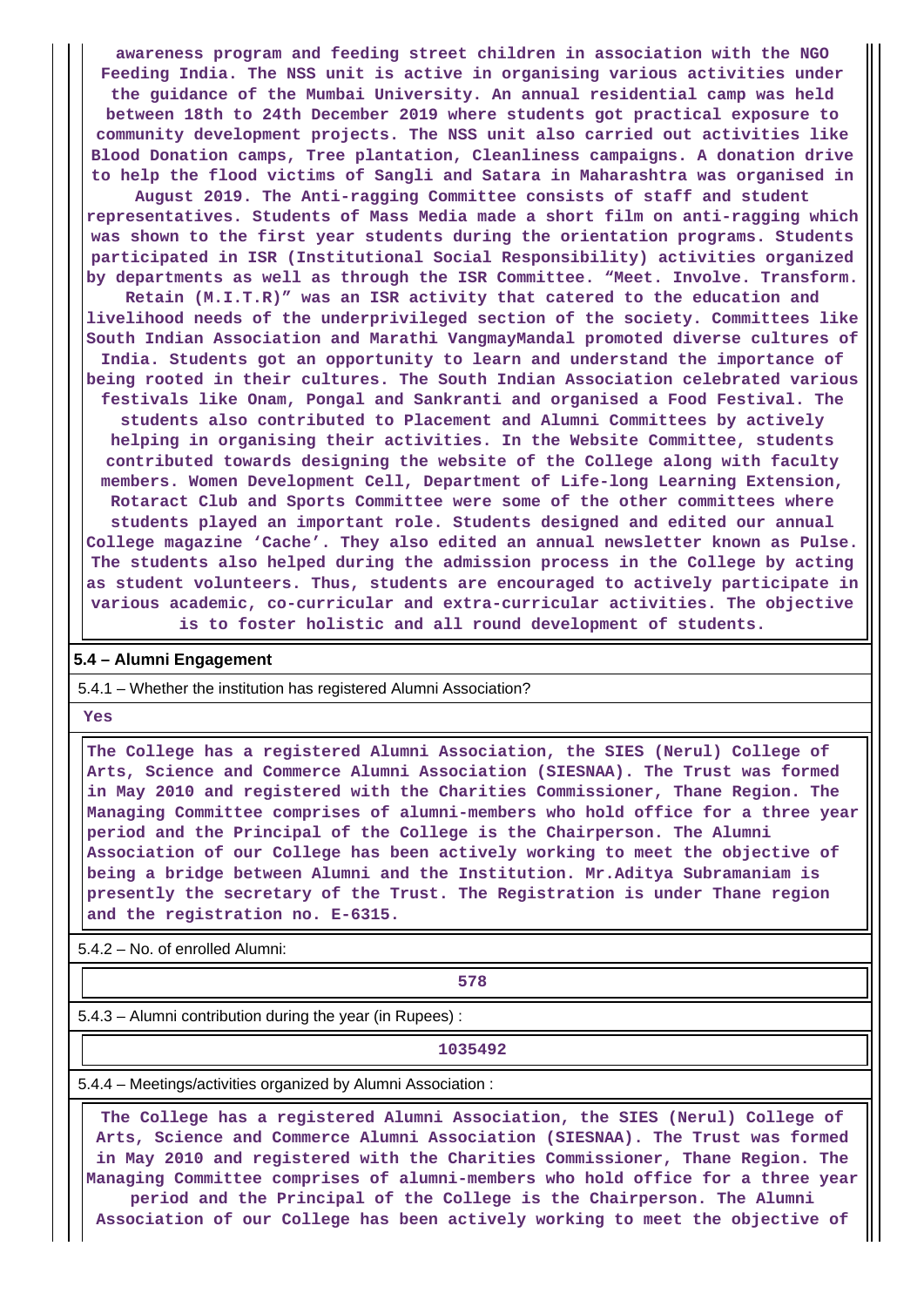awareness program and feeding street children in association with the NGO Feeding India. The NSS unit is active in organising various activities under the guidance of the Mumbai University. An annual residential camp was held between 18th to 24th December 2019 where students got practical exposure to community development projects. The NSS unit also carried out activities like Blood Donation camps, Tree plantation, Cleanliness campaigns. A donation drive to help the flood victims of Sangli and Satara in Maharashtra was organised in August 2019. The Anti-ragging Committee consists of staff and student representatives. Students of Mass Media made a short film on anti-ragging which was shown to the first year students during the orientation programs. Students participated in ISR (Institutional Social Responsibility) activities organized by departments as well as through the ISR Committee. "Meet. Involve. Transform. Retain (M.I.T.R)" was an ISR activity that catered to the education and livelihood needs of the underprivileged section of the society. Committees like South Indian Association and Marathi VangmayMandal promoted diverse cultures of India. Students got an opportunity to learn and understand the importance of being rooted in their cultures. The South Indian Association celebrated various festivals like Onam, Pongal and Sankranti and organised a Food Festival. The students also contributed to Placement and Alumni Committees by actively helping in organising their activities. In the Website Committee, students contributed towards designing the website of the College along with faculty members. Women Development Cell, Department of Life-long Learning Extension, Rotaract Club and Sports Committee were some of the other committees where students played an important role. Students designed and edited our annual College magazine 'Cache'. They also edited an annual newsletter known as Pulse. The students also helped during the admission process in the College by acting as student volunteers. Thus, students are encouraged to actively participate in various academic, co-curricular and extra-curricular activities. The objective is to foster holistic and all round development of students.

**5.4 – Alumni Engagement**

5.4.1 – Whether the institution has registered Alumni Association?

Yes

The College has a registered Alumni Association, the SIES (Nerul) College of Arts, Science and Commerce Alumni Association (SIESNAA). The Trust was formed in May 2010 and registered with the Charities Commissioner, Thane Region. The Managing Committee comprises of alumni-members who hold office for a three year period and the Principal of the College is the Chairperson. The Alumni Association of our College has been actively working to meet the objective of being a bridge between Alumni and the Institution. Mr.Aditya Subramaniam is presently the secretary of the Trust. The Registration is under Thane region and the registration no. E-6315.

5.4.2 – No. of enrolled Alumni:

578

5.4.3 – Alumni contribution during the year (in Rupees) :

1035492

5.4.4 – Meetings/activities organized by Alumni Association :

The College has a registered Alumni Association, the SIES (Nerul) College of Arts, Science and Commerce Alumni Association (SIESNAA). The Trust was formed in May 2010 and registered with the Charities Commissioner, Thane Region. The Managing Committee comprises of alumni-members who hold office for a three year period and the Principal of the College is the Chairperson. The Alumni Association of our College has been actively working to meet the objective of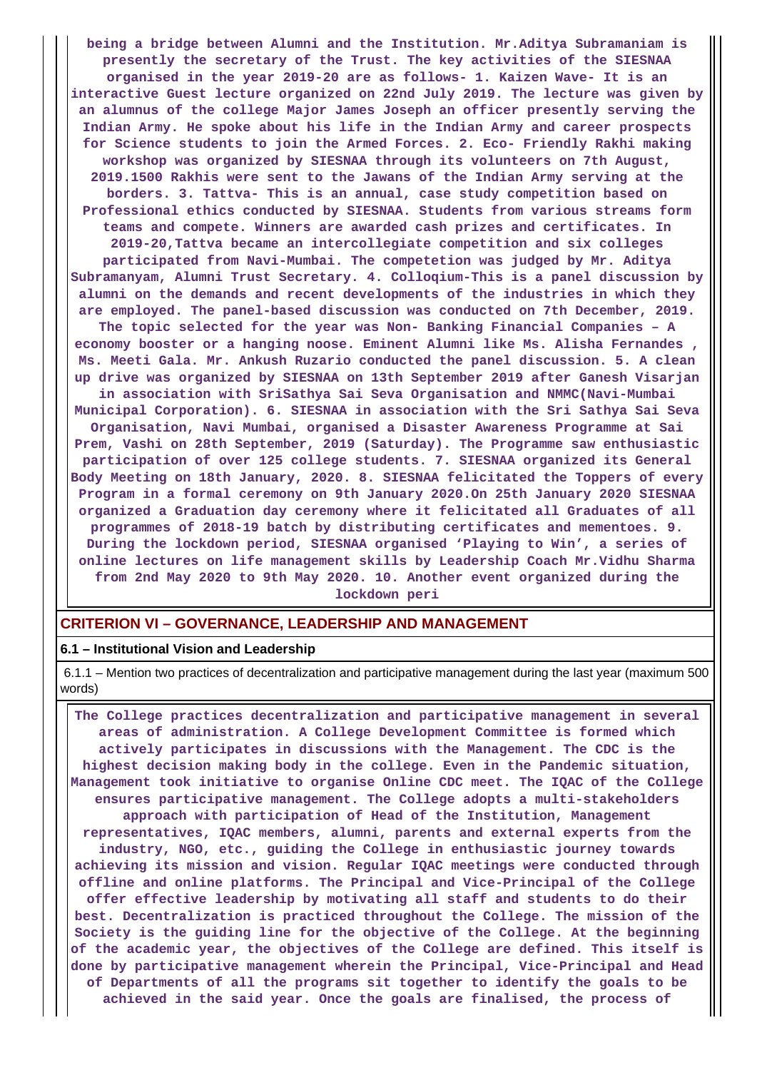being a bridge between Alumni and the Institution. Mr.Aditya Subramaniam is presently the secretary of the Trust. The key activities of the SIESNAA organised in the year 2019-20 are as follows- 1. Kaizen Wave- It is an interactive Guest lecture organized on 22nd July 2019. The lecture was given by an alumnus of the college Major James Joseph an officer presently serving the Indian Army. He spoke about his life in the Indian Army and career prospects for Science students to join the Armed Forces. 2. Eco- Friendly Rakhi making workshop was organized by SIESNAA through its volunteers on 7th August, 2019.1500 Rakhis were sent to the Jawans of the Indian Army serving at the borders. 3. Tattva- This is an annual, case study competition based on Professional ethics conducted by SIESNAA. Students from various streams form teams and compete. Winners are awarded cash prizes and certificates. In 2019-20,Tattva became an intercollegiate competition and six colleges participated from Navi-Mumbai. The competetion was judged by Mr. Aditya Subramanyam, Alumni Trust Secretary. 4. Colloqium-This is a panel discussion by alumni on the demands and recent developments of the industries in which they are employed. The panel-based discussion was conducted on 7th December, 2019. The topic selected for the year was Non- Banking Financial Companies – A economy booster or a hanging noose. Eminent Alumni like Ms. Alisha Fernandes , Ms. Meeti Gala. Mr. Ankush Ruzario conducted the panel discussion. 5. A clean up drive was organized by SIESNAA on 13th September 2019 after Ganesh Visarjan in association with SriSathya Sai Seva Organisation and NMMC(Navi-Mumbai Municipal Corporation). 6. SIESNAA in association with the Sri Sathya Sai Seva Organisation, Navi Mumbai, organised a Disaster Awareness Programme at Sai Prem, Vashi on 28th September, 2019 (Saturday). The Programme saw enthusiastic participation of over 125 college students. 7. SIESNAA organized its General Body Meeting on 18th January, 2020. 8. SIESNAA felicitated the Toppers of every Program in a formal ceremony on 9th January 2020.On 25th January 2020 SIESNAA organized a Graduation day ceremony where it felicitated all Graduates of all programmes of 2018-19 batch by distributing certificates and mementoes. 9. During the lockdown period, SIESNAA organised 'Playing to Win', a series of online lectures on life management skills by Leadership Coach Mr.Vidhu Sharma from 2nd May 2020 to 9th May 2020. 10. Another event organized during the lockdown peri

## CRITERION VI – GOVERNANCE, LEADERSHIP AND MANAGEMENT

### 6.1 – Institutional Vision and Leadership

6.1.1 – Mention two practices of decentralization and participative management during the last year (maximum 500 words)

The College practices decentralization and participative management in several areas of administration. A College Development Committee is formed which actively participates in discussions with the Management. The CDC is the highest decision making body in the college. Even in the Pandemic situation, Management took initiative to organise Online CDC meet. The IQAC of the College ensures participative management. The College adopts a multi-stakeholders approach with participation of Head of the Institution, Management representatives, IQAC members, alumni, parents and external experts from the industry, NGO, etc., guiding the College in enthusiastic journey towards achieving its mission and vision. Regular IQAC meetings were conducted through offline and online platforms. The Principal and Vice-Principal of the College offer effective leadership by motivating all staff and students to do their best. Decentralization is practiced throughout the College. The mission of the Society is the guiding line for the objective of the College. At the beginning of the academic year, the objectives of the College are defined. This itself is done by participative management wherein the Principal, Vice-Principal and Head of Departments of all the programs sit together to identify the goals to be achieved in the said year. Once the goals are finalised, the process of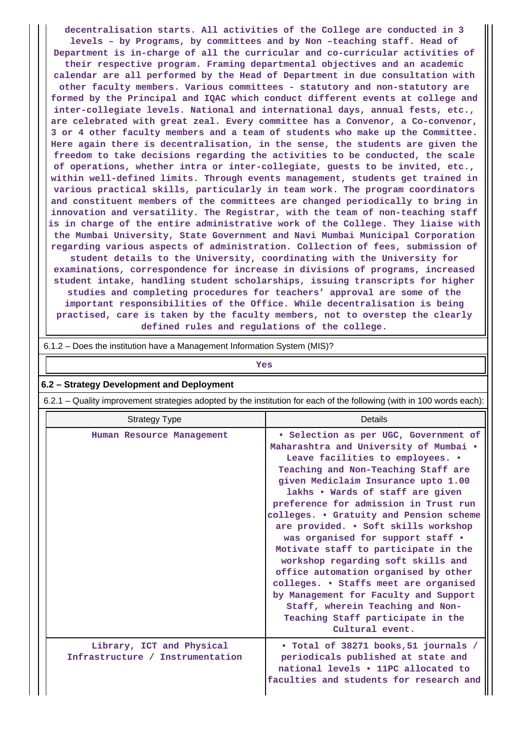decentralisation starts. All activities of the College are conducted in 3 levels – by Programs, by committees and by Non –teaching staff. Head of Department is in-charge of all the curricular and co-curricular activities of their respective program. Framing departmental objectives and an academic calendar are all performed by the Head of Department in due consultation with other faculty members. Various committees - statutory and non-statutory are formed by the Principal and IQAC which conduct different events at college and inter-collegiate levels. National and international days, annual fests, etc., are celebrated with great zeal. Every committee has a Convenor, a Co-convenor, 3 or 4 other faculty members and a team of students who make up the Committee. Here again there is decentralisation, in the sense, the students are given the freedom to take decisions regarding the activities to be conducted, the scale of operations, whether intra or inter-collegiate, guests to be invited, etc., within well-defined limits. Through events management, students get trained in various practical skills, particularly in team work. The program coordinators and constituent members of the committees are changed periodically to bring in innovation and versatility. The Registrar, with the team of non-teaching staff is in charge of the entire administrative work of the College. They liaise with the Mumbai University, State Government and Navi Mumbai Municipal Corporation regarding various aspects of administration. Collection of fees, submission of student details to the University, coordinating with the University for examinations, correspondence for increase in divisions of programs, increased student intake, handling student scholarships, issuing transcripts for higher studies and completing procedures for teachers' approval are some of the important responsibilities of the Office. While decentralisation is being practised, care is taken by the faculty members, not to overstep the clearly defined rules and regulations of the college.

6.1.2 – Does the institution have a Management Information System (MIS)?

Yes

## 6.2 – Strategy Development and Deployment

6.2.1 – Quality improvement strategies adopted by the institution for each of the following (with in 100 words each):

| Strategy Type | Details |
|---|---|
| Human Resource Management | • Selection as per UGC, Government of Maharashtra and University of Mumbai • Leave facilities to employees. • Teaching and Non-Teaching Staff are given Mediclaim Insurance upto 1.00 lakhs • Wards of staff are given preference for admission in Trust run colleges. • Gratuity and Pension scheme are provided. • Soft skills workshop was organised for support staff • Motivate staff to participate in the workshop regarding soft skills and office automation organised by other colleges. • Staffs meet are organised by Management for Faculty and Support Staff, wherein Teaching and Non-Teaching Staff participate in the Cultural event. |
| Library, ICT and Physical Infrastructure / Instrumentation | • Total of 38271 books,51 journals / periodicals published at state and national levels • 11PC allocated to faculties and students for research and |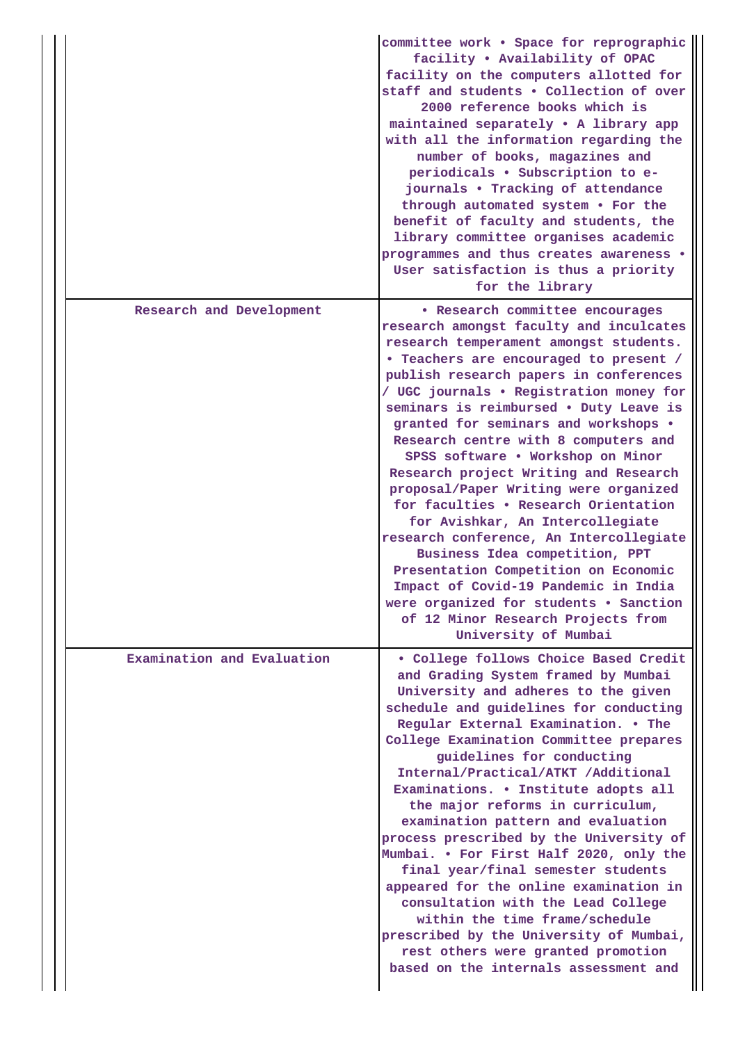| | |
|---|---|
| | committee work • Space for reprographic facility • Availability of OPAC facility on the computers allotted for staff and students • Collection of over 2000 reference books which is maintained separately • A library app with all the information regarding the number of books, magazines and periodicals • Subscription to e-journals • Tracking of attendance through automated system • For the benefit of faculty and students, the library committee organises academic programmes and thus creates awareness • User satisfaction is thus a priority for the library |
| Research and Development | • Research committee encourages research amongst faculty and inculcates research temperament amongst students. • Teachers are encouraged to present / publish research papers in conferences / UGC journals • Registration money for seminars is reimbursed • Duty Leave is granted for seminars and workshops • Research centre with 8 computers and SPSS software • Workshop on Minor Research project Writing and Research proposal/Paper Writing were organized for faculties • Research Orientation for Avishkar, An Intercollegiate research conference, An Intercollegiate Business Idea competition, PPT Presentation Competition on Economic Impact of Covid-19 Pandemic in India were organized for students • Sanction of 12 Minor Research Projects from University of Mumbai |
| Examination and Evaluation | • College follows Choice Based Credit and Grading System framed by Mumbai University and adheres to the given schedule and guidelines for conducting Regular External Examination. • The College Examination Committee prepares guidelines for conducting Internal/Practical/ATKT /Additional Examinations. • Institute adopts all the major reforms in curriculum, examination pattern and evaluation process prescribed by the University of Mumbai. • For First Half 2020, only the final year/final semester students appeared for the online examination in consultation with the Lead College within the time frame/schedule prescribed by the University of Mumbai, rest others were granted promotion based on the internals assessment and |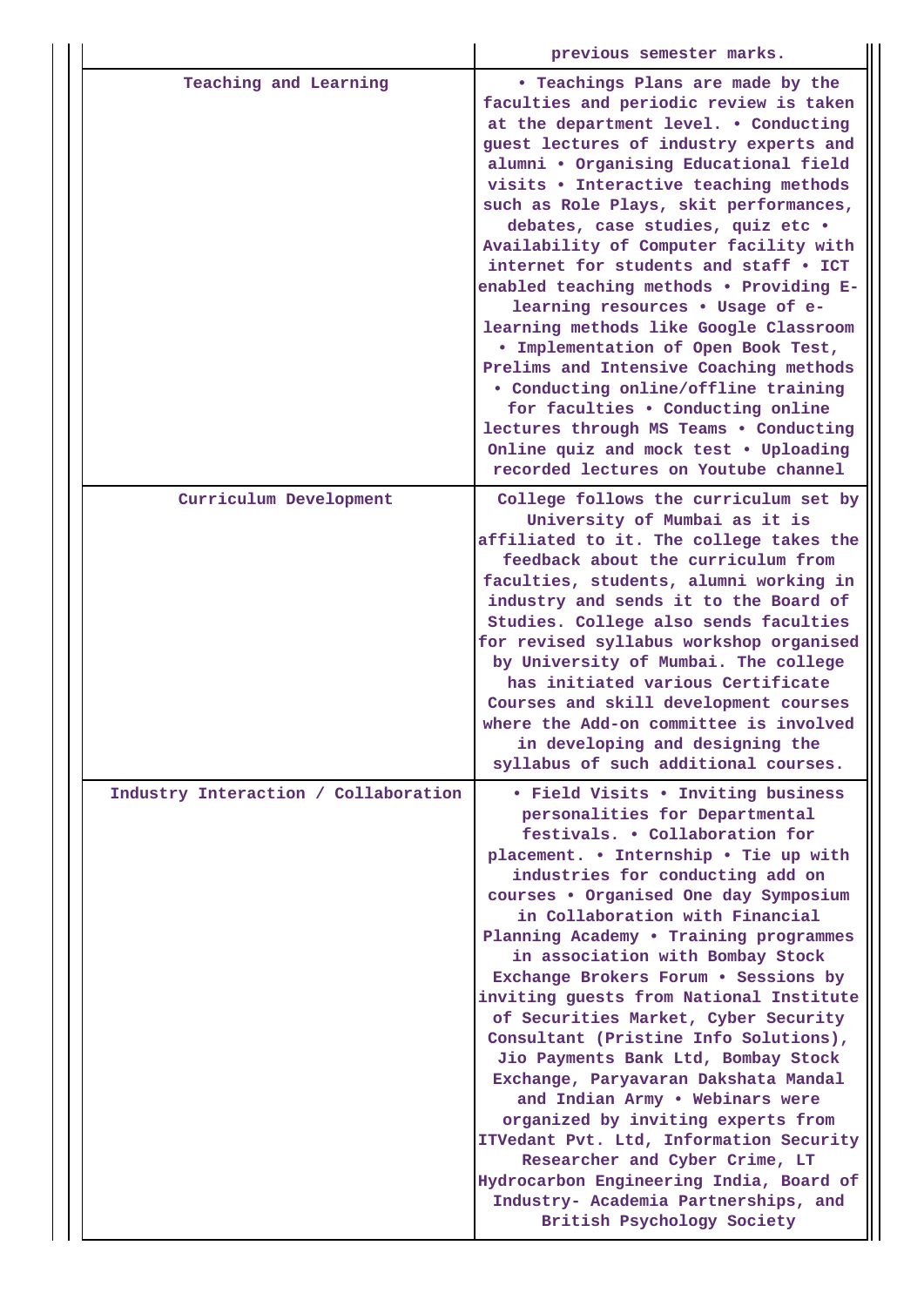| | |
|---|---|
| | previous semester marks. |
| Teaching and Learning | • Teachings Plans are made by the faculties and periodic review is taken at the department level. • Conducting guest lectures of industry experts and alumni • Organising Educational field visits • Interactive teaching methods such as Role Plays, skit performances, debates, case studies, quiz etc • Availability of Computer facility with internet for students and staff • ICT enabled teaching methods • Providing E-learning resources • Usage of e-learning methods like Google Classroom • Implementation of Open Book Test, Prelims and Intensive Coaching methods • Conducting online/offline training for faculties • Conducting online lectures through MS Teams • Conducting Online quiz and mock test • Uploading recorded lectures on Youtube channel |
| Curriculum Development | College follows the curriculum set by University of Mumbai as it is affiliated to it. The college takes the feedback about the curriculum from faculties, students, alumni working in industry and sends it to the Board of Studies. College also sends faculties for revised syllabus workshop organised by University of Mumbai. The college has initiated various Certificate Courses and skill development courses where the Add-on committee is involved in developing and designing the syllabus of such additional courses. |
| Industry Interaction / Collaboration | • Field Visits • Inviting business personalities for Departmental festivals. • Collaboration for placement. • Internship • Tie up with industries for conducting add on courses • Organised One day Symposium in Collaboration with Financial Planning Academy • Training programmes in association with Bombay Stock Exchange Brokers Forum • Sessions by inviting guests from National Institute of Securities Market, Cyber Security Consultant (Pristine Info Solutions), Jio Payments Bank Ltd, Bombay Stock Exchange, Paryavaran Dakshata Mandal and Indian Army • Webinars were organized by inviting experts from ITVedant Pvt. Ltd, Information Security Researcher and Cyber Crime, LT Hydrocarbon Engineering India, Board of Industry- Academia Partnerships, and British Psychology Society |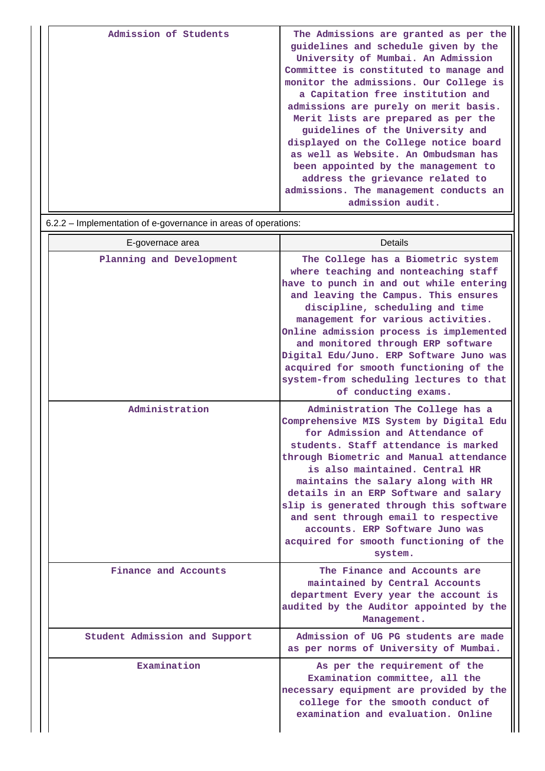| Admission of Students | The Admissions are granted as per the guidelines and schedule given by the University of Mumbai. An Admission Committee is constituted to manage and monitor the admissions. Our College is a Capitation free institution and admissions are purely on merit basis. Merit lists are prepared as per the guidelines of the University and displayed on the College notice board as well as Website. An Ombudsman has been appointed by the management to address the grievance related to admissions. The management conducts an admission audit. |
|---|---|

6.2.2 – Implementation of e-governance in areas of operations:

| E-governace area | Details |
|---|---|
| Planning and Development | The College has a Biometric system where teaching and nonteaching staff have to punch in and out while entering and leaving the Campus. This ensures discipline, scheduling and time management for various activities. Online admission process is implemented and monitored through ERP software Digital Edu/Juno. ERP Software Juno was acquired for smooth functioning of the system-from scheduling lectures to that of conducting exams. |
| Administration | Administration The College has a Comprehensive MIS System by Digital Edu for Admission and Attendance of students. Staff attendance is marked through Biometric and Manual attendance is also maintained. Central HR maintains the salary along with HR details in an ERP Software and salary slip is generated through this software and sent through email to respective accounts. ERP Software Juno was acquired for smooth functioning of the system. |
| Finance and Accounts | The Finance and Accounts are maintained by Central Accounts department Every year the account is audited by the Auditor appointed by the Management. |
| Student Admission and Support | Admission of UG PG students are made as per norms of University of Mumbai. |
| Examination | As per the requirement of the Examination committee, all the necessary equipment are provided by the college for the smooth conduct of examination and evaluation. Online |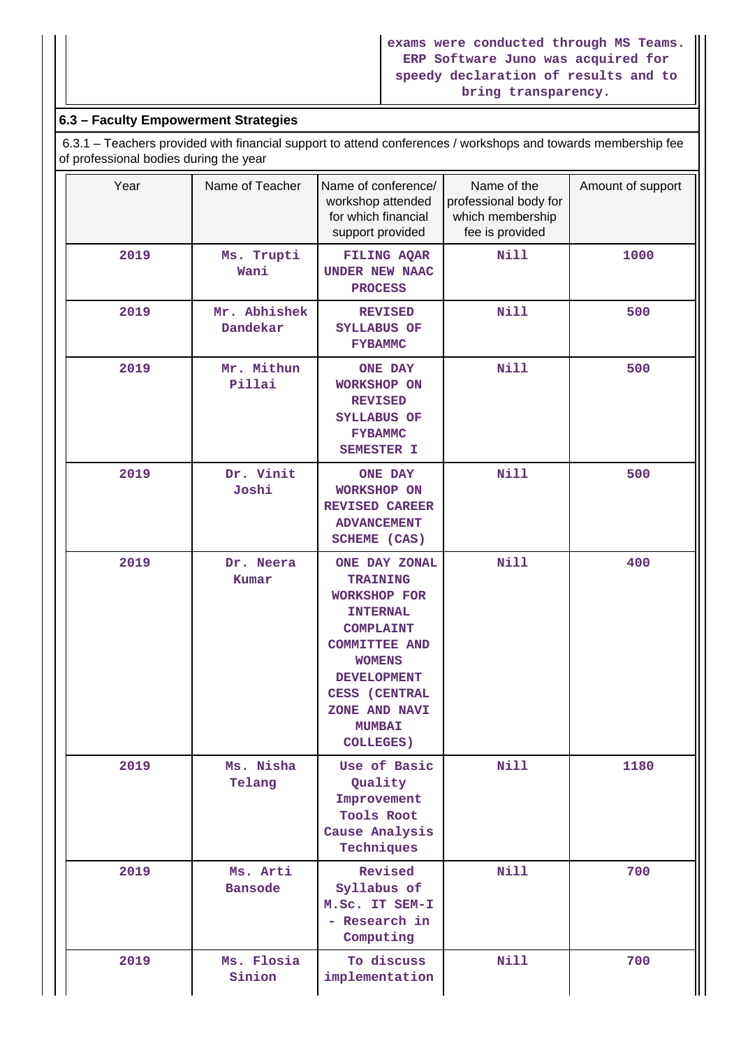| | exams were conducted through MS Teams. ERP Software Juno was acquired for speedy declaration of results and to bring transparency. |
|---|---|

## 6.3 – Faculty Empowerment Strategies

6.3.1 – Teachers provided with financial support to attend conferences / workshops and towards membership fee of professional bodies during the year

| Year | Name of Teacher | Name of conference/ workshop attended for which financial support provided | Name of the professional body for which membership fee is provided | Amount of support |
|---|---|---|---|---|
| 2019 | Ms. Trupti Wani | FILING AQAR UNDER NEW NAAC PROCESS | Nill | 1000 |
| 2019 | Mr. Abhishek Dandekar | REVISED SYLLABUS OF FYBAMMC | Nill | 500 |
| 2019 | Mr. Mithun Pillai | ONE DAY WORKSHOP ON REVISED SYLLABUS OF FYBAMMC SEMESTER I | Nill | 500 |
| 2019 | Dr. Vinit Joshi | ONE DAY WORKSHOP ON REVISED CAREER ADVANCEMENT SCHEME (CAS) | Nill | 500 |
| 2019 | Dr. Neera Kumar | ONE DAY ZONAL TRAINING WORKSHOP FOR INTERNAL COMPLAINT COMMITTEE AND WOMENS DEVELOPMENT CESS (CENTRAL ZONE AND NAVI MUMBAI COLLEGES) | Nill | 400 |
| 2019 | Ms. Nisha Telang | Use of Basic Quality Improvement Tools Root Cause Analysis Techniques | Nill | 1180 |
| 2019 | Ms. Arti Bansode | Revised Syllabus of M.Sc. IT SEM-I - Research in Computing | Nill | 700 |
| 2019 | Ms. Flosia Sinion | To discuss implementation | Nill | 700 |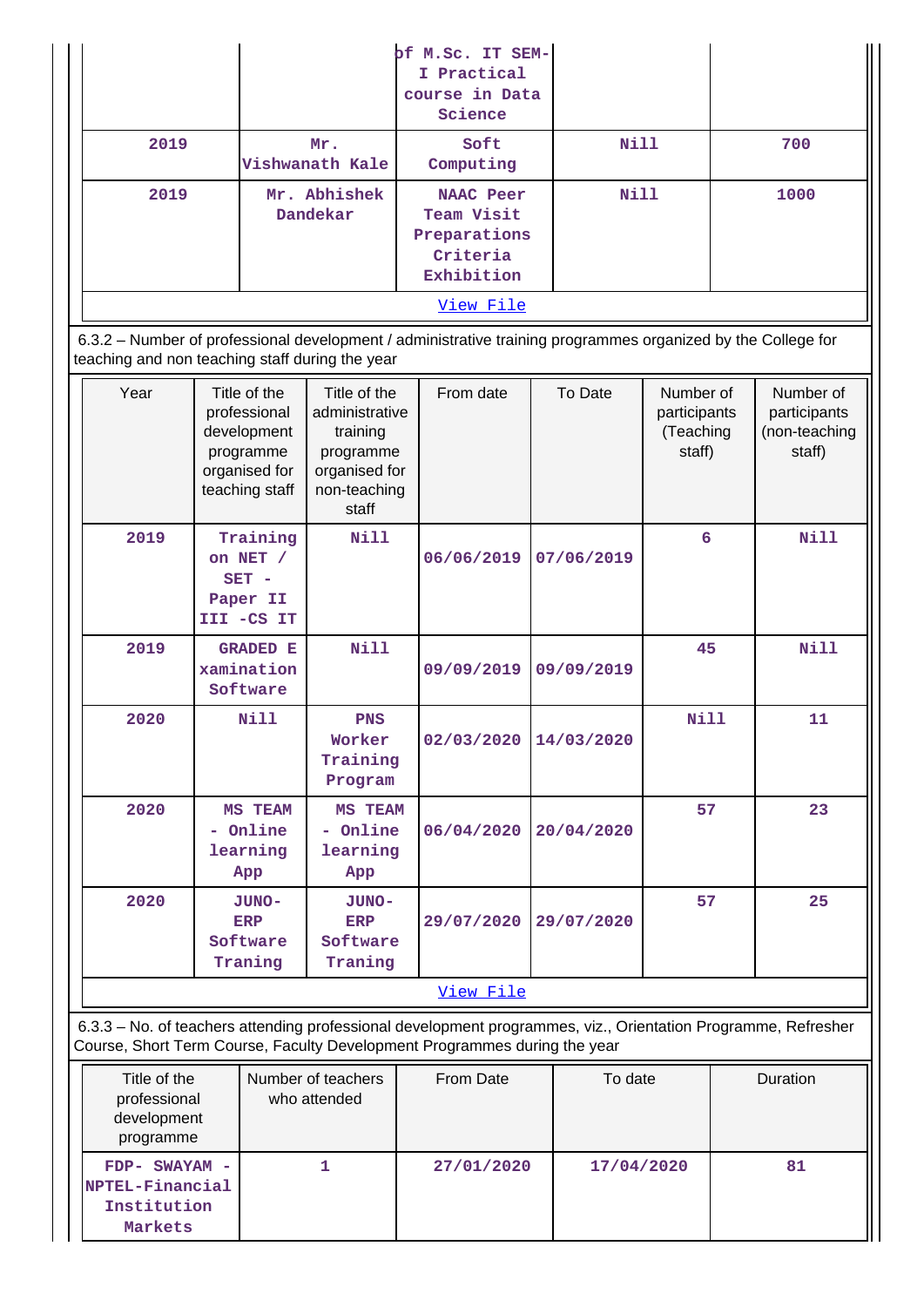| | | of M.Sc. IT SEM-I Practical course in Data Science | | |
|---|---|---|---|---|
| 2019 | Mr. Vishwanath Kale | Soft Computing | Nill | 700 |
| 2019 | Mr. Abhishek Dandekar | NAAC Peer Team Visit Preparations Criteria Exhibition | Nill | 1000 |

View File

6.3.2 – Number of professional development / administrative training programmes organized by the College for teaching and non teaching staff during the year

| Year | Title of the professional development programme organised for teaching staff | Title of the administrative training programme organised for non-teaching staff | From date | To Date | Number of participants (Teaching staff) | Number of participants (non-teaching staff) |
|---|---|---|---|---|---|---|
| 2019 | Training on NET / SET - Paper II III -CS IT | Nill | 06/06/2019 | 07/06/2019 | 6 | Nill |
| 2019 | GRADED E xamination Software | Nill | 09/09/2019 | 09/09/2019 | 45 | Nill |
| 2020 | Nill | PNS Worker Training Program | 02/03/2020 | 14/03/2020 | Nill | 11 |
| 2020 | MS TEAM - Online learning App | MS TEAM - Online learning App | 06/04/2020 | 20/04/2020 | 57 | 23 |
| 2020 | JUNO-ERP Software Traning | JUNO-ERP Software Traning | 29/07/2020 | 29/07/2020 | 57 | 25 |

View File

6.3.3 – No. of teachers attending professional development programmes, viz., Orientation Programme, Refresher Course, Short Term Course, Faculty Development Programmes during the year

| Title of the professional development programme | Number of teachers who attended | From Date | To date | Duration |
|---|---|---|---|---|
| FDP- SWAYAM - NPTEL-Financial Institution Markets | 1 | 27/01/2020 | 17/04/2020 | 81 |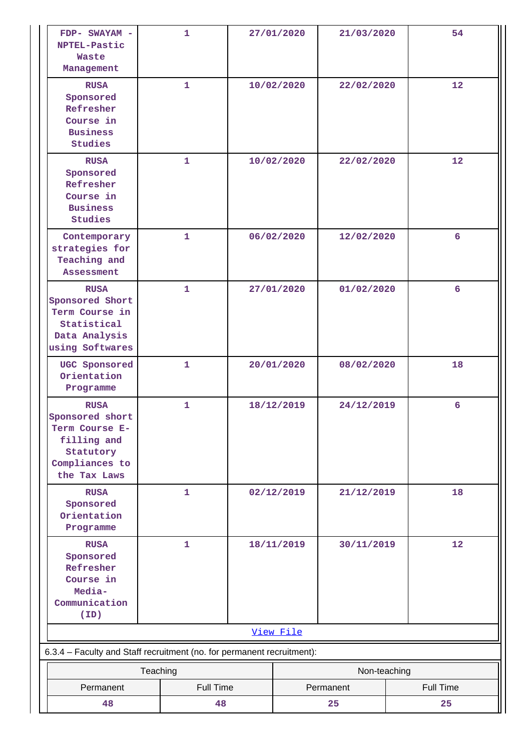| | | | | |
|---|---|---|---|---|
| FDP- SWAYAM - NPTEL-Pastic Waste Management | 1 | 27/01/2020 | 21/03/2020 | 54 |
| RUSA Sponsored Refresher Course in Business Studies | 1 | 10/02/2020 | 22/02/2020 | 12 |
| RUSA Sponsored Refresher Course in Business Studies | 1 | 10/02/2020 | 22/02/2020 | 12 |
| Contemporary strategies for Teaching and Assessment | 1 | 06/02/2020 | 12/02/2020 | 6 |
| RUSA Sponsored Short Term Course in Statistical Data Analysis using Softwares | 1 | 27/01/2020 | 01/02/2020 | 6 |
| UGC Sponsored Orientation Programme | 1 | 20/01/2020 | 08/02/2020 | 18 |
| RUSA Sponsored short Term Course E-filling and Statutory Compliances to the Tax Laws | 1 | 18/12/2019 | 24/12/2019 | 6 |
| RUSA Sponsored Orientation Programme | 1 | 02/12/2019 | 21/12/2019 | 18 |
| RUSA Sponsored Refresher Course in Media-Communication (ID) | 1 | 18/11/2019 | 30/11/2019 | 12 |

View File

6.3.4 – Faculty and Staff recruitment (no. for permanent recruitment):

| Teaching | | Non-teaching | |
|---|---|---|---|
| Permanent | Full Time | Permanent | Full Time |
| 48 | 48 | 25 | 25 |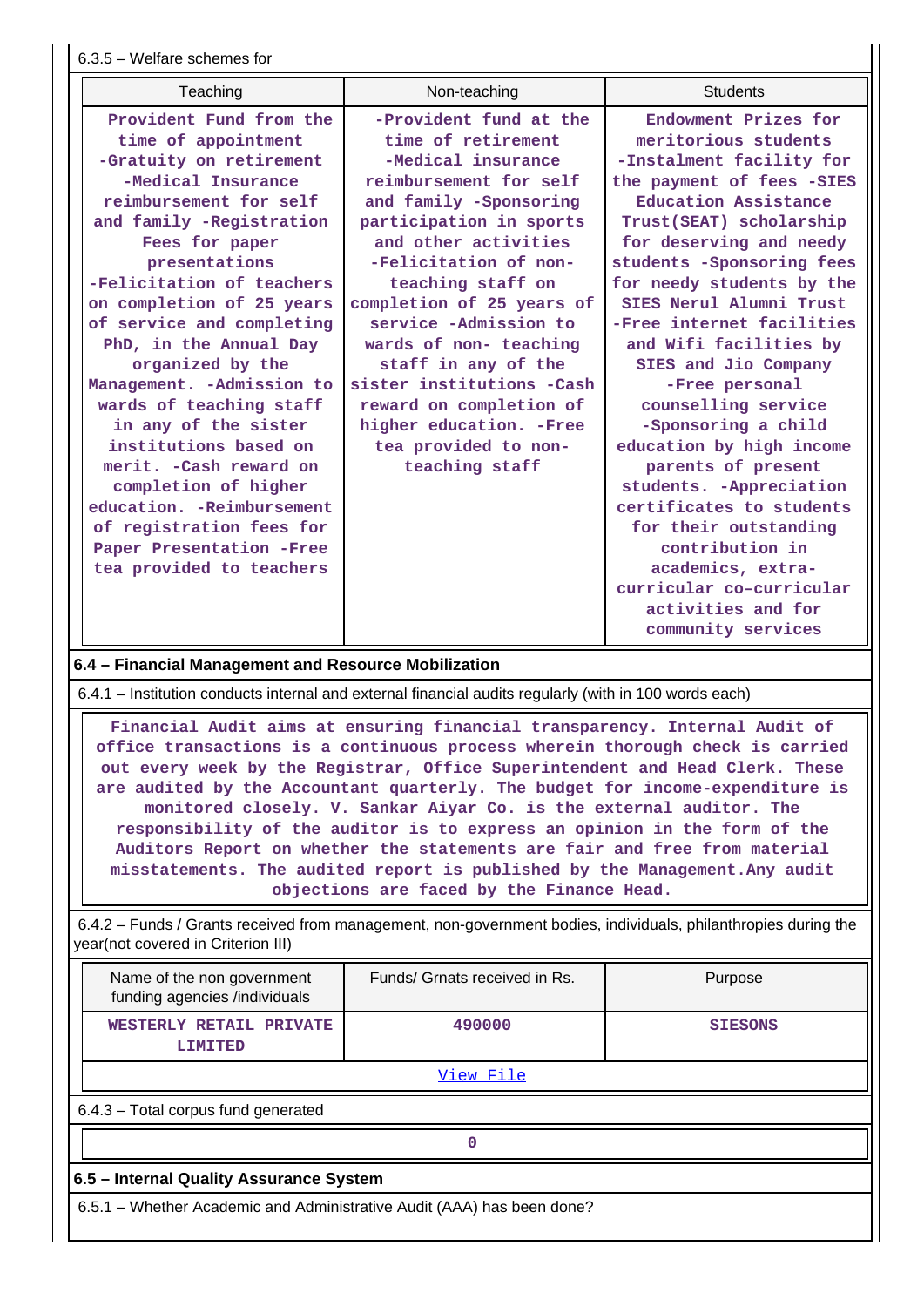6.3.5 – Welfare schemes for

| Teaching | Non-teaching | Students |
|---|---|---|
| Provident Fund from the time of appointment -Gratuity on retirement -Medical Insurance reimbursement for self and family -Registration Fees for paper presentations -Felicitation of teachers on completion of 25 years of service and completing PhD, in the Annual Day organized by the Management. -Admission to wards of teaching staff in any of the sister institutions based on merit. -Cash reward on completion of higher education. -Reimbursement of registration fees for Paper Presentation -Free tea provided to teachers | -Provident fund at the time of retirement -Medical insurance reimbursement for self and family -Sponsoring participation in sports and other activities -Felicitation of non-teaching staff on completion of 25 years of service -Admission to wards of non- teaching staff in any of the sister institutions -Cash reward on completion of higher education. -Free tea provided to non-teaching staff | Endowment Prizes for meritorious students -Instalment facility for the payment of fees -SIES Education Assistance Trust(SEAT) scholarship for deserving and needy students -Sponsoring fees for needy students by the SIES Nerul Alumni Trust -Free internet facilities and Wifi facilities by SIES and Jio Company -Free personal counselling service -Sponsoring a child education by high income parents of present students. -Appreciation certificates to students for their outstanding contribution in academics, extra-curricular co–curricular activities and for community services |

**6.4 – Financial Management and Resource Mobilization**

6.4.1 – Institution conducts internal and external financial audits regularly (with in 100 words each)

Financial Audit aims at ensuring financial transparency. Internal Audit of office transactions is a continuous process wherein thorough check is carried out every week by the Registrar, Office Superintendent and Head Clerk. These are audited by the Accountant quarterly. The budget for income-expenditure is monitored closely. V. Sankar Aiyar Co. is the external auditor. The responsibility of the auditor is to express an opinion in the form of the Auditors Report on whether the statements are fair and free from material misstatements. The audited report is published by the Management.Any audit objections are faced by the Finance Head.

6.4.2 – Funds / Grants received from management, non-government bodies, individuals, philanthropies during the year(not covered in Criterion III)

| Name of the non government funding agencies /individuals | Funds/ Grnats received in Rs. | Purpose |
|---|---|---|
| WESTERLY RETAIL PRIVATE LIMITED | 490000 | SIESONS |

View File

6.4.3 – Total corpus fund generated

0

**6.5 – Internal Quality Assurance System**

6.5.1 – Whether Academic and Administrative Audit (AAA) has been done?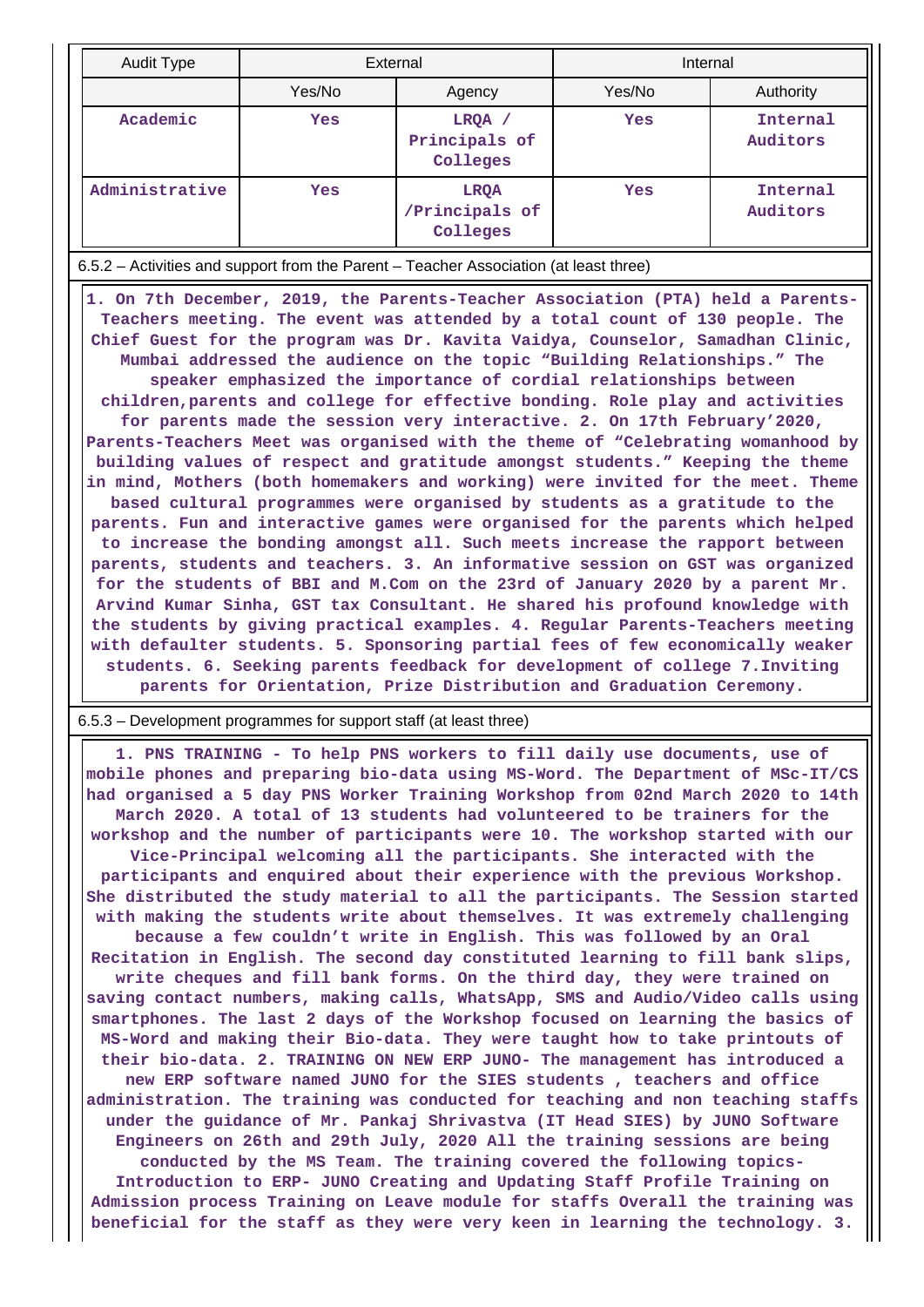| Audit Type | External | | Internal | |
|---|---|---|---|---|
| | Yes/No | Agency | Yes/No | Authority |
| Academic | Yes | LRQA / Principals of Colleges | Yes | Internal Auditors |
| Administrative | Yes | LRQA /Principals of Colleges | Yes | Internal Auditors |

6.5.2 – Activities and support from the Parent – Teacher Association (at least three)

1. On 7th December, 2019, the Parents-Teacher Association (PTA) held a Parents-Teachers meeting. The event was attended by a total count of 130 people. The Chief Guest for the program was Dr. Kavita Vaidya, Counselor, Samadhan Clinic, Mumbai addressed the audience on the topic "Building Relationships." The speaker emphasized the importance of cordial relationships between children,parents and college for effective bonding. Role play and activities for parents made the session very interactive. 2. On 17th February'2020, Parents-Teachers Meet was organised with the theme of "Celebrating womanhood by building values of respect and gratitude amongst students." Keeping the theme in mind, Mothers (both homemakers and working) were invited for the meet. Theme based cultural programmes were organised by students as a gratitude to the parents. Fun and interactive games were organised for the parents which helped to increase the bonding amongst all. Such meets increase the rapport between parents, students and teachers. 3. An informative session on GST was organized for the students of BBI and M.Com on the 23rd of January 2020 by a parent Mr. Arvind Kumar Sinha, GST tax Consultant. He shared his profound knowledge with the students by giving practical examples. 4. Regular Parents-Teachers meeting with defaulter students. 5. Sponsoring partial fees of few economically weaker students. 6. Seeking parents feedback for development of college 7.Inviting parents for Orientation, Prize Distribution and Graduation Ceremony.

6.5.3 – Development programmes for support staff (at least three)

1. PNS TRAINING - To help PNS workers to fill daily use documents, use of mobile phones and preparing bio-data using MS-Word. The Department of MSc-IT/CS had organised a 5 day PNS Worker Training Workshop from 02nd March 2020 to 14th March 2020. A total of 13 students had volunteered to be trainers for the workshop and the number of participants were 10. The workshop started with our Vice-Principal welcoming all the participants. She interacted with the participants and enquired about their experience with the previous Workshop. She distributed the study material to all the participants. The Session started with making the students write about themselves. It was extremely challenging because a few couldn't write in English. This was followed by an Oral Recitation in English. The second day constituted learning to fill bank slips, write cheques and fill bank forms. On the third day, they were trained on saving contact numbers, making calls, WhatsApp, SMS and Audio/Video calls using smartphones. The last 2 days of the Workshop focused on learning the basics of MS-Word and making their Bio-data. They were taught how to take printouts of their bio-data. 2. TRAINING ON NEW ERP JUNO- The management has introduced a new ERP software named JUNO for the SIES students , teachers and office administration. The training was conducted for teaching and non teaching staffs under the guidance of Mr. Pankaj Shrivastva (IT Head SIES) by JUNO Software Engineers on 26th and 29th July, 2020 All the training sessions are being conducted by the MS Team. The training covered the following topics- Introduction to ERP- JUNO Creating and Updating Staff Profile Training on Admission process Training on Leave module for staffs Overall the training was beneficial for the staff as they were very keen in learning the technology. 3.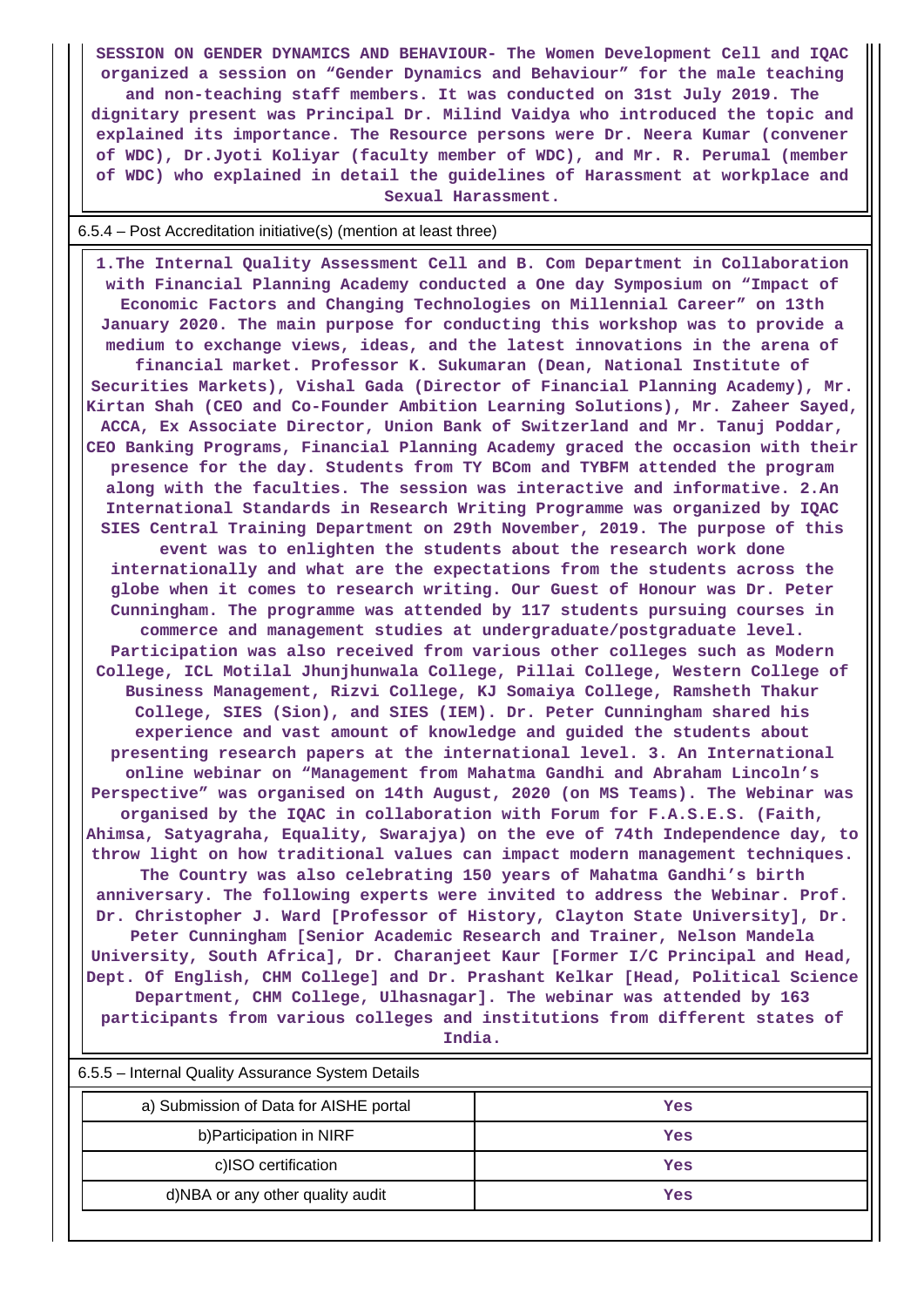**SESSION ON GENDER DYNAMICS AND BEHAVIOUR- The Women Development Cell and IQAC organized a session on "Gender Dynamics and Behaviour" for the male teaching and non-teaching staff members. It was conducted on 31st July 2019. The dignitary present was Principal Dr. Milind Vaidya who introduced the topic and explained its importance. The Resource persons were Dr. Neera Kumar (convener of WDC), Dr.Jyoti Koliyar (faculty member of WDC), and Mr. R. Perumal (member of WDC) who explained in detail the guidelines of Harassment at workplace and Sexual Harassment.**

6.5.4 – Post Accreditation initiative(s) (mention at least three)

**1.The Internal Quality Assessment Cell and B. Com Department in Collaboration with Financial Planning Academy conducted a One day Symposium on "Impact of Economic Factors and Changing Technologies on Millennial Career" on 13th January 2020. The main purpose for conducting this workshop was to provide a medium to exchange views, ideas, and the latest innovations in the arena of financial market. Professor K. Sukumaran (Dean, National Institute of Securities Markets), Vishal Gada (Director of Financial Planning Academy), Mr. Kirtan Shah (CEO and Co-Founder Ambition Learning Solutions), Mr. Zaheer Sayed, ACCA, Ex Associate Director, Union Bank of Switzerland and Mr. Tanuj Poddar, CEO Banking Programs, Financial Planning Academy graced the occasion with their presence for the day. Students from TY BCom and TYBFM attended the program along with the faculties. The session was interactive and informative. 2.An International Standards in Research Writing Programme was organized by IQAC SIES Central Training Department on 29th November, 2019. The purpose of this event was to enlighten the students about the research work done internationally and what are the expectations from the students across the globe when it comes to research writing. Our Guest of Honour was Dr. Peter Cunningham. The programme was attended by 117 students pursuing courses in commerce and management studies at undergraduate/postgraduate level. Participation was also received from various other colleges such as Modern College, ICL Motilal Jhunjhunwala College, Pillai College, Western College of Business Management, Rizvi College, KJ Somaiya College, Ramsheth Thakur College, SIES (Sion), and SIES (IEM). Dr. Peter Cunningham shared his experience and vast amount of knowledge and guided the students about presenting research papers at the international level. 3. An International online webinar on "Management from Mahatma Gandhi and Abraham Lincoln's Perspective" was organised on 14th August, 2020 (on MS Teams). The Webinar was organised by the IQAC in collaboration with Forum for F.A.S.E.S. (Faith, Ahimsa, Satyagraha, Equality, Swarajya) on the eve of 74th Independence day, to throw light on how traditional values can impact modern management techniques. The Country was also celebrating 150 years of Mahatma Gandhi's birth anniversary. The following experts were invited to address the Webinar. Prof. Dr. Christopher J. Ward [Professor of History, Clayton State University], Dr. Peter Cunningham [Senior Academic Research and Trainer, Nelson Mandela University, South Africa], Dr. Charanjeet Kaur [Former I/C Principal and Head, Dept. Of English, CHM College] and Dr. Prashant Kelkar [Head, Political Science Department, CHM College, Ulhasnagar]. The webinar was attended by 163 participants from various colleges and institutions from different states of India.**

6.5.5 – Internal Quality Assurance System Details

| a) Submission of Data for AISHE portal | Yes |
|---|---|
| b)Participation in NIRF | Yes |
| c)ISO certification | Yes |
| d)NBA or any other quality audit | Yes |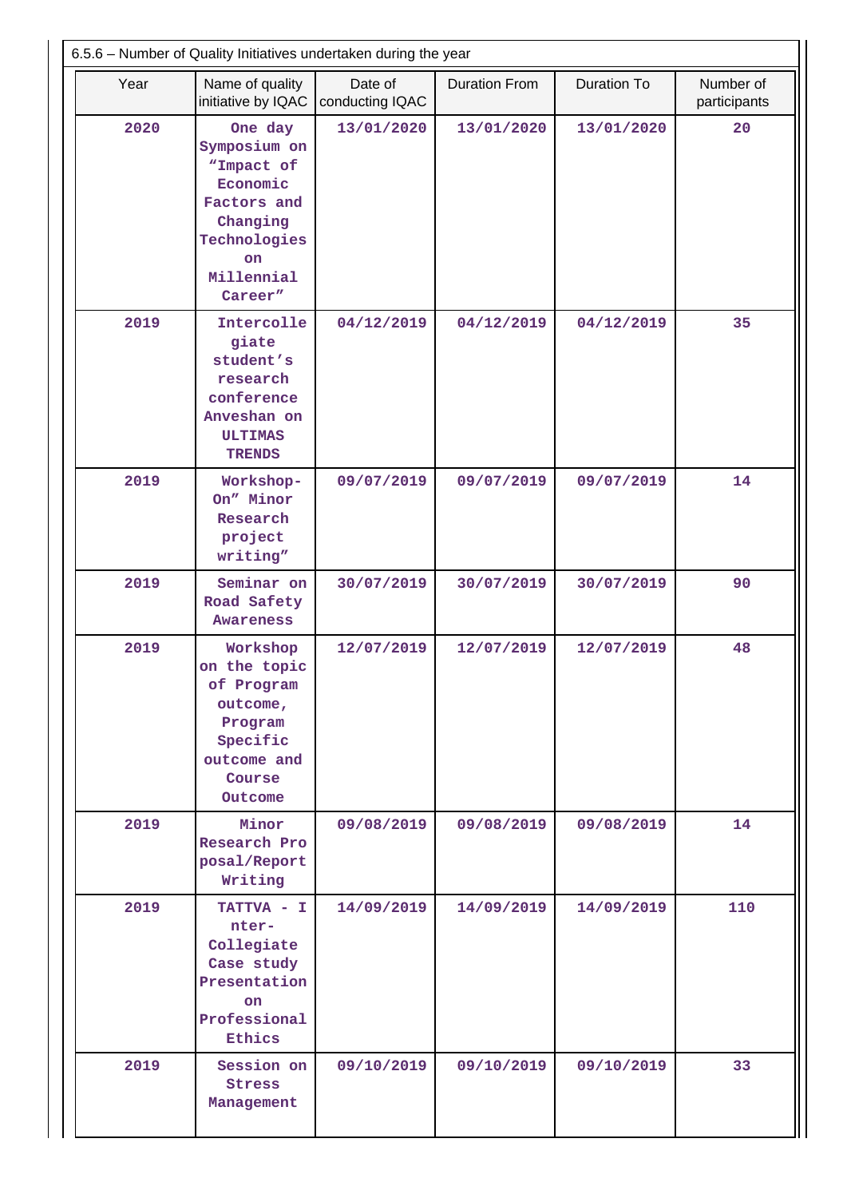6.5.6 – Number of Quality Initiatives undertaken during the year

| Year | Name of quality initiative by IQAC | Date of conducting IQAC | Duration From | Duration To | Number of participants |
|---|---|---|---|---|---|
| 2020 | One day Symposium on "Impact of Economic Factors and Changing Technologies on Millennial Career" | 13/01/2020 | 13/01/2020 | 13/01/2020 | 20 |
| 2019 | Intercollegiate student's research conference Anveshan on ULTIMAS TRENDS | 04/12/2019 | 04/12/2019 | 04/12/2019 | 35 |
| 2019 | Workshop- On" Minor Research project writing" | 09/07/2019 | 09/07/2019 | 09/07/2019 | 14 |
| 2019 | Seminar on Road Safety Awareness | 30/07/2019 | 30/07/2019 | 30/07/2019 | 90 |
| 2019 | Workshop on the topic of Program outcome, Program Specific outcome and Course Outcome | 12/07/2019 | 12/07/2019 | 12/07/2019 | 48 |
| 2019 | Minor Research Proposal/Report Writing | 09/08/2019 | 09/08/2019 | 09/08/2019 | 14 |
| 2019 | TATTVA - Inter-Collegiate Case study Presentation on Professional Ethics | 14/09/2019 | 14/09/2019 | 14/09/2019 | 110 |
| 2019 | Session on Stress Management | 09/10/2019 | 09/10/2019 | 09/10/2019 | 33 |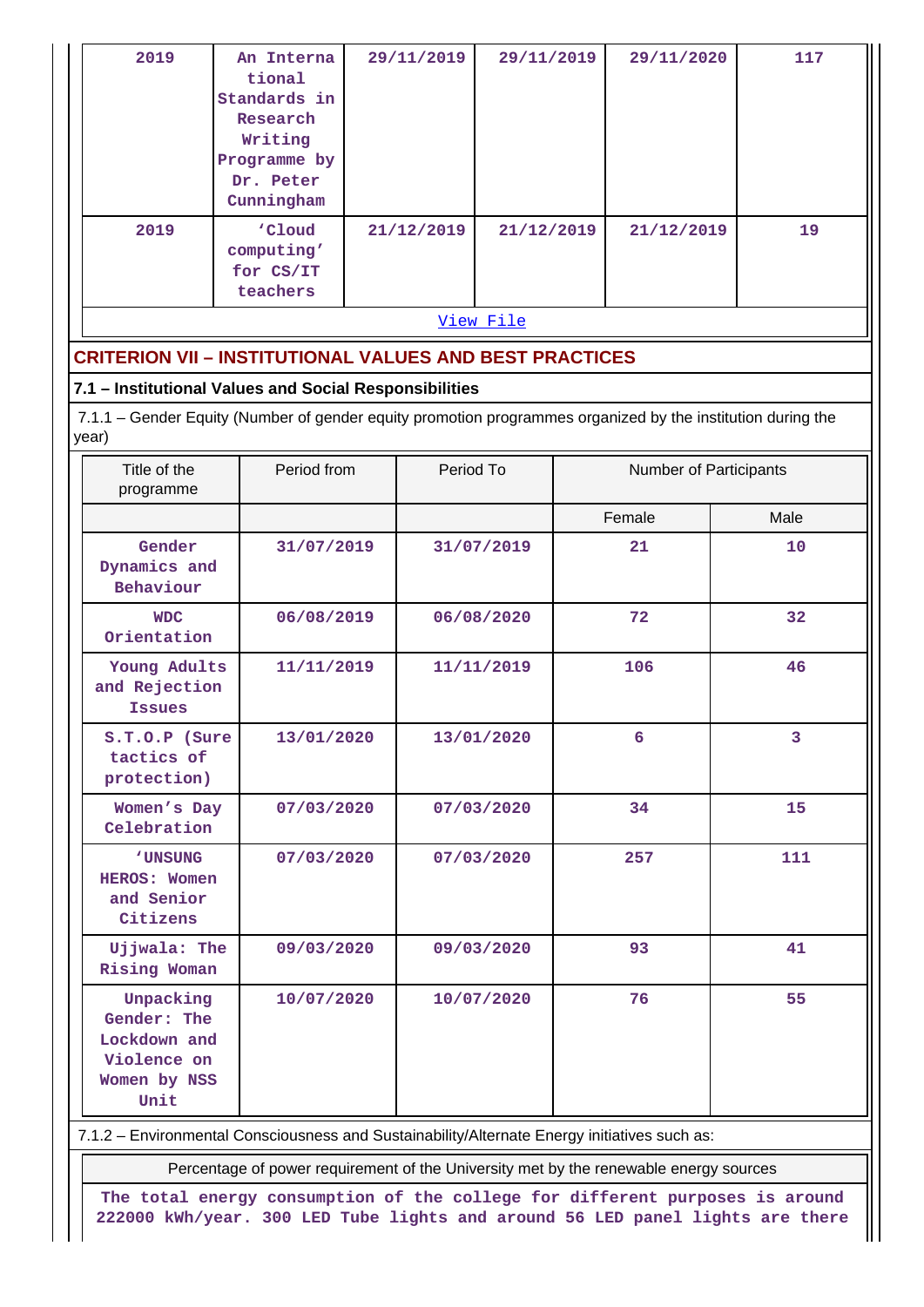| 2019 | An International Standards in Research Writing Programme by Dr. Peter Cunningham | 29/11/2019 | 29/11/2019 | 29/11/2020 | 117 |
|---|---|---|---|---|---|
| 2019 | 'Cloud computing' for CS/IT teachers | 21/12/2019 | 21/12/2019 | 21/12/2019 | 19 |

View File

## CRITERION VII – INSTITUTIONAL VALUES AND BEST PRACTICES

### 7.1 – Institutional Values and Social Responsibilities

7.1.1 – Gender Equity (Number of gender equity promotion programmes organized by the institution during the year)

| Title of the programme | Period from | Period To | Number of Participants | |
|---|---|---|---|---|
| | | | Female | Male |
| Gender Dynamics and Behaviour | 31/07/2019 | 31/07/2019 | 21 | 10 |
| WDC Orientation | 06/08/2019 | 06/08/2020 | 72 | 32 |
| Young Adults and Rejection Issues | 11/11/2019 | 11/11/2019 | 106 | 46 |
| S.T.O.P (Sure tactics of protection) | 13/01/2020 | 13/01/2020 | 6 | 3 |
| Women's Day Celebration | 07/03/2020 | 07/03/2020 | 34 | 15 |
| 'UNSUNG HEROS: Women and Senior Citizens | 07/03/2020 | 07/03/2020 | 257 | 111 |
| Ujjwala: The Rising Woman | 09/03/2020 | 09/03/2020 | 93 | 41 |
| Unpacking Gender: The Lockdown and Violence on Women by NSS Unit | 10/07/2020 | 10/07/2020 | 76 | 55 |

7.1.2 – Environmental Consciousness and Sustainability/Alternate Energy initiatives such as:

Percentage of power requirement of the University met by the renewable energy sources

The total energy consumption of the college for different purposes is around 222000 kWh/year. 300 LED Tube lights and around 56 LED panel lights are there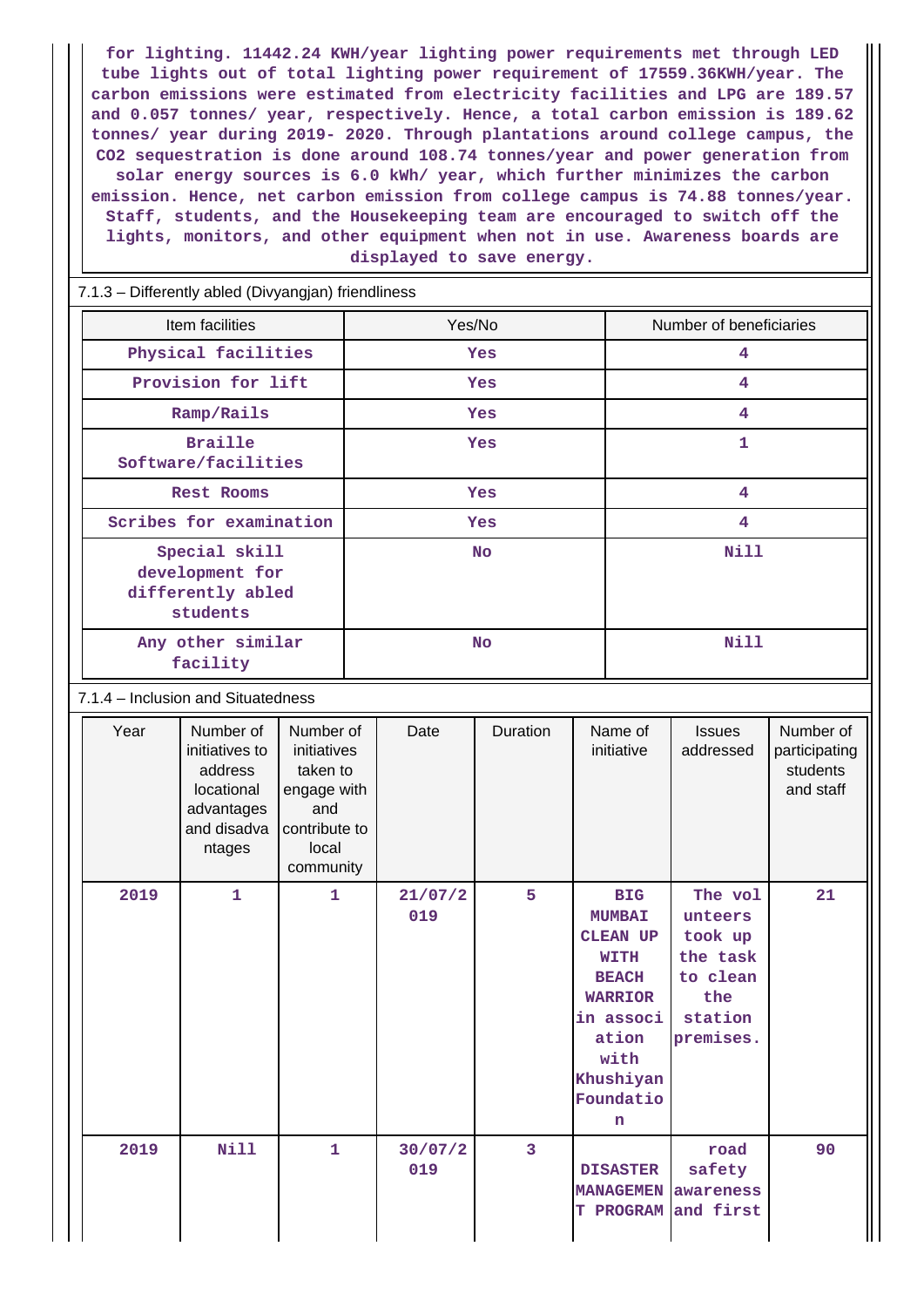for lighting. 11442.24 KWH/year lighting power requirements met through LED tube lights out of total lighting power requirement of 17559.36KWH/year. The carbon emissions were estimated from electricity facilities and LPG are 189.57 and 0.057 tonnes/ year, respectively. Hence, a total carbon emission is 189.62 tonnes/ year during 2019- 2020. Through plantations around college campus, the CO2 sequestration is done around 108.74 tonnes/year and power generation from solar energy sources is 6.0 kWh/ year, which further minimizes the carbon emission. Hence, net carbon emission from college campus is 74.88 tonnes/year. Staff, students, and the Housekeeping team are encouraged to switch off the lights, monitors, and other equipment when not in use. Awareness boards are displayed to save energy.

7.1.3 – Differently abled (Divyangjan) friendliness

| Item facilities | Yes/No | Number of beneficiaries |
|---|---|---|
| Physical facilities | Yes | 4 |
| Provision for lift | Yes | 4 |
| Ramp/Rails | Yes | 4 |
| Braille Software/facilities | Yes | 1 |
| Rest Rooms | Yes | 4 |
| Scribes for examination | Yes | 4 |
| Special skill development for differently abled students | No | Nill |
| Any other similar facility | No | Nill |

7.1.4 – Inclusion and Situatedness

| Year | Number of initiatives to address locational advantages and disadvantages | Number of initiatives taken to engage with and contribute to local community | Date | Duration | Name of initiative | Issues addressed | Number of participating students and staff |
|---|---|---|---|---|---|---|---|
| 2019 | 1 | 1 | 21/07/2019 | 5 | BIG MUMBAI CLEAN UP WITH BEACH WARRIOR in association with Khushiyan Foundation | The volunteers took up the task to clean the station premises. | 21 |
| 2019 | Nill | 1 | 30/07/2019 | 3 | DISASTER MANAGEMENT PROGRAM | road safety awareness and first | 90 |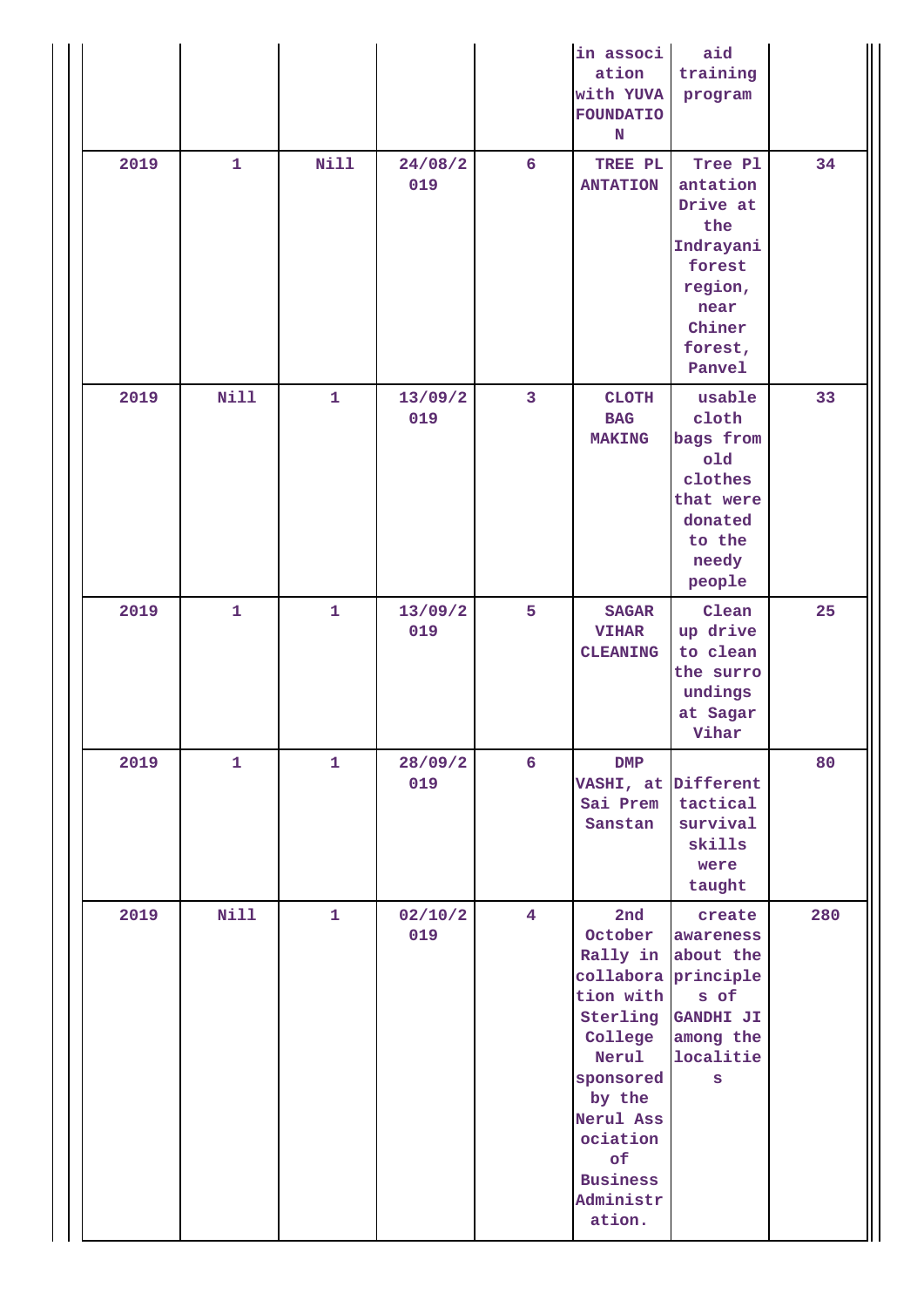|  |  |  |  |  | in association with YUVA FOUNDATION | aid training program |  |
|---|---|---|---|---|---|---|---|
| 2019 | 1 | Nill | 24/08/2019 | 6 | TREE PLANTATION | Tree Plantation Drive at the Indrayani forest region, near Chiner forest, Panvel | 34 |
| 2019 | Nill | 1 | 13/09/2019 | 3 | CLOTH BAG MAKING | usable cloth bags from old clothes that were donated to the needy people | 33 |
| 2019 | 1 | 1 | 13/09/2019 | 5 | SAGAR VIHAR CLEANING | Clean up drive to clean the surroundings at Sagar Vihar | 25 |
| 2019 | 1 | 1 | 28/09/2019 | 6 | DMP VASHI, at Sai Prem Sanstan | Different tactical survival skills were taught | 80 |
| 2019 | Nill | 1 | 02/10/2019 | 4 | 2nd October Rally in collaboration with Sterling College Nerul sponsored by the Nerul Association of Business Administration. | create awareness about the principles of GANDHI JI among the localities | 280 |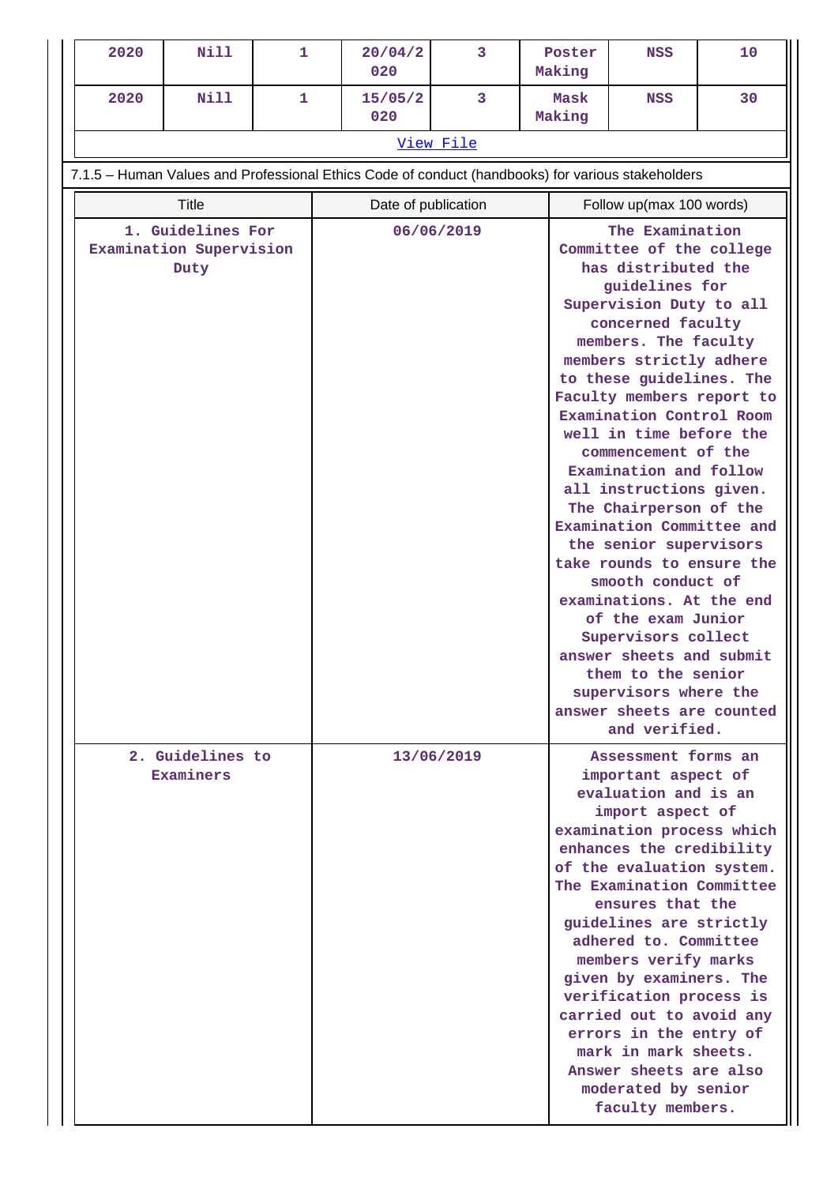| | | | | | | | |
|---|---|---|---|---|---|---|---|
| 2020 | Nill | 1 | 20/04/2020 | 3 | Poster Making | NSS | 10 |
| 2020 | Nill | 1 | 15/05/2020 | 3 | Mask Making | NSS | 30 |

[View File](#)

7.1.5 – Human Values and Professional Ethics Code of conduct (handbooks) for various stakeholders

| Title | Date of publication | Follow up(max 100 words) |
|---|---|---|
| 1. Guidelines For Examination Supervision Duty | 06/06/2019 | The Examination Committee of the college has distributed the guidelines for Supervision Duty to all concerned faculty members. The faculty members strictly adhere to these guidelines. The Faculty members report to Examination Control Room well in time before the commencement of the Examination and follow all instructions given. The Chairperson of the Examination Committee and the senior supervisors take rounds to ensure the smooth conduct of examinations. At the end of the exam Junior Supervisors collect answer sheets and submit them to the senior supervisors where the answer sheets are counted and verified. |
| 2. Guidelines to Examiners | 13/06/2019 | Assessment forms an important aspect of evaluation and is an import aspect of examination process which enhances the credibility of the evaluation system. The Examination Committee ensures that the guidelines are strictly adhered to. Committee members verify marks given by examiners. The verification process is carried out to avoid any errors in the entry of mark in mark sheets. Answer sheets are also moderated by senior faculty members. |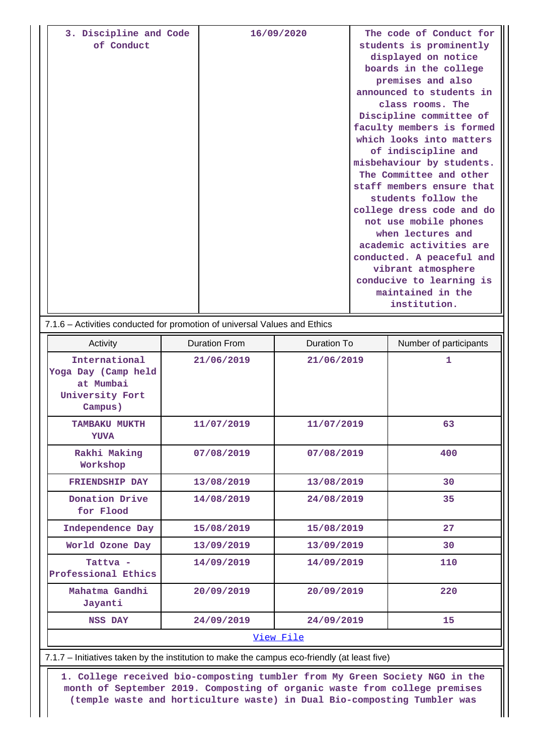| 3. Discipline and Code of Conduct | 16/09/2020 | The code of Conduct for students is prominently displayed on notice boards in the college premises and also announced to students in class rooms. The Discipline committee of faculty members is formed which looks into matters of indiscipline and misbehaviour by students. The Committee and other staff members ensure that students follow the college dress code and do not use mobile phones when lectures and academic activities are conducted. A peaceful and vibrant atmosphere conducive to learning is maintained in the institution. |
|---|---|---|

7.1.6 – Activities conducted for promotion of universal Values and Ethics

| Activity | Duration From | Duration To | Number of participants |
|---|---|---|---|
| International Yoga Day (Camp held at Mumbai University Fort Campus) | 21/06/2019 | 21/06/2019 | 1 |
| TAMBAKU MUKTH YUVA | 11/07/2019 | 11/07/2019 | 63 |
| Rakhi Making Workshop | 07/08/2019 | 07/08/2019 | 400 |
| FRIENDSHIP DAY | 13/08/2019 | 13/08/2019 | 30 |
| Donation Drive for Flood | 14/08/2019 | 24/08/2019 | 35 |
| Independence Day | 15/08/2019 | 15/08/2019 | 27 |
| World Ozone Day | 13/09/2019 | 13/09/2019 | 30 |
| Tattva - Professional Ethics | 14/09/2019 | 14/09/2019 | 110 |
| Mahatma Gandhi Jayanti | 20/09/2019 | 20/09/2019 | 220 |
| NSS DAY | 24/09/2019 | 24/09/2019 | 15 |

View File

7.1.7 – Initiatives taken by the institution to make the campus eco-friendly (at least five)

1. College received bio-composting tumbler from My Green Society NGO in the month of September 2019. Composting of organic waste from college premises (temple waste and horticulture waste) in Dual Bio-composting Tumbler was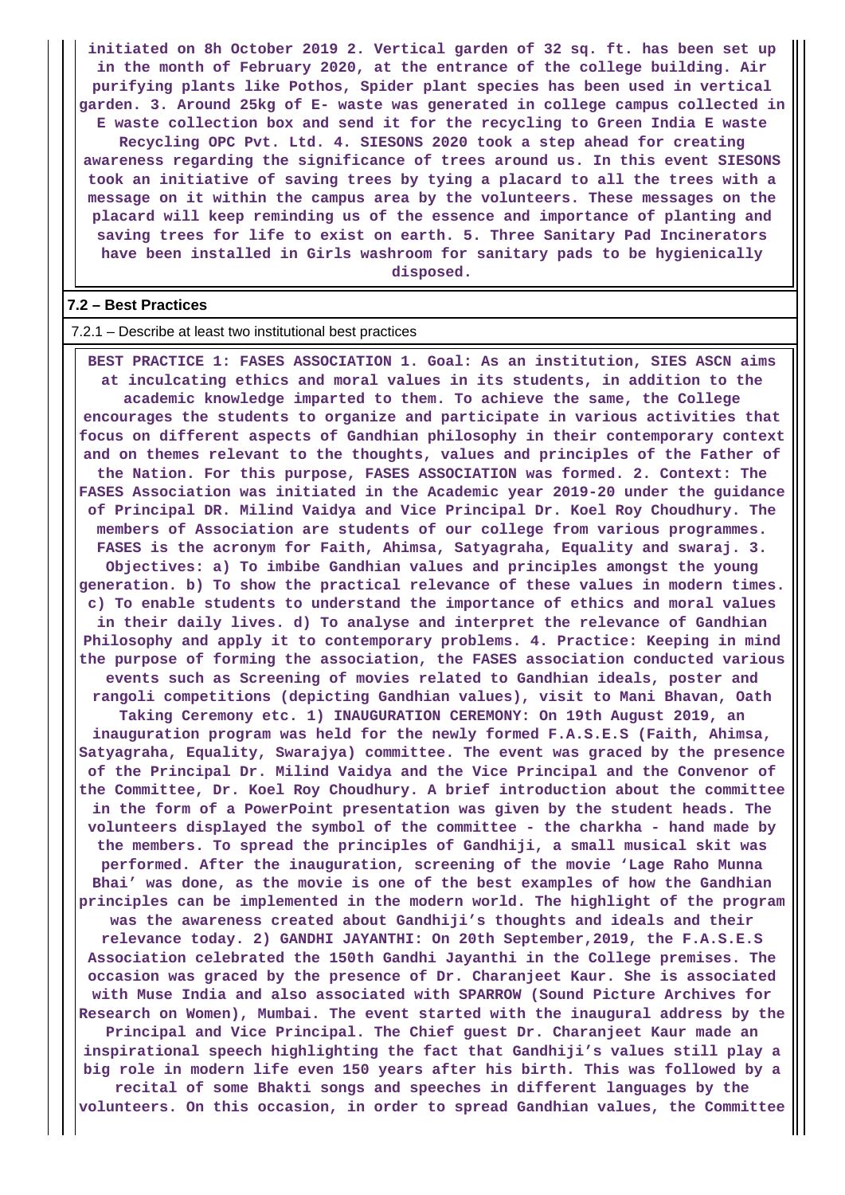**initiated on 8h October 2019 2. Vertical garden of 32 sq. ft. has been set up in the month of February 2020, at the entrance of the college building. Air purifying plants like Pothos, Spider plant species has been used in vertical garden. 3. Around 25kg of E- waste was generated in college campus collected in E waste collection box and send it for the recycling to Green India E waste Recycling OPC Pvt. Ltd. 4. SIESONS 2020 took a step ahead for creating awareness regarding the significance of trees around us. In this event SIESONS took an initiative of saving trees by tying a placard to all the trees with a message on it within the campus area by the volunteers. These messages on the placard will keep reminding us of the essence and importance of planting and saving trees for life to exist on earth. 5. Three Sanitary Pad Incinerators have been installed in Girls washroom for sanitary pads to be hygienically disposed.**

### 7.2 – Best Practices

7.2.1 – Describe at least two institutional best practices

**BEST PRACTICE 1: FASES ASSOCIATION 1. Goal: As an institution, SIES ASCN aims at inculcating ethics and moral values in its students, in addition to the academic knowledge imparted to them. To achieve the same, the College encourages the students to organize and participate in various activities that focus on different aspects of Gandhian philosophy in their contemporary context and on themes relevant to the thoughts, values and principles of the Father of the Nation. For this purpose, FASES ASSOCIATION was formed. 2. Context: The FASES Association was initiated in the Academic year 2019-20 under the guidance of Principal DR. Milind Vaidya and Vice Principal Dr. Koel Roy Choudhury. The members of Association are students of our college from various programmes. FASES is the acronym for Faith, Ahimsa, Satyagraha, Equality and swaraj. 3. Objectives: a) To imbibe Gandhian values and principles amongst the young generation. b) To show the practical relevance of these values in modern times. c) To enable students to understand the importance of ethics and moral values in their daily lives. d) To analyse and interpret the relevance of Gandhian Philosophy and apply it to contemporary problems. 4. Practice: Keeping in mind the purpose of forming the association, the FASES association conducted various events such as Screening of movies related to Gandhian ideals, poster and rangoli competitions (depicting Gandhian values), visit to Mani Bhavan, Oath Taking Ceremony etc. 1) INAUGURATION CEREMONY: On 19th August 2019, an inauguration program was held for the newly formed F.A.S.E.S (Faith, Ahimsa, Satyagraha, Equality, Swarajya) committee. The event was graced by the presence of the Principal Dr. Milind Vaidya and the Vice Principal and the Convenor of the Committee, Dr. Koel Roy Choudhury. A brief introduction about the committee in the form of a PowerPoint presentation was given by the student heads. The volunteers displayed the symbol of the committee - the charkha - hand made by the members. To spread the principles of Gandhiji, a small musical skit was performed. After the inauguration, screening of the movie 'Lage Raho Munna Bhai' was done, as the movie is one of the best examples of how the Gandhian principles can be implemented in the modern world. The highlight of the program was the awareness created about Gandhiji's thoughts and ideals and their relevance today. 2) GANDHI JAYANTHI: On 20th September,2019, the F.A.S.E.S Association celebrated the 150th Gandhi Jayanthi in the College premises. The occasion was graced by the presence of Dr. Charanjeet Kaur. She is associated with Muse India and also associated with SPARROW (Sound Picture Archives for Research on Women), Mumbai. The event started with the inaugural address by the Principal and Vice Principal. The Chief guest Dr. Charanjeet Kaur made an inspirational speech highlighting the fact that Gandhiji's values still play a big role in modern life even 150 years after his birth. This was followed by a recital of some Bhakti songs and speeches in different languages by the volunteers. On this occasion, in order to spread Gandhian values, the Committee**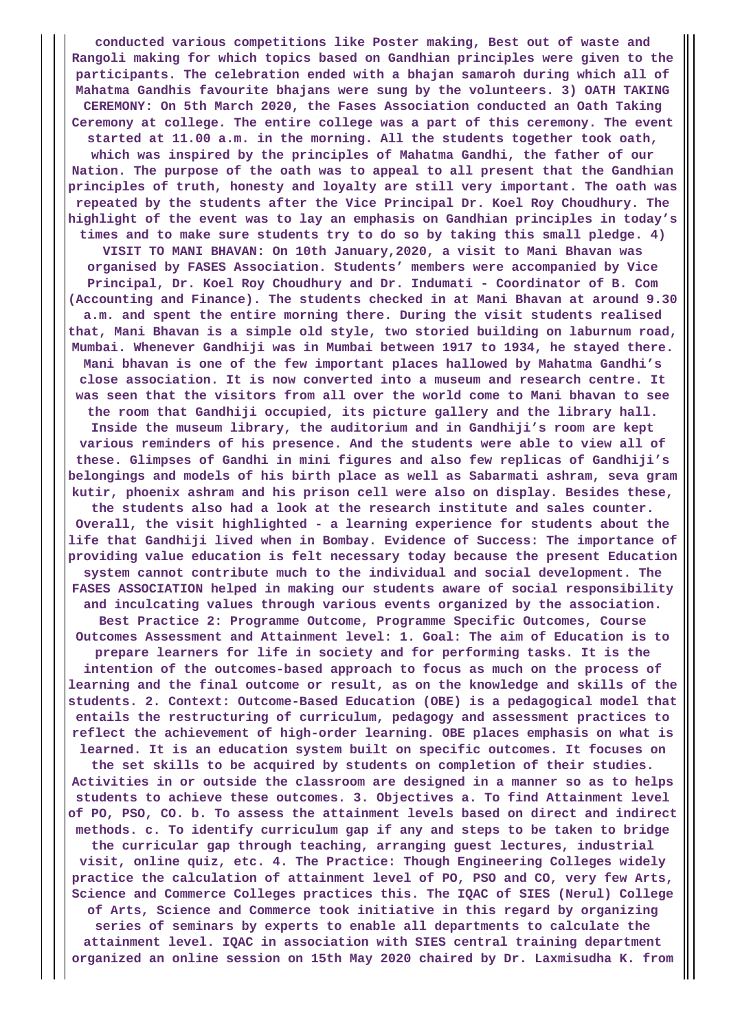**conducted various competitions like Poster making, Best out of waste and Rangoli making for which topics based on Gandhian principles were given to the participants. The celebration ended with a bhajan samaroh during which all of Mahatma Gandhis favourite bhajans were sung by the volunteers. 3) OATH TAKING CEREMONY: On 5th March 2020, the Fases Association conducted an Oath Taking Ceremony at college. The entire college was a part of this ceremony. The event started at 11.00 a.m. in the morning. All the students together took oath, which was inspired by the principles of Mahatma Gandhi, the father of our Nation. The purpose of the oath was to appeal to all present that the Gandhian principles of truth, honesty and loyalty are still very important. The oath was repeated by the students after the Vice Principal Dr. Koel Roy Choudhury. The highlight of the event was to lay an emphasis on Gandhian principles in today's times and to make sure students try to do so by taking this small pledge. 4) VISIT TO MANI BHAVAN: On 10th January,2020, a visit to Mani Bhavan was organised by FASES Association. Students' members were accompanied by Vice Principal, Dr. Koel Roy Choudhury and Dr. Indumati - Coordinator of B. Com (Accounting and Finance). The students checked in at Mani Bhavan at around 9.30 a.m. and spent the entire morning there. During the visit students realised that, Mani Bhavan is a simple old style, two storied building on laburnum road, Mumbai. Whenever Gandhiji was in Mumbai between 1917 to 1934, he stayed there. Mani bhavan is one of the few important places hallowed by Mahatma Gandhi's close association. It is now converted into a museum and research centre. It was seen that the visitors from all over the world come to Mani bhavan to see the room that Gandhiji occupied, its picture gallery and the library hall. Inside the museum library, the auditorium and in Gandhiji's room are kept various reminders of his presence. And the students were able to view all of these. Glimpses of Gandhi in mini figures and also few replicas of Gandhiji's belongings and models of his birth place as well as Sabarmati ashram, seva gram kutir, phoenix ashram and his prison cell were also on display. Besides these, the students also had a look at the research institute and sales counter. Overall, the visit highlighted - a learning experience for students about the life that Gandhiji lived when in Bombay. Evidence of Success: The importance of providing value education is felt necessary today because the present Education system cannot contribute much to the individual and social development. The FASES ASSOCIATION helped in making our students aware of social responsibility and inculcating values through various events organized by the association. Best Practice 2: Programme Outcome, Programme Specific Outcomes, Course Outcomes Assessment and Attainment level: 1. Goal: The aim of Education is to prepare learners for life in society and for performing tasks. It is the intention of the outcomes-based approach to focus as much on the process of learning and the final outcome or result, as on the knowledge and skills of the students. 2. Context: Outcome-Based Education (OBE) is a pedagogical model that entails the restructuring of curriculum, pedagogy and assessment practices to reflect the achievement of high-order learning. OBE places emphasis on what is learned. It is an education system built on specific outcomes. It focuses on the set skills to be acquired by students on completion of their studies. Activities in or outside the classroom are designed in a manner so as to helps students to achieve these outcomes. 3. Objectives a. To find Attainment level of PO, PSO, CO. b. To assess the attainment levels based on direct and indirect methods. c. To identify curriculum gap if any and steps to be taken to bridge the curricular gap through teaching, arranging guest lectures, industrial visit, online quiz, etc. 4. The Practice: Though Engineering Colleges widely practice the calculation of attainment level of PO, PSO and CO, very few Arts, Science and Commerce Colleges practices this. The IQAC of SIES (Nerul) College of Arts, Science and Commerce took initiative in this regard by organizing series of seminars by experts to enable all departments to calculate the attainment level. IQAC in association with SIES central training department organized an online session on 15th May 2020 chaired by Dr. Laxmisudha K. from**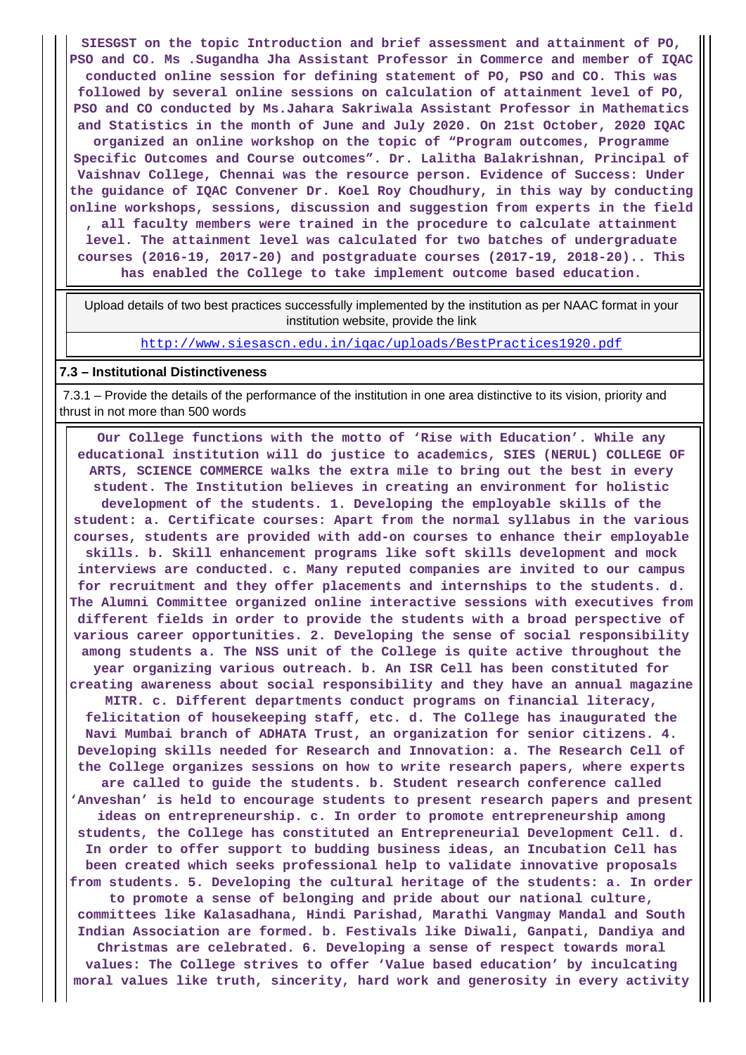**SIESGST on the topic Introduction and brief assessment and attainment of PO, PSO and CO. Ms .Sugandha Jha Assistant Professor in Commerce and member of IQAC conducted online session for defining statement of PO, PSO and CO. This was followed by several online sessions on calculation of attainment level of PO, PSO and CO conducted by Ms.Jahara Sakriwala Assistant Professor in Mathematics and Statistics in the month of June and July 2020. On 21st October, 2020 IQAC organized an online workshop on the topic of "Program outcomes, Programme Specific Outcomes and Course outcomes". Dr. Lalitha Balakrishnan, Principal of Vaishnav College, Chennai was the resource person. Evidence of Success: Under the guidance of IQAC Convener Dr. Koel Roy Choudhury, in this way by conducting online workshops, sessions, discussion and suggestion from experts in the field , all faculty members were trained in the procedure to calculate attainment level. The attainment level was calculated for two batches of undergraduate courses (2016-19, 2017-20) and postgraduate courses (2017-19, 2018-20).. This has enabled the College to take implement outcome based education.**

| Upload details of two best practices successfully implemented by the institution as per NAAC format in your institution website, provide the link |
|---|
| http://www.siesascn.edu.in/iqac/uploads/BestPractices1920.pdf |

**7.3 – Institutional Distinctiveness**

7.3.1 – Provide the details of the performance of the institution in one area distinctive to its vision, priority and thrust in not more than 500 words

**Our College functions with the motto of 'Rise with Education'. While any educational institution will do justice to academics, SIES (NERUL) COLLEGE OF ARTS, SCIENCE COMMERCE walks the extra mile to bring out the best in every student. The Institution believes in creating an environment for holistic development of the students. 1. Developing the employable skills of the student: a. Certificate courses: Apart from the normal syllabus in the various courses, students are provided with add-on courses to enhance their employable skills. b. Skill enhancement programs like soft skills development and mock interviews are conducted. c. Many reputed companies are invited to our campus for recruitment and they offer placements and internships to the students. d. The Alumni Committee organized online interactive sessions with executives from different fields in order to provide the students with a broad perspective of various career opportunities. 2. Developing the sense of social responsibility among students a. The NSS unit of the College is quite active throughout the year organizing various outreach. b. An ISR Cell has been constituted for creating awareness about social responsibility and they have an annual magazine MITR. c. Different departments conduct programs on financial literacy, felicitation of housekeeping staff, etc. d. The College has inaugurated the Navi Mumbai branch of ADHATA Trust, an organization for senior citizens. 4. Developing skills needed for Research and Innovation: a. The Research Cell of the College organizes sessions on how to write research papers, where experts are called to guide the students. b. Student research conference called 'Anveshan' is held to encourage students to present research papers and present ideas on entrepreneurship. c. In order to promote entrepreneurship among students, the College has constituted an Entrepreneurial Development Cell. d. In order to offer support to budding business ideas, an Incubation Cell has been created which seeks professional help to validate innovative proposals from students. 5. Developing the cultural heritage of the students: a. In order to promote a sense of belonging and pride about our national culture, committees like Kalasadhana, Hindi Parishad, Marathi Vangmay Mandal and South Indian Association are formed. b. Festivals like Diwali, Ganpati, Dandiya and Christmas are celebrated. 6. Developing a sense of respect towards moral values: The College strives to offer 'Value based education' by inculcating moral values like truth, sincerity, hard work and generosity in every activity**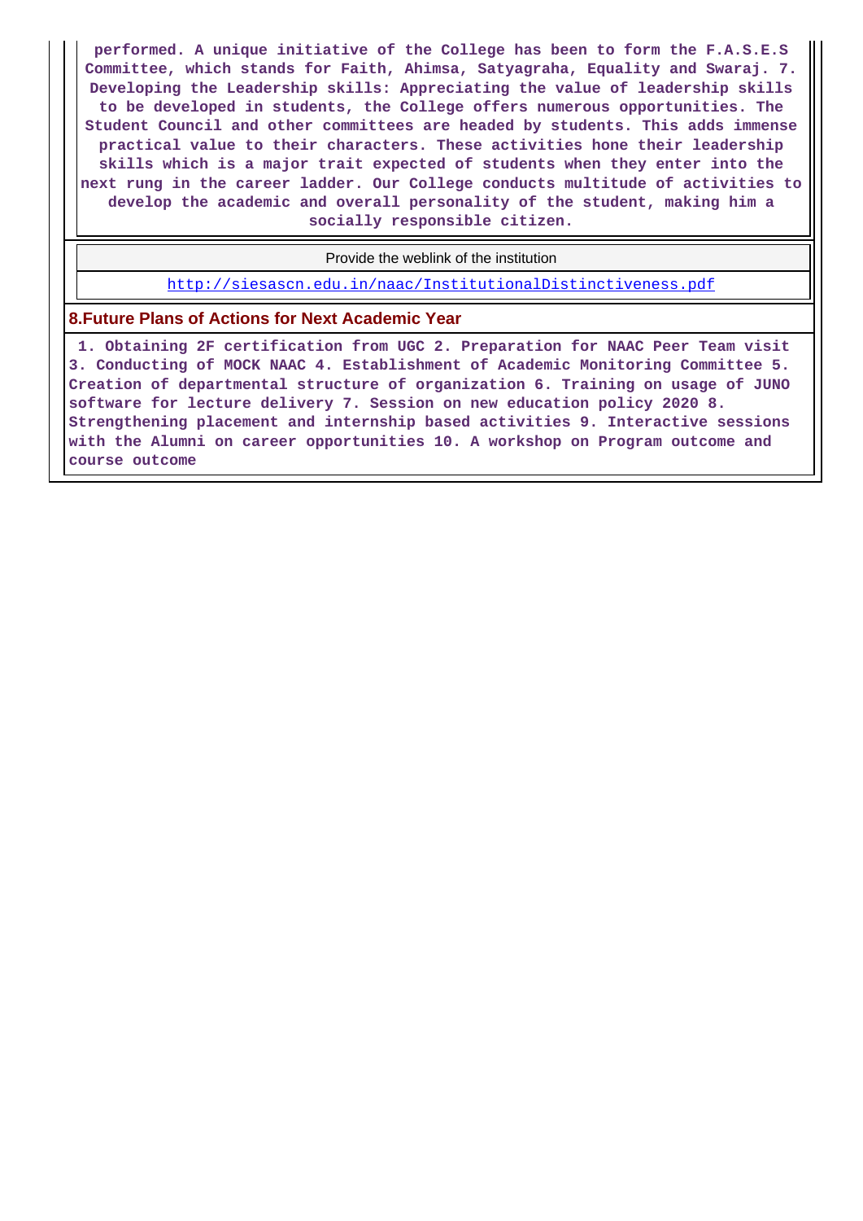**performed. A unique initiative of the College has been to form the F.A.S.E.S Committee, which stands for Faith, Ahimsa, Satyagraha, Equality and Swaraj. 7. Developing the Leadership skills: Appreciating the value of leadership skills to be developed in students, the College offers numerous opportunities. The Student Council and other committees are headed by students. This adds immense practical value to their characters. These activities hone their leadership skills which is a major trait expected of students when they enter into the next rung in the career ladder. Our College conducts multitude of activities to develop the academic and overall personality of the student, making him a socially responsible citizen.**

| Provide the weblink of the institution |
|---|
| http://siesascn.edu.in/naac/InstitutionalDistinctiveness.pdf |

## 8.Future Plans of Actions for Next Academic Year

**1. Obtaining 2F certification from UGC 2. Preparation for NAAC Peer Team visit 3. Conducting of MOCK NAAC 4. Establishment of Academic Monitoring Committee 5. Creation of departmental structure of organization 6. Training on usage of JUNO software for lecture delivery 7. Session on new education policy 2020 8. Strengthening placement and internship based activities 9. Interactive sessions with the Alumni on career opportunities 10. A workshop on Program outcome and course outcome**